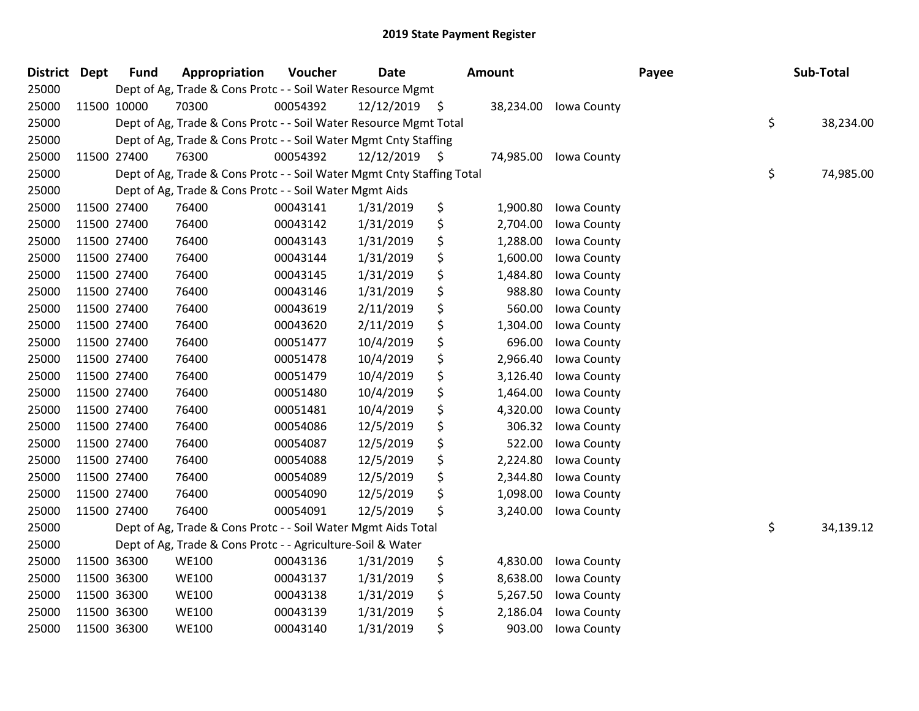# 2019 State Payment Register

| District | Dept | Fund | Appropriation | Voucher | Date | Amount | Payee | Sub-Total |
|---|---|---|---|---|---|---|---|---|
| 25000 | | Dept of Ag, Trade & Cons Protc - - Soil Water Resource Mgmt | | | | | | |
| 25000 | 11500 | 10000 | 70300 | 00054392 | 12/12/2019 | $ 38,234.00 | Iowa County | |
| 25000 | | Dept of Ag, Trade & Cons Protc - - Soil Water Resource Mgmt Total | | | | | | $ 38,234.00 |
| 25000 | | Dept of Ag, Trade & Cons Protc - - Soil Water Mgmt Cnty Staffing | | | | | | |
| 25000 | 11500 | 27400 | 76300 | 00054392 | 12/12/2019 | $ 74,985.00 | Iowa County | |
| 25000 | | Dept of Ag, Trade & Cons Protc - - Soil Water Mgmt Cnty Staffing Total | | | | | | $ 74,985.00 |
| 25000 | | Dept of Ag, Trade & Cons Protc - - Soil Water Mgmt Aids | | | | | | |
| 25000 | 11500 | 27400 | 76400 | 00043141 | 1/31/2019 | $ 1,900.80 | Iowa County | |
| 25000 | 11500 | 27400 | 76400 | 00043142 | 1/31/2019 | $ 2,704.00 | Iowa County | |
| 25000 | 11500 | 27400 | 76400 | 00043143 | 1/31/2019 | $ 1,288.00 | Iowa County | |
| 25000 | 11500 | 27400 | 76400 | 00043144 | 1/31/2019 | $ 1,600.00 | Iowa County | |
| 25000 | 11500 | 27400 | 76400 | 00043145 | 1/31/2019 | $ 1,484.80 | Iowa County | |
| 25000 | 11500 | 27400 | 76400 | 00043146 | 1/31/2019 | $ 988.80 | Iowa County | |
| 25000 | 11500 | 27400 | 76400 | 00043619 | 2/11/2019 | $ 560.00 | Iowa County | |
| 25000 | 11500 | 27400 | 76400 | 00043620 | 2/11/2019 | $ 1,304.00 | Iowa County | |
| 25000 | 11500 | 27400 | 76400 | 00051477 | 10/4/2019 | $ 696.00 | Iowa County | |
| 25000 | 11500 | 27400 | 76400 | 00051478 | 10/4/2019 | $ 2,966.40 | Iowa County | |
| 25000 | 11500 | 27400 | 76400 | 00051479 | 10/4/2019 | $ 3,126.40 | Iowa County | |
| 25000 | 11500 | 27400 | 76400 | 00051480 | 10/4/2019 | $ 1,464.00 | Iowa County | |
| 25000 | 11500 | 27400 | 76400 | 00051481 | 10/4/2019 | $ 4,320.00 | Iowa County | |
| 25000 | 11500 | 27400 | 76400 | 00054086 | 12/5/2019 | $ 306.32 | Iowa County | |
| 25000 | 11500 | 27400 | 76400 | 00054087 | 12/5/2019 | $ 522.00 | Iowa County | |
| 25000 | 11500 | 27400 | 76400 | 00054088 | 12/5/2019 | $ 2,224.80 | Iowa County | |
| 25000 | 11500 | 27400 | 76400 | 00054089 | 12/5/2019 | $ 2,344.80 | Iowa County | |
| 25000 | 11500 | 27400 | 76400 | 00054090 | 12/5/2019 | $ 1,098.00 | Iowa County | |
| 25000 | 11500 | 27400 | 76400 | 00054091 | 12/5/2019 | $ 3,240.00 | Iowa County | |
| 25000 | | Dept of Ag, Trade & Cons Protc - - Soil Water Mgmt Aids Total | | | | | | $ 34,139.12 |
| 25000 | | Dept of Ag, Trade & Cons Protc - - Agriculture-Soil & Water | | | | | | |
| 25000 | 11500 | 36300 | WE100 | 00043136 | 1/31/2019 | $ 4,830.00 | Iowa County | |
| 25000 | 11500 | 36300 | WE100 | 00043137 | 1/31/2019 | $ 8,638.00 | Iowa County | |
| 25000 | 11500 | 36300 | WE100 | 00043138 | 1/31/2019 | $ 5,267.50 | Iowa County | |
| 25000 | 11500 | 36300 | WE100 | 00043139 | 1/31/2019 | $ 2,186.04 | Iowa County | |
| 25000 | 11500 | 36300 | WE100 | 00043140 | 1/31/2019 | $ 903.00 | Iowa County | |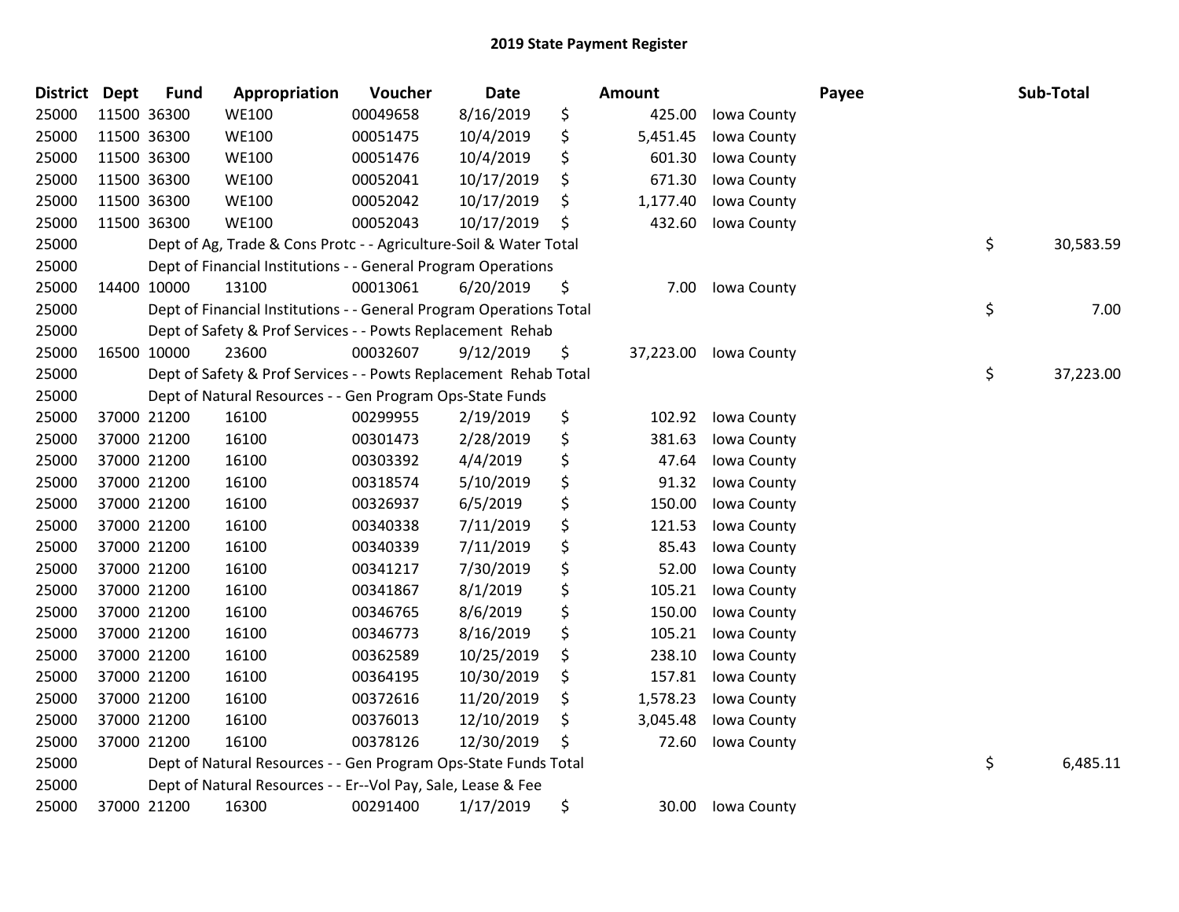# 2019 State Payment Register

| District | Dept | Fund | Appropriation | Voucher | Date | | Amount | | Payee | | Sub-Total |
|---|---|---|---|---|---|---|---|---|---|---|---|
| 25000 | 11500 | 36300 | WE100 | 00049658 | 8/16/2019 | $ | 425.00 | Iowa County | | | |
| 25000 | 11500 | 36300 | WE100 | 00051475 | 10/4/2019 | $ | 5,451.45 | Iowa County | | | |
| 25000 | 11500 | 36300 | WE100 | 00051476 | 10/4/2019 | $ | 601.30 | Iowa County | | | |
| 25000 | 11500 | 36300 | WE100 | 00052041 | 10/17/2019 | $ | 671.30 | Iowa County | | | |
| 25000 | 11500 | 36300 | WE100 | 00052042 | 10/17/2019 | $ | 1,177.40 | Iowa County | | | |
| 25000 | 11500 | 36300 | WE100 | 00052043 | 10/17/2019 | $ | 432.60 | Iowa County | | | |
| 25000 | | | Dept of Ag, Trade & Cons Protc - - Agriculture-Soil & Water Total | | | | | | | $ | 30,583.59 |
| 25000 | | | Dept of Financial Institutions - - General Program Operations | | | | | | | | |
| 25000 | 14400 | 10000 | 13100 | 00013061 | 6/20/2019 | $ | 7.00 | Iowa County | | | |
| 25000 | | | Dept of Financial Institutions - - General Program Operations Total | | | | | | | $ | 7.00 |
| 25000 | | | Dept of Safety & Prof Services - - Powts Replacement Rehab | | | | | | | | |
| 25000 | 16500 | 10000 | 23600 | 00032607 | 9/12/2019 | $ | 37,223.00 | Iowa County | | | |
| 25000 | | | Dept of Safety & Prof Services - - Powts Replacement Rehab Total | | | | | | | $ | 37,223.00 |
| 25000 | | | Dept of Natural Resources - - Gen Program Ops-State Funds | | | | | | | | |
| 25000 | 37000 | 21200 | 16100 | 00299955 | 2/19/2019 | $ | 102.92 | Iowa County | | | |
| 25000 | 37000 | 21200 | 16100 | 00301473 | 2/28/2019 | $ | 381.63 | Iowa County | | | |
| 25000 | 37000 | 21200 | 16100 | 00303392 | 4/4/2019 | $ | 47.64 | Iowa County | | | |
| 25000 | 37000 | 21200 | 16100 | 00318574 | 5/10/2019 | $ | 91.32 | Iowa County | | | |
| 25000 | 37000 | 21200 | 16100 | 00326937 | 6/5/2019 | $ | 150.00 | Iowa County | | | |
| 25000 | 37000 | 21200 | 16100 | 00340338 | 7/11/2019 | $ | 121.53 | Iowa County | | | |
| 25000 | 37000 | 21200 | 16100 | 00340339 | 7/11/2019 | $ | 85.43 | Iowa County | | | |
| 25000 | 37000 | 21200 | 16100 | 00341217 | 7/30/2019 | $ | 52.00 | Iowa County | | | |
| 25000 | 37000 | 21200 | 16100 | 00341867 | 8/1/2019 | $ | 105.21 | Iowa County | | | |
| 25000 | 37000 | 21200 | 16100 | 00346765 | 8/6/2019 | $ | 150.00 | Iowa County | | | |
| 25000 | 37000 | 21200 | 16100 | 00346773 | 8/16/2019 | $ | 105.21 | Iowa County | | | |
| 25000 | 37000 | 21200 | 16100 | 00362589 | 10/25/2019 | $ | 238.10 | Iowa County | | | |
| 25000 | 37000 | 21200 | 16100 | 00364195 | 10/30/2019 | $ | 157.81 | Iowa County | | | |
| 25000 | 37000 | 21200 | 16100 | 00372616 | 11/20/2019 | $ | 1,578.23 | Iowa County | | | |
| 25000 | 37000 | 21200 | 16100 | 00376013 | 12/10/2019 | $ | 3,045.48 | Iowa County | | | |
| 25000 | 37000 | 21200 | 16100 | 00378126 | 12/30/2019 | $ | 72.60 | Iowa County | | | |
| 25000 | | | Dept of Natural Resources - - Gen Program Ops-State Funds Total | | | | | | | $ | 6,485.11 |
| 25000 | | | Dept of Natural Resources - - Er--Vol Pay, Sale, Lease & Fee | | | | | | | | |
| 25000 | 37000 | 21200 | 16300 | 00291400 | 1/17/2019 | $ | 30.00 | Iowa County | | | |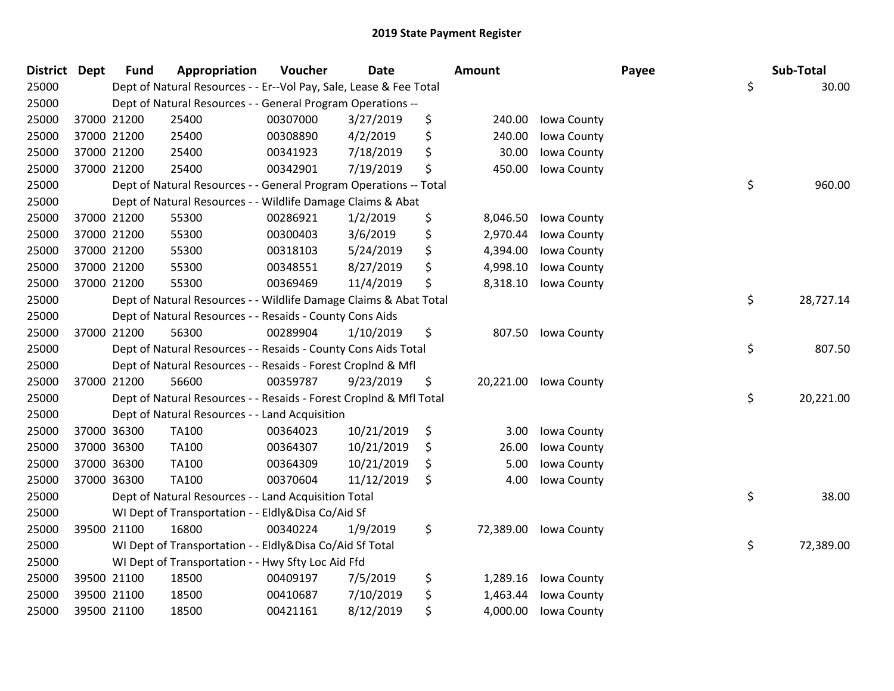## 2019 State Payment Register

| District | Dept | Fund | Appropriation | Voucher | Date | Amount | Payee | Sub-Total |
|---|---|---|---|---|---|---|---|---|
| 25000 | | Dept of Natural Resources - - Er--Vol Pay, Sale, Lease & Fee Total | | | | | | $ 30.00 |
| 25000 | | Dept of Natural Resources - - General Program Operations -- | | | | | | |
| 25000 | 37000 | 21200 | 25400 | 00307000 | 3/27/2019 | $ 240.00 | Iowa County | |
| 25000 | 37000 | 21200 | 25400 | 00308890 | 4/2/2019 | $ 240.00 | Iowa County | |
| 25000 | 37000 | 21200 | 25400 | 00341923 | 7/18/2019 | $ 30.00 | Iowa County | |
| 25000 | 37000 | 21200 | 25400 | 00342901 | 7/19/2019 | $ 450.00 | Iowa County | |
| 25000 | | Dept of Natural Resources - - General Program Operations -- Total | | | | | | $ 960.00 |
| 25000 | | Dept of Natural Resources - - Wildlife Damage Claims & Abat | | | | | | |
| 25000 | 37000 | 21200 | 55300 | 00286921 | 1/2/2019 | $ 8,046.50 | Iowa County | |
| 25000 | 37000 | 21200 | 55300 | 00300403 | 3/6/2019 | $ 2,970.44 | Iowa County | |
| 25000 | 37000 | 21200 | 55300 | 00318103 | 5/24/2019 | $ 4,394.00 | Iowa County | |
| 25000 | 37000 | 21200 | 55300 | 00348551 | 8/27/2019 | $ 4,998.10 | Iowa County | |
| 25000 | 37000 | 21200 | 55300 | 00369469 | 11/4/2019 | $ 8,318.10 | Iowa County | |
| 25000 | | Dept of Natural Resources - - Wildlife Damage Claims & Abat Total | | | | | | $ 28,727.14 |
| 25000 | | Dept of Natural Resources - - Resaids - County Cons Aids | | | | | | |
| 25000 | 37000 | 21200 | 56300 | 00289904 | 1/10/2019 | $ 807.50 | Iowa County | |
| 25000 | | Dept of Natural Resources - - Resaids - County Cons Aids Total | | | | | | $ 807.50 |
| 25000 | | Dept of Natural Resources - - Resaids - Forest Croplnd & Mfl | | | | | | |
| 25000 | 37000 | 21200 | 56600 | 00359787 | 9/23/2019 | $ 20,221.00 | Iowa County | |
| 25000 | | Dept of Natural Resources - - Resaids - Forest Croplnd & Mfl Total | | | | | | $ 20,221.00 |
| 25000 | | Dept of Natural Resources - - Land Acquisition | | | | | | |
| 25000 | 37000 | 36300 | TA100 | 00364023 | 10/21/2019 | $ 3.00 | Iowa County | |
| 25000 | 37000 | 36300 | TA100 | 00364307 | 10/21/2019 | $ 26.00 | Iowa County | |
| 25000 | 37000 | 36300 | TA100 | 00364309 | 10/21/2019 | $ 5.00 | Iowa County | |
| 25000 | 37000 | 36300 | TA100 | 00370604 | 11/12/2019 | $ 4.00 | Iowa County | |
| 25000 | | Dept of Natural Resources - - Land Acquisition Total | | | | | | $ 38.00 |
| 25000 | | WI Dept of Transportation - - Eldly&Disa Co/Aid Sf | | | | | | |
| 25000 | 39500 | 21100 | 16800 | 00340224 | 1/9/2019 | $ 72,389.00 | Iowa County | |
| 25000 | | WI Dept of Transportation - - Eldly&Disa Co/Aid Sf Total | | | | | | $ 72,389.00 |
| 25000 | | WI Dept of Transportation - - Hwy Sfty Loc Aid Ffd | | | | | | |
| 25000 | 39500 | 21100 | 18500 | 00409197 | 7/5/2019 | $ 1,289.16 | Iowa County | |
| 25000 | 39500 | 21100 | 18500 | 00410687 | 7/10/2019 | $ 1,463.44 | Iowa County | |
| 25000 | 39500 | 21100 | 18500 | 00421161 | 8/12/2019 | $ 4,000.00 | Iowa County | |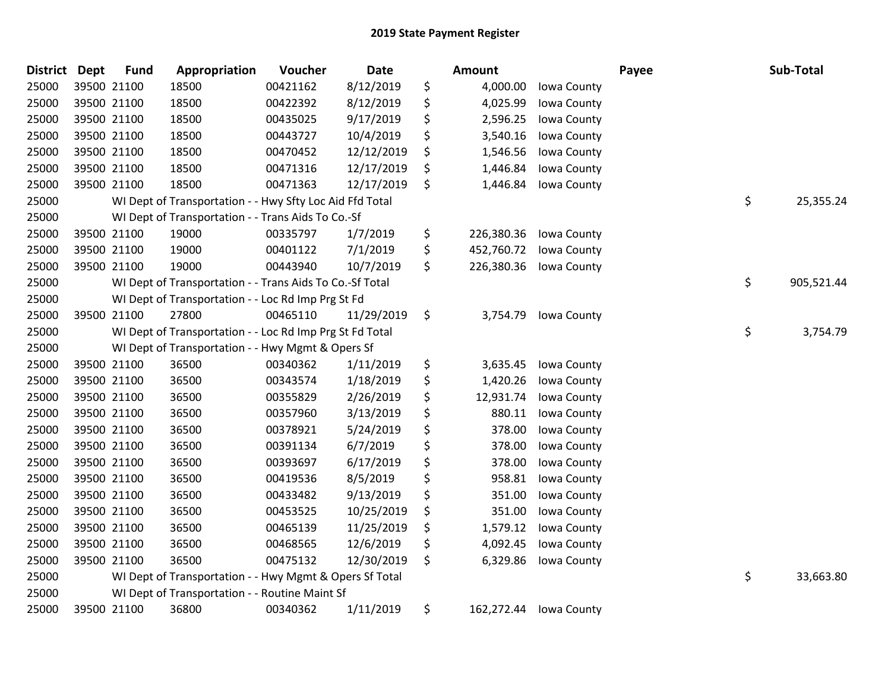# 2019 State Payment Register

| District | Dept | Fund | Appropriation | Voucher | Date | Amount | Payee | Sub-Total |
|---|---|---|---|---|---|---|---|---|
| 25000 | 39500 | 21100 | 18500 | 00421162 | 8/12/2019 | $ 4,000.00 | Iowa County | |
| 25000 | 39500 | 21100 | 18500 | 00422392 | 8/12/2019 | $ 4,025.99 | Iowa County | |
| 25000 | 39500 | 21100 | 18500 | 00435025 | 9/17/2019 | $ 2,596.25 | Iowa County | |
| 25000 | 39500 | 21100 | 18500 | 00443727 | 10/4/2019 | $ 3,540.16 | Iowa County | |
| 25000 | 39500 | 21100 | 18500 | 00470452 | 12/12/2019 | $ 1,546.56 | Iowa County | |
| 25000 | 39500 | 21100 | 18500 | 00471316 | 12/17/2019 | $ 1,446.84 | Iowa County | |
| 25000 | 39500 | 21100 | 18500 | 00471363 | 12/17/2019 | $ 1,446.84 | Iowa County | |
| 25000 | | | WI Dept of Transportation - - Hwy Sfty Loc Aid Ffd Total | | | | | $ 25,355.24 |
| 25000 | | | WI Dept of Transportation - - Trans Aids To Co.-Sf | | | | | |
| 25000 | 39500 | 21100 | 19000 | 00335797 | 1/7/2019 | $ 226,380.36 | Iowa County | |
| 25000 | 39500 | 21100 | 19000 | 00401122 | 7/1/2019 | $ 452,760.72 | Iowa County | |
| 25000 | 39500 | 21100 | 19000 | 00443940 | 10/7/2019 | $ 226,380.36 | Iowa County | |
| 25000 | | | WI Dept of Transportation - - Trans Aids To Co.-Sf Total | | | | | $ 905,521.44 |
| 25000 | | | WI Dept of Transportation - - Loc Rd Imp Prg St Fd | | | | | |
| 25000 | 39500 | 21100 | 27800 | 00465110 | 11/29/2019 | $ 3,754.79 | Iowa County | |
| 25000 | | | WI Dept of Transportation - - Loc Rd Imp Prg St Fd Total | | | | | $ 3,754.79 |
| 25000 | | | WI Dept of Transportation - - Hwy Mgmt & Opers Sf | | | | | |
| 25000 | 39500 | 21100 | 36500 | 00340362 | 1/11/2019 | $ 3,635.45 | Iowa County | |
| 25000 | 39500 | 21100 | 36500 | 00343574 | 1/18/2019 | $ 1,420.26 | Iowa County | |
| 25000 | 39500 | 21100 | 36500 | 00355829 | 2/26/2019 | $ 12,931.74 | Iowa County | |
| 25000 | 39500 | 21100 | 36500 | 00357960 | 3/13/2019 | $ 880.11 | Iowa County | |
| 25000 | 39500 | 21100 | 36500 | 00378921 | 5/24/2019 | $ 378.00 | Iowa County | |
| 25000 | 39500 | 21100 | 36500 | 00391134 | 6/7/2019 | $ 378.00 | Iowa County | |
| 25000 | 39500 | 21100 | 36500 | 00393697 | 6/17/2019 | $ 378.00 | Iowa County | |
| 25000 | 39500 | 21100 | 36500 | 00419536 | 8/5/2019 | $ 958.81 | Iowa County | |
| 25000 | 39500 | 21100 | 36500 | 00433482 | 9/13/2019 | $ 351.00 | Iowa County | |
| 25000 | 39500 | 21100 | 36500 | 00453525 | 10/25/2019 | $ 351.00 | Iowa County | |
| 25000 | 39500 | 21100 | 36500 | 00465139 | 11/25/2019 | $ 1,579.12 | Iowa County | |
| 25000 | 39500 | 21100 | 36500 | 00468565 | 12/6/2019 | $ 4,092.45 | Iowa County | |
| 25000 | 39500 | 21100 | 36500 | 00475132 | 12/30/2019 | $ 6,329.86 | Iowa County | |
| 25000 | | | WI Dept of Transportation - - Hwy Mgmt & Opers Sf Total | | | | | $ 33,663.80 |
| 25000 | | | WI Dept of Transportation - - Routine Maint Sf | | | | | |
| 25000 | 39500 | 21100 | 36800 | 00340362 | 1/11/2019 | $ 162,272.44 | Iowa County | |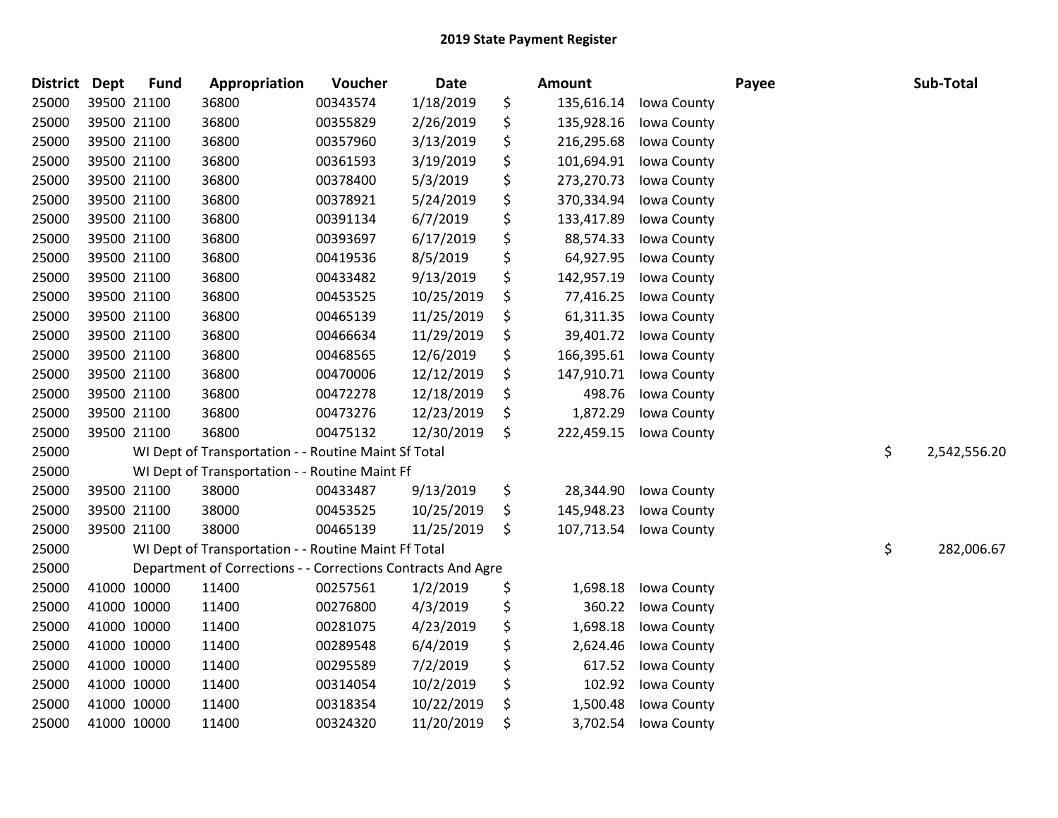# 2019 State Payment Register

| District | Dept | Fund | Appropriation | Voucher | Date | Amount | Payee | Sub-Total |
|---|---|---|---|---|---|---|---|---|
| 25000 | 39500 | 21100 | 36800 | 00343574 | 1/18/2019 | $ 135,616.14 | Iowa County | |
| 25000 | 39500 | 21100 | 36800 | 00355829 | 2/26/2019 | $ 135,928.16 | Iowa County | |
| 25000 | 39500 | 21100 | 36800 | 00357960 | 3/13/2019 | $ 216,295.68 | Iowa County | |
| 25000 | 39500 | 21100 | 36800 | 00361593 | 3/19/2019 | $ 101,694.91 | Iowa County | |
| 25000 | 39500 | 21100 | 36800 | 00378400 | 5/3/2019 | $ 273,270.73 | Iowa County | |
| 25000 | 39500 | 21100 | 36800 | 00378921 | 5/24/2019 | $ 370,334.94 | Iowa County | |
| 25000 | 39500 | 21100 | 36800 | 00391134 | 6/7/2019 | $ 133,417.89 | Iowa County | |
| 25000 | 39500 | 21100 | 36800 | 00393697 | 6/17/2019 | $ 88,574.33 | Iowa County | |
| 25000 | 39500 | 21100 | 36800 | 00419536 | 8/5/2019 | $ 64,927.95 | Iowa County | |
| 25000 | 39500 | 21100 | 36800 | 00433482 | 9/13/2019 | $ 142,957.19 | Iowa County | |
| 25000 | 39500 | 21100 | 36800 | 00453525 | 10/25/2019 | $ 77,416.25 | Iowa County | |
| 25000 | 39500 | 21100 | 36800 | 00465139 | 11/25/2019 | $ 61,311.35 | Iowa County | |
| 25000 | 39500 | 21100 | 36800 | 00466634 | 11/29/2019 | $ 39,401.72 | Iowa County | |
| 25000 | 39500 | 21100 | 36800 | 00468565 | 12/6/2019 | $ 166,395.61 | Iowa County | |
| 25000 | 39500 | 21100 | 36800 | 00470006 | 12/12/2019 | $ 147,910.71 | Iowa County | |
| 25000 | 39500 | 21100 | 36800 | 00472278 | 12/18/2019 | $ 498.76 | Iowa County | |
| 25000 | 39500 | 21100 | 36800 | 00473276 | 12/23/2019 | $ 1,872.29 | Iowa County | |
| 25000 | 39500 | 21100 | 36800 | 00475132 | 12/30/2019 | $ 222,459.15 | Iowa County | |
| 25000 | | WI Dept of Transportation - - Routine Maint Sf Total | | | | | | $ 2,542,556.20 |
| 25000 | | WI Dept of Transportation - - Routine Maint Ff | | | | | | |
| 25000 | 39500 | 21100 | 38000 | 00433487 | 9/13/2019 | $ 28,344.90 | Iowa County | |
| 25000 | 39500 | 21100 | 38000 | 00453525 | 10/25/2019 | $ 145,948.23 | Iowa County | |
| 25000 | 39500 | 21100 | 38000 | 00465139 | 11/25/2019 | $ 107,713.54 | Iowa County | |
| 25000 | | WI Dept of Transportation - - Routine Maint Ff Total | | | | | | $ 282,006.67 |
| 25000 | | Department of Corrections - - Corrections Contracts And Agre | | | | | | |
| 25000 | 41000 | 10000 | 11400 | 00257561 | 1/2/2019 | $ 1,698.18 | Iowa County | |
| 25000 | 41000 | 10000 | 11400 | 00276800 | 4/3/2019 | $ 360.22 | Iowa County | |
| 25000 | 41000 | 10000 | 11400 | 00281075 | 4/23/2019 | $ 1,698.18 | Iowa County | |
| 25000 | 41000 | 10000 | 11400 | 00289548 | 6/4/2019 | $ 2,624.46 | Iowa County | |
| 25000 | 41000 | 10000 | 11400 | 00295589 | 7/2/2019 | $ 617.52 | Iowa County | |
| 25000 | 41000 | 10000 | 11400 | 00314054 | 10/2/2019 | $ 102.92 | Iowa County | |
| 25000 | 41000 | 10000 | 11400 | 00318354 | 10/22/2019 | $ 1,500.48 | Iowa County | |
| 25000 | 41000 | 10000 | 11400 | 00324320 | 11/20/2019 | $ 3,702.54 | Iowa County | |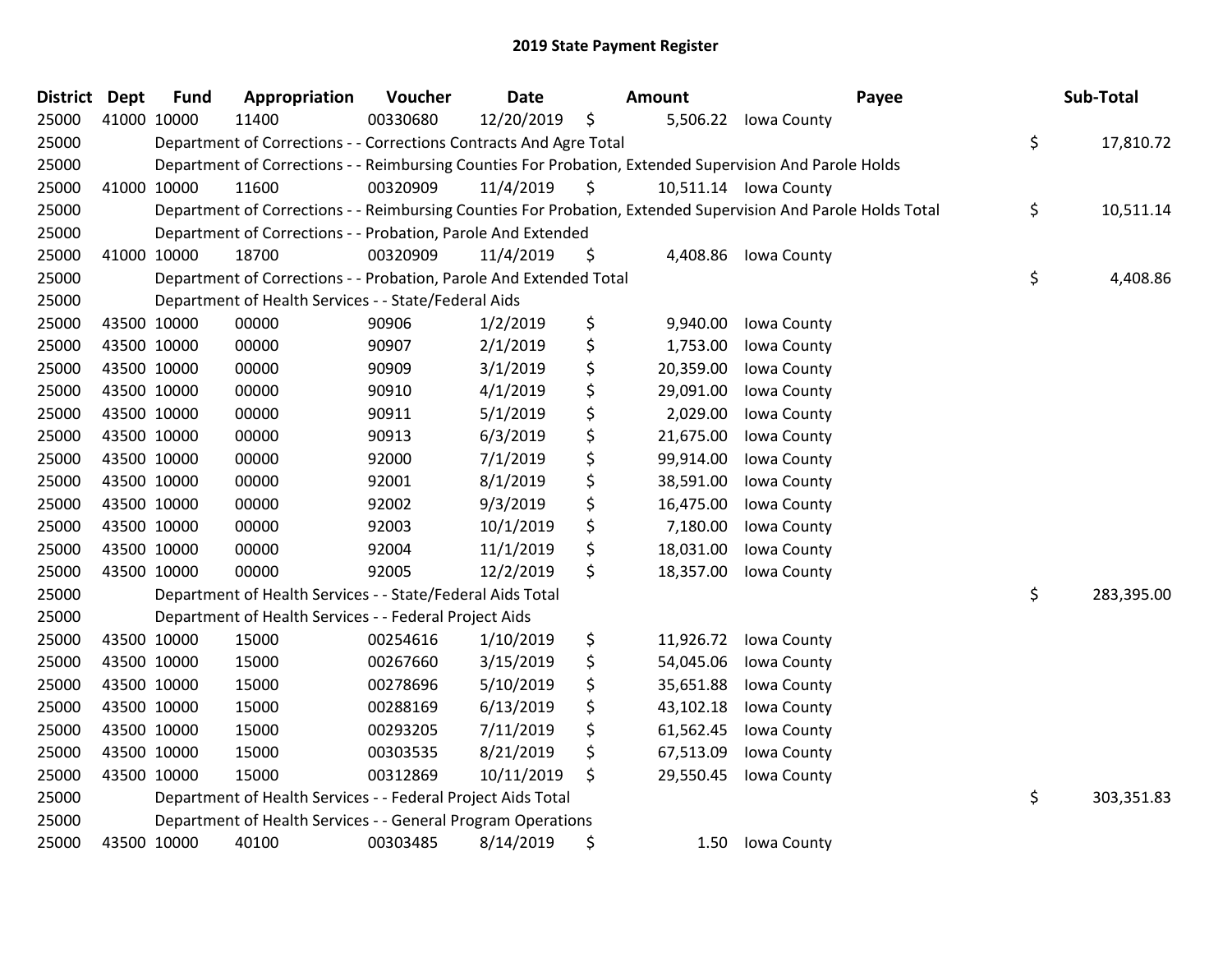# 2019 State Payment Register

| District | Dept | Fund | Appropriation | Voucher | Date | Amount | Payee | Sub-Total |
|---|---|---|---|---|---|---|---|---|
| 25000 | 41000 | 10000 | 11400 | 00330680 | 12/20/2019 | $ 5,506.22 | Iowa County | |
| 25000 | | | Department of Corrections - - Corrections Contracts And Agre Total | | | | | $ 17,810.72 |
| 25000 | | | Department of Corrections - - Reimbursing Counties For Probation, Extended Supervision And Parole Holds | | | | | |
| 25000 | 41000 | 10000 | 11600 | 00320909 | 11/4/2019 | $ 10,511.14 | Iowa County | |
| 25000 | | | Department of Corrections - - Reimbursing Counties For Probation, Extended Supervision And Parole Holds Total | | | | | $ 10,511.14 |
| 25000 | | | Department of Corrections - - Probation, Parole And Extended | | | | | |
| 25000 | 41000 | 10000 | 18700 | 00320909 | 11/4/2019 | $ 4,408.86 | Iowa County | |
| 25000 | | | Department of Corrections - - Probation, Parole And Extended Total | | | | | $ 4,408.86 |
| 25000 | | | Department of Health Services - - State/Federal Aids | | | | | |
| 25000 | 43500 | 10000 | 00000 | 90906 | 1/2/2019 | $ 9,940.00 | Iowa County | |
| 25000 | 43500 | 10000 | 00000 | 90907 | 2/1/2019 | $ 1,753.00 | Iowa County | |
| 25000 | 43500 | 10000 | 00000 | 90909 | 3/1/2019 | $ 20,359.00 | Iowa County | |
| 25000 | 43500 | 10000 | 00000 | 90910 | 4/1/2019 | $ 29,091.00 | Iowa County | |
| 25000 | 43500 | 10000 | 00000 | 90911 | 5/1/2019 | $ 2,029.00 | Iowa County | |
| 25000 | 43500 | 10000 | 00000 | 90913 | 6/3/2019 | $ 21,675.00 | Iowa County | |
| 25000 | 43500 | 10000 | 00000 | 92000 | 7/1/2019 | $ 99,914.00 | Iowa County | |
| 25000 | 43500 | 10000 | 00000 | 92001 | 8/1/2019 | $ 38,591.00 | Iowa County | |
| 25000 | 43500 | 10000 | 00000 | 92002 | 9/3/2019 | $ 16,475.00 | Iowa County | |
| 25000 | 43500 | 10000 | 00000 | 92003 | 10/1/2019 | $ 7,180.00 | Iowa County | |
| 25000 | 43500 | 10000 | 00000 | 92004 | 11/1/2019 | $ 18,031.00 | Iowa County | |
| 25000 | 43500 | 10000 | 00000 | 92005 | 12/2/2019 | $ 18,357.00 | Iowa County | |
| 25000 | | | Department of Health Services - - State/Federal Aids Total | | | | | $ 283,395.00 |
| 25000 | | | Department of Health Services - - Federal Project Aids | | | | | |
| 25000 | 43500 | 10000 | 15000 | 00254616 | 1/10/2019 | $ 11,926.72 | Iowa County | |
| 25000 | 43500 | 10000 | 15000 | 00267660 | 3/15/2019 | $ 54,045.06 | Iowa County | |
| 25000 | 43500 | 10000 | 15000 | 00278696 | 5/10/2019 | $ 35,651.88 | Iowa County | |
| 25000 | 43500 | 10000 | 15000 | 00288169 | 6/13/2019 | $ 43,102.18 | Iowa County | |
| 25000 | 43500 | 10000 | 15000 | 00293205 | 7/11/2019 | $ 61,562.45 | Iowa County | |
| 25000 | 43500 | 10000 | 15000 | 00303535 | 8/21/2019 | $ 67,513.09 | Iowa County | |
| 25000 | 43500 | 10000 | 15000 | 00312869 | 10/11/2019 | $ 29,550.45 | Iowa County | |
| 25000 | | | Department of Health Services - - Federal Project Aids Total | | | | | $ 303,351.83 |
| 25000 | | | Department of Health Services - - General Program Operations | | | | | |
| 25000 | 43500 | 10000 | 40100 | 00303485 | 8/14/2019 | $ 1.50 | Iowa County | |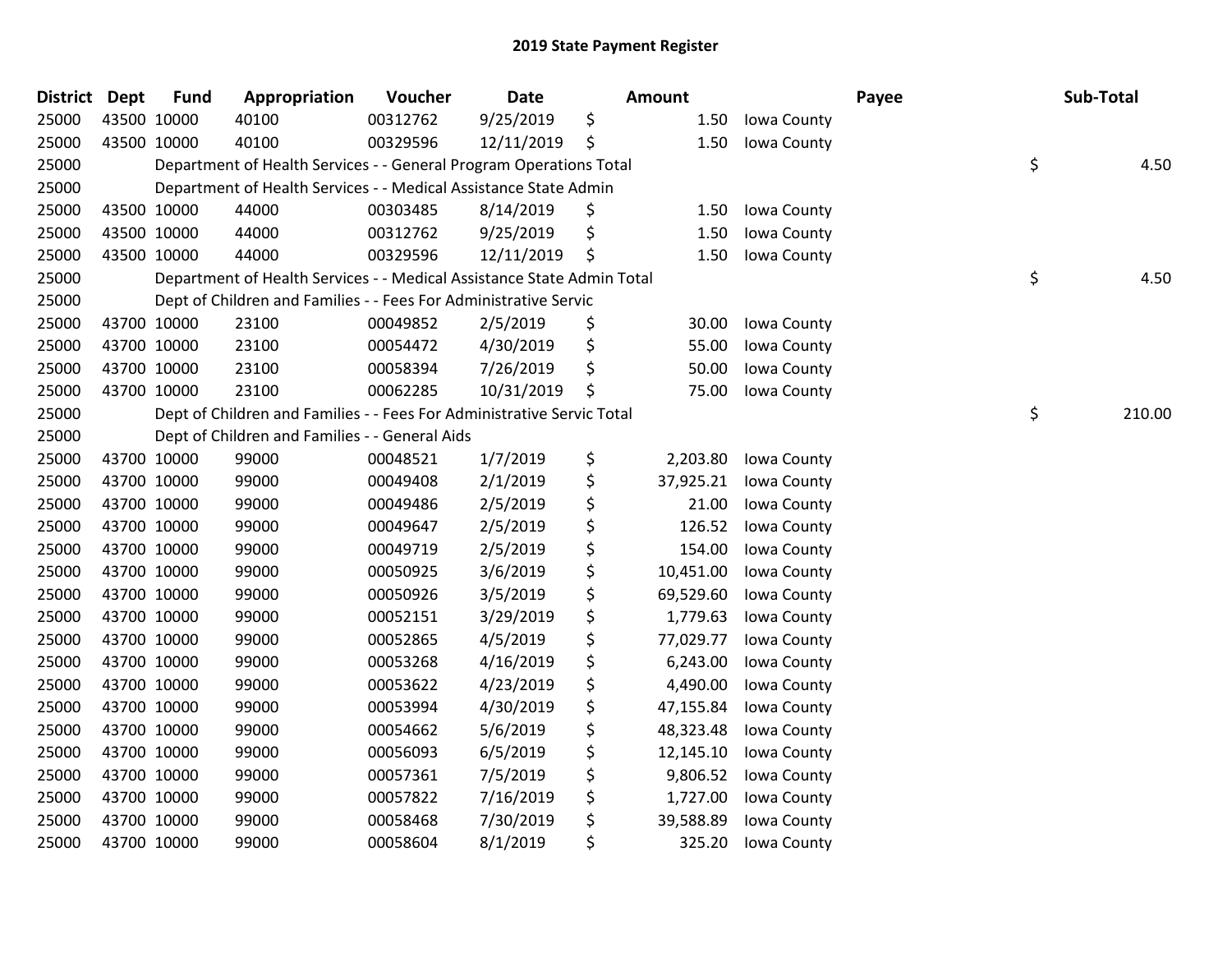# 2019 State Payment Register

| District | Dept | Fund | Appropriation | Voucher | Date | Amount | Payee | Sub-Total |
|---|---|---|---|---|---|---|---|---|
| 25000 | 43500 | 10000 | 40100 | 00312762 | 9/25/2019 | $ 1.50 | Iowa County | |
| 25000 | 43500 | 10000 | 40100 | 00329596 | 12/11/2019 | $ 1.50 | Iowa County | |
| 25000 | | | Department of Health Services - - General Program Operations Total | | | | | $ 4.50 |
| 25000 | | | Department of Health Services - - Medical Assistance State Admin | | | | | |
| 25000 | 43500 | 10000 | 44000 | 00303485 | 8/14/2019 | $ 1.50 | Iowa County | |
| 25000 | 43500 | 10000 | 44000 | 00312762 | 9/25/2019 | $ 1.50 | Iowa County | |
| 25000 | 43500 | 10000 | 44000 | 00329596 | 12/11/2019 | $ 1.50 | Iowa County | |
| 25000 | | | Department of Health Services - - Medical Assistance State Admin Total | | | | | $ 4.50 |
| 25000 | | | Dept of Children and Families - - Fees For Administrative Servic | | | | | |
| 25000 | 43700 | 10000 | 23100 | 00049852 | 2/5/2019 | $ 30.00 | Iowa County | |
| 25000 | 43700 | 10000 | 23100 | 00054472 | 4/30/2019 | $ 55.00 | Iowa County | |
| 25000 | 43700 | 10000 | 23100 | 00058394 | 7/26/2019 | $ 50.00 | Iowa County | |
| 25000 | 43700 | 10000 | 23100 | 00062285 | 10/31/2019 | $ 75.00 | Iowa County | |
| 25000 | | | Dept of Children and Families - - Fees For Administrative Servic Total | | | | | $ 210.00 |
| 25000 | | | Dept of Children and Families - - General Aids | | | | | |
| 25000 | 43700 | 10000 | 99000 | 00048521 | 1/7/2019 | $ 2,203.80 | Iowa County | |
| 25000 | 43700 | 10000 | 99000 | 00049408 | 2/1/2019 | $ 37,925.21 | Iowa County | |
| 25000 | 43700 | 10000 | 99000 | 00049486 | 2/5/2019 | $ 21.00 | Iowa County | |
| 25000 | 43700 | 10000 | 99000 | 00049647 | 2/5/2019 | $ 126.52 | Iowa County | |
| 25000 | 43700 | 10000 | 99000 | 00049719 | 2/5/2019 | $ 154.00 | Iowa County | |
| 25000 | 43700 | 10000 | 99000 | 00050925 | 3/6/2019 | $ 10,451.00 | Iowa County | |
| 25000 | 43700 | 10000 | 99000 | 00050926 | 3/5/2019 | $ 69,529.60 | Iowa County | |
| 25000 | 43700 | 10000 | 99000 | 00052151 | 3/29/2019 | $ 1,779.63 | Iowa County | |
| 25000 | 43700 | 10000 | 99000 | 00052865 | 4/5/2019 | $ 77,029.77 | Iowa County | |
| 25000 | 43700 | 10000 | 99000 | 00053268 | 4/16/2019 | $ 6,243.00 | Iowa County | |
| 25000 | 43700 | 10000 | 99000 | 00053622 | 4/23/2019 | $ 4,490.00 | Iowa County | |
| 25000 | 43700 | 10000 | 99000 | 00053994 | 4/30/2019 | $ 47,155.84 | Iowa County | |
| 25000 | 43700 | 10000 | 99000 | 00054662 | 5/6/2019 | $ 48,323.48 | Iowa County | |
| 25000 | 43700 | 10000 | 99000 | 00056093 | 6/5/2019 | $ 12,145.10 | Iowa County | |
| 25000 | 43700 | 10000 | 99000 | 00057361 | 7/5/2019 | $ 9,806.52 | Iowa County | |
| 25000 | 43700 | 10000 | 99000 | 00057822 | 7/16/2019 | $ 1,727.00 | Iowa County | |
| 25000 | 43700 | 10000 | 99000 | 00058468 | 7/30/2019 | $ 39,588.89 | Iowa County | |
| 25000 | 43700 | 10000 | 99000 | 00058604 | 8/1/2019 | $ 325.20 | Iowa County | |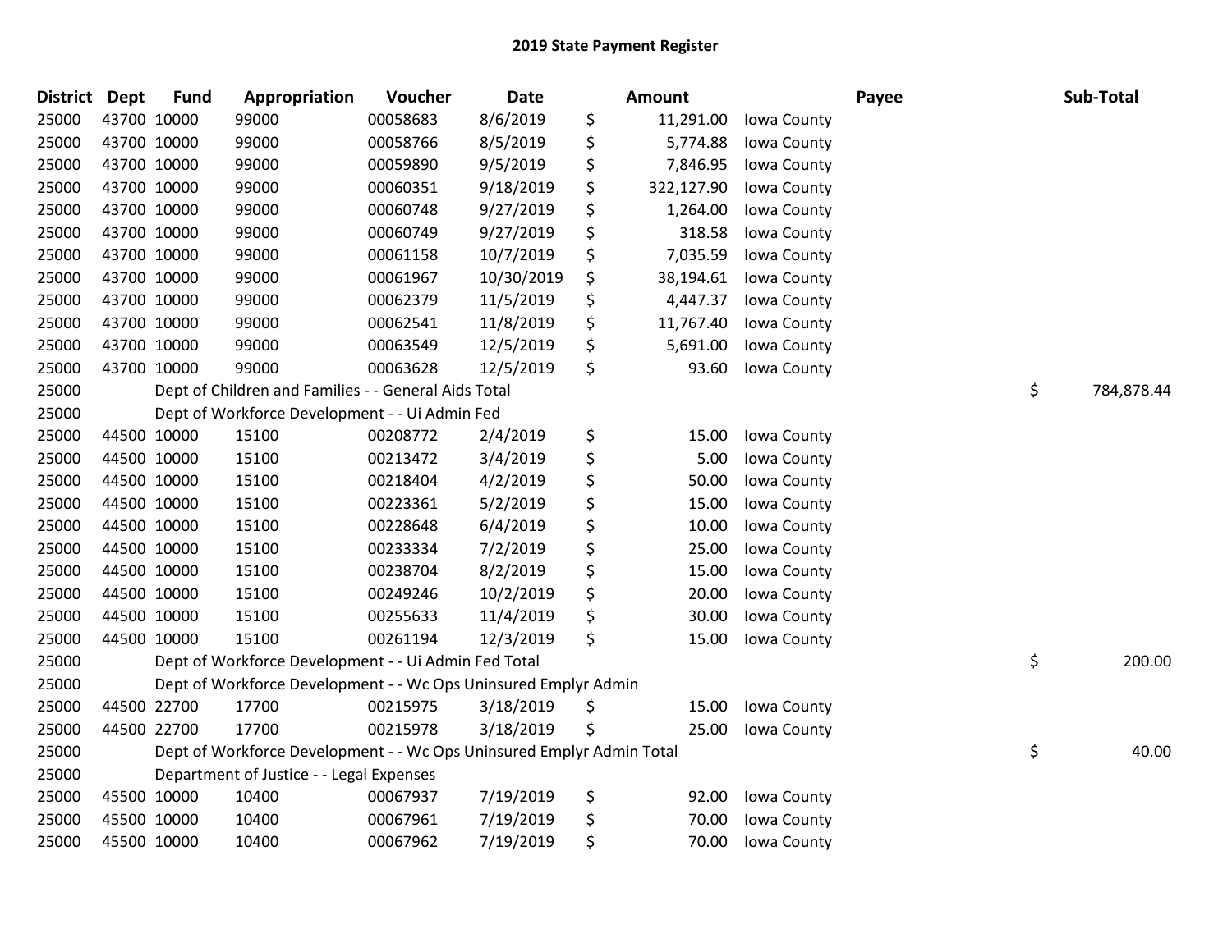# 2019 State Payment Register

| District | Dept | Fund | Appropriation | Voucher | Date | Amount | Payee | Sub-Total |
|---|---|---|---|---|---|---|---|---|
| 25000 | 43700 | 10000 | 99000 | 00058683 | 8/6/2019 | $ 11,291.00 | Iowa County | |
| 25000 | 43700 | 10000 | 99000 | 00058766 | 8/5/2019 | $ 5,774.88 | Iowa County | |
| 25000 | 43700 | 10000 | 99000 | 00059890 | 9/5/2019 | $ 7,846.95 | Iowa County | |
| 25000 | 43700 | 10000 | 99000 | 00060351 | 9/18/2019 | $ 322,127.90 | Iowa County | |
| 25000 | 43700 | 10000 | 99000 | 00060748 | 9/27/2019 | $ 1,264.00 | Iowa County | |
| 25000 | 43700 | 10000 | 99000 | 00060749 | 9/27/2019 | $ 318.58 | Iowa County | |
| 25000 | 43700 | 10000 | 99000 | 00061158 | 10/7/2019 | $ 7,035.59 | Iowa County | |
| 25000 | 43700 | 10000 | 99000 | 00061967 | 10/30/2019 | $ 38,194.61 | Iowa County | |
| 25000 | 43700 | 10000 | 99000 | 00062379 | 11/5/2019 | $ 4,447.37 | Iowa County | |
| 25000 | 43700 | 10000 | 99000 | 00062541 | 11/8/2019 | $ 11,767.40 | Iowa County | |
| 25000 | 43700 | 10000 | 99000 | 00063549 | 12/5/2019 | $ 5,691.00 | Iowa County | |
| 25000 | 43700 | 10000 | 99000 | 00063628 | 12/5/2019 | $ 93.60 | Iowa County | |
| 25000 | | Dept of Children and Families - - General Aids Total | | | | | | $ 784,878.44 |
| 25000 | | Dept of Workforce Development - - Ui Admin Fed | | | | | | |
| 25000 | 44500 | 10000 | 15100 | 00208772 | 2/4/2019 | $ 15.00 | Iowa County | |
| 25000 | 44500 | 10000 | 15100 | 00213472 | 3/4/2019 | $ 5.00 | Iowa County | |
| 25000 | 44500 | 10000 | 15100 | 00218404 | 4/2/2019 | $ 50.00 | Iowa County | |
| 25000 | 44500 | 10000 | 15100 | 00223361 | 5/2/2019 | $ 15.00 | Iowa County | |
| 25000 | 44500 | 10000 | 15100 | 00228648 | 6/4/2019 | $ 10.00 | Iowa County | |
| 25000 | 44500 | 10000 | 15100 | 00233334 | 7/2/2019 | $ 25.00 | Iowa County | |
| 25000 | 44500 | 10000 | 15100 | 00238704 | 8/2/2019 | $ 15.00 | Iowa County | |
| 25000 | 44500 | 10000 | 15100 | 00249246 | 10/2/2019 | $ 20.00 | Iowa County | |
| 25000 | 44500 | 10000 | 15100 | 00255633 | 11/4/2019 | $ 30.00 | Iowa County | |
| 25000 | 44500 | 10000 | 15100 | 00261194 | 12/3/2019 | $ 15.00 | Iowa County | |
| 25000 | | Dept of Workforce Development - - Ui Admin Fed Total | | | | | | $ 200.00 |
| 25000 | | Dept of Workforce Development - - Wc Ops Uninsured Emplyr Admin | | | | | | |
| 25000 | 44500 | 22700 | 17700 | 00215975 | 3/18/2019 | $ 15.00 | Iowa County | |
| 25000 | 44500 | 22700 | 17700 | 00215978 | 3/18/2019 | $ 25.00 | Iowa County | |
| 25000 | | Dept of Workforce Development - - Wc Ops Uninsured Emplyr Admin Total | | | | | | $ 40.00 |
| 25000 | | Department of Justice - - Legal Expenses | | | | | | |
| 25000 | 45500 | 10000 | 10400 | 00067937 | 7/19/2019 | $ 92.00 | Iowa County | |
| 25000 | 45500 | 10000 | 10400 | 00067961 | 7/19/2019 | $ 70.00 | Iowa County | |
| 25000 | 45500 | 10000 | 10400 | 00067962 | 7/19/2019 | $ 70.00 | Iowa County | |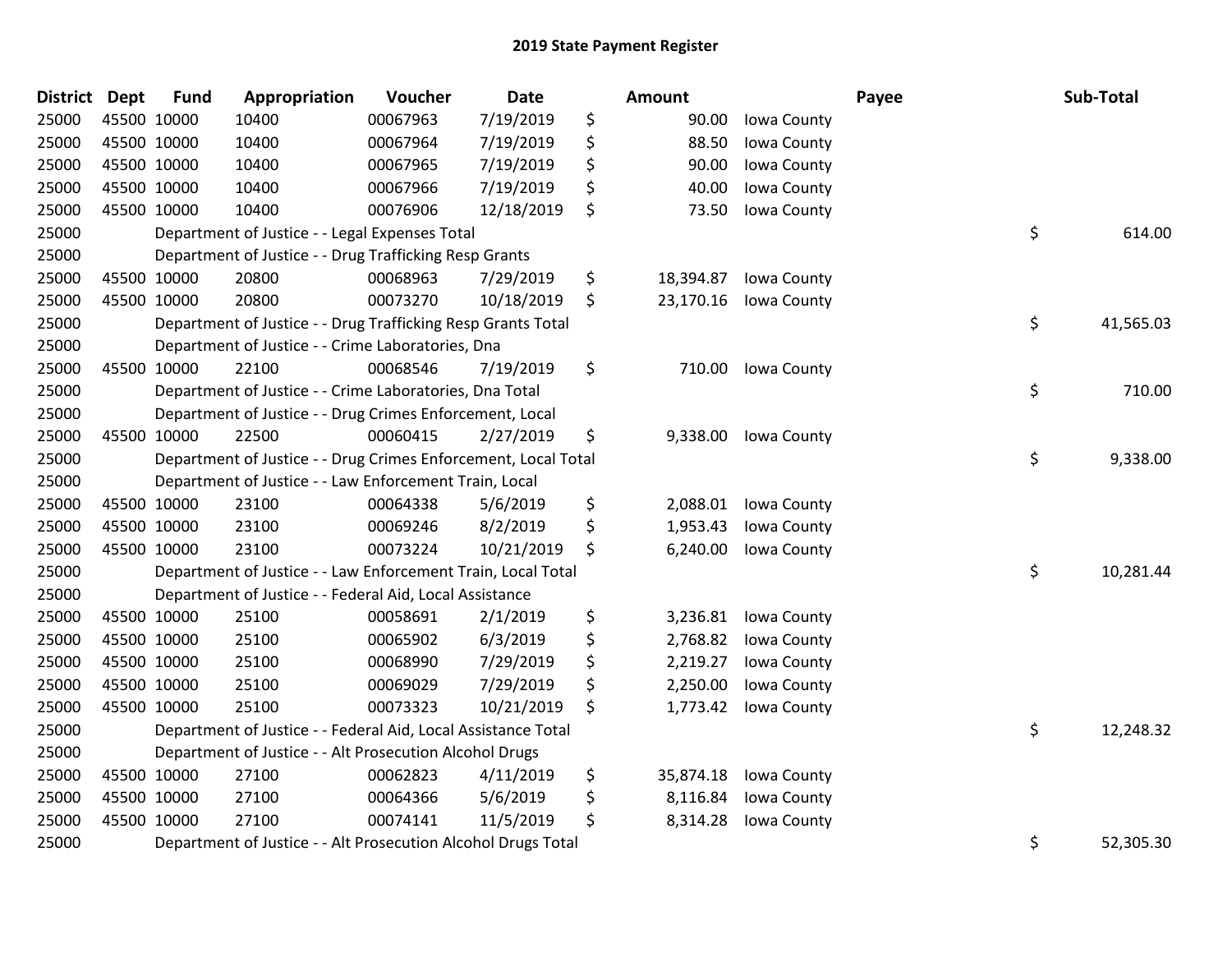## 2019 State Payment Register

| District | Dept | Fund | Appropriation | Voucher | Date | Amount | Payee | Sub-Total |
|---|---|---|---|---|---|---|---|---|
| 25000 | 45500 | 10000 | 10400 | 00067963 | 7/19/2019 | $ 90.00 | Iowa County | |
| 25000 | 45500 | 10000 | 10400 | 00067964 | 7/19/2019 | $ 88.50 | Iowa County | |
| 25000 | 45500 | 10000 | 10400 | 00067965 | 7/19/2019 | $ 90.00 | Iowa County | |
| 25000 | 45500 | 10000 | 10400 | 00067966 | 7/19/2019 | $ 40.00 | Iowa County | |
| 25000 | 45500 | 10000 | 10400 | 00076906 | 12/18/2019 | $ 73.50 | Iowa County | |
| 25000 | | Department of Justice - - Legal Expenses Total | | | | | | $ 614.00 |
| 25000 | | Department of Justice - - Drug Trafficking Resp Grants | | | | | | |
| 25000 | 45500 | 10000 | 20800 | 00068963 | 7/29/2019 | $ 18,394.87 | Iowa County | |
| 25000 | 45500 | 10000 | 20800 | 00073270 | 10/18/2019 | $ 23,170.16 | Iowa County | |
| 25000 | | Department of Justice - - Drug Trafficking Resp Grants Total | | | | | | $ 41,565.03 |
| 25000 | | Department of Justice - - Crime Laboratories, Dna | | | | | | |
| 25000 | 45500 | 10000 | 22100 | 00068546 | 7/19/2019 | $ 710.00 | Iowa County | |
| 25000 | | Department of Justice - - Crime Laboratories, Dna Total | | | | | | $ 710.00 |
| 25000 | | Department of Justice - - Drug Crimes Enforcement, Local | | | | | | |
| 25000 | 45500 | 10000 | 22500 | 00060415 | 2/27/2019 | $ 9,338.00 | Iowa County | |
| 25000 | | Department of Justice - - Drug Crimes Enforcement, Local Total | | | | | | $ 9,338.00 |
| 25000 | | Department of Justice - - Law Enforcement Train, Local | | | | | | |
| 25000 | 45500 | 10000 | 23100 | 00064338 | 5/6/2019 | $ 2,088.01 | Iowa County | |
| 25000 | 45500 | 10000 | 23100 | 00069246 | 8/2/2019 | $ 1,953.43 | Iowa County | |
| 25000 | 45500 | 10000 | 23100 | 00073224 | 10/21/2019 | $ 6,240.00 | Iowa County | |
| 25000 | | Department of Justice - - Law Enforcement Train, Local Total | | | | | | $ 10,281.44 |
| 25000 | | Department of Justice - - Federal Aid, Local Assistance | | | | | | |
| 25000 | 45500 | 10000 | 25100 | 00058691 | 2/1/2019 | $ 3,236.81 | Iowa County | |
| 25000 | 45500 | 10000 | 25100 | 00065902 | 6/3/2019 | $ 2,768.82 | Iowa County | |
| 25000 | 45500 | 10000 | 25100 | 00068990 | 7/29/2019 | $ 2,219.27 | Iowa County | |
| 25000 | 45500 | 10000 | 25100 | 00069029 | 7/29/2019 | $ 2,250.00 | Iowa County | |
| 25000 | 45500 | 10000 | 25100 | 00073323 | 10/21/2019 | $ 1,773.42 | Iowa County | |
| 25000 | | Department of Justice - - Federal Aid, Local Assistance Total | | | | | | $ 12,248.32 |
| 25000 | | Department of Justice - - Alt Prosecution Alcohol Drugs | | | | | | |
| 25000 | 45500 | 10000 | 27100 | 00062823 | 4/11/2019 | $ 35,874.18 | Iowa County | |
| 25000 | 45500 | 10000 | 27100 | 00064366 | 5/6/2019 | $ 8,116.84 | Iowa County | |
| 25000 | 45500 | 10000 | 27100 | 00074141 | 11/5/2019 | $ 8,314.28 | Iowa County | |
| 25000 | | Department of Justice - - Alt Prosecution Alcohol Drugs Total | | | | | | $ 52,305.30 |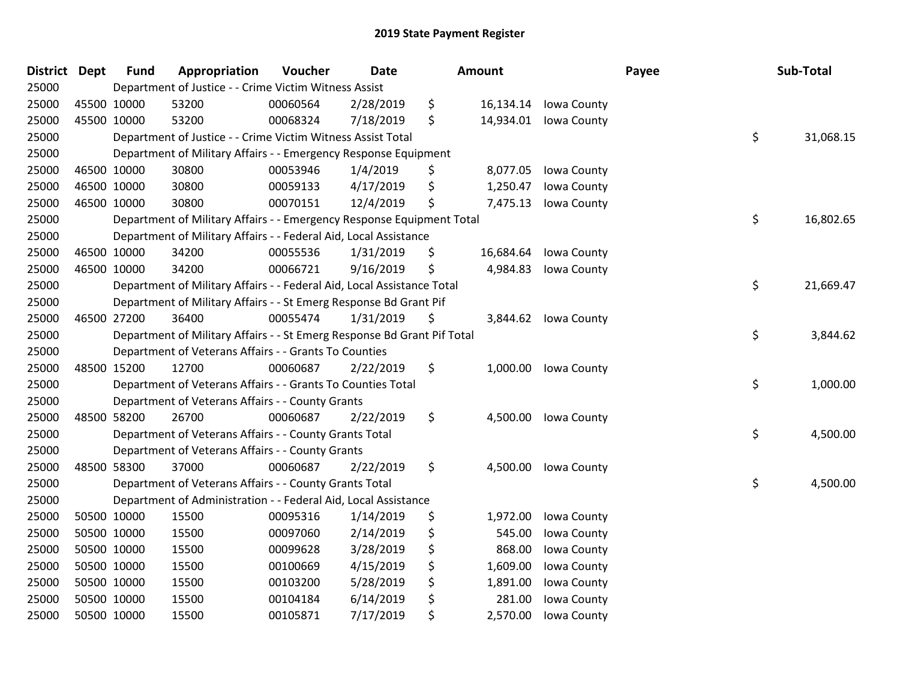# 2019 State Payment Register

| District | Dept | Fund | Appropriation | Voucher | Date | Amount | Payee | Sub-Total |
|---|---|---|---|---|---|---|---|---|
| 25000 | | Department of Justice - - Crime Victim Witness Assist | | | | | | |
| 25000 | 45500 | 10000 | 53200 | 00060564 | 2/28/2019 | $ 16,134.14 | Iowa County | |
| 25000 | 45500 | 10000 | 53200 | 00068324 | 7/18/2019 | $ 14,934.01 | Iowa County | |
| 25000 | | Department of Justice - - Crime Victim Witness Assist Total | | | | | | $ 31,068.15 |
| 25000 | | Department of Military Affairs - - Emergency Response Equipment | | | | | | |
| 25000 | 46500 | 10000 | 30800 | 00053946 | 1/4/2019 | $ 8,077.05 | Iowa County | |
| 25000 | 46500 | 10000 | 30800 | 00059133 | 4/17/2019 | $ 1,250.47 | Iowa County | |
| 25000 | 46500 | 10000 | 30800 | 00070151 | 12/4/2019 | $ 7,475.13 | Iowa County | |
| 25000 | | Department of Military Affairs - - Emergency Response Equipment Total | | | | | | $ 16,802.65 |
| 25000 | | Department of Military Affairs - - Federal Aid, Local Assistance | | | | | | |
| 25000 | 46500 | 10000 | 34200 | 00055536 | 1/31/2019 | $ 16,684.64 | Iowa County | |
| 25000 | 46500 | 10000 | 34200 | 00066721 | 9/16/2019 | $ 4,984.83 | Iowa County | |
| 25000 | | Department of Military Affairs - - Federal Aid, Local Assistance Total | | | | | | $ 21,669.47 |
| 25000 | | Department of Military Affairs - - St Emerg Response Bd Grant Pif | | | | | | |
| 25000 | 46500 | 27200 | 36400 | 00055474 | 1/31/2019 | $ 3,844.62 | Iowa County | |
| 25000 | | Department of Military Affairs - - St Emerg Response Bd Grant Pif Total | | | | | | $ 3,844.62 |
| 25000 | | Department of Veterans Affairs - - Grants To Counties | | | | | | |
| 25000 | 48500 | 15200 | 12700 | 00060687 | 2/22/2019 | $ 1,000.00 | Iowa County | |
| 25000 | | Department of Veterans Affairs - - Grants To Counties Total | | | | | | $ 1,000.00 |
| 25000 | | Department of Veterans Affairs - - County Grants | | | | | | |
| 25000 | 48500 | 58200 | 26700 | 00060687 | 2/22/2019 | $ 4,500.00 | Iowa County | |
| 25000 | | Department of Veterans Affairs - - County Grants Total | | | | | | $ 4,500.00 |
| 25000 | | Department of Veterans Affairs - - County Grants | | | | | | |
| 25000 | 48500 | 58300 | 37000 | 00060687 | 2/22/2019 | $ 4,500.00 | Iowa County | |
| 25000 | | Department of Veterans Affairs - - County Grants Total | | | | | | $ 4,500.00 |
| 25000 | | Department of Administration - - Federal Aid, Local Assistance | | | | | | |
| 25000 | 50500 | 10000 | 15500 | 00095316 | 1/14/2019 | $ 1,972.00 | Iowa County | |
| 25000 | 50500 | 10000 | 15500 | 00097060 | 2/14/2019 | $ 545.00 | Iowa County | |
| 25000 | 50500 | 10000 | 15500 | 00099628 | 3/28/2019 | $ 868.00 | Iowa County | |
| 25000 | 50500 | 10000 | 15500 | 00100669 | 4/15/2019 | $ 1,609.00 | Iowa County | |
| 25000 | 50500 | 10000 | 15500 | 00103200 | 5/28/2019 | $ 1,891.00 | Iowa County | |
| 25000 | 50500 | 10000 | 15500 | 00104184 | 6/14/2019 | $ 281.00 | Iowa County | |
| 25000 | 50500 | 10000 | 15500 | 00105871 | 7/17/2019 | $ 2,570.00 | Iowa County | |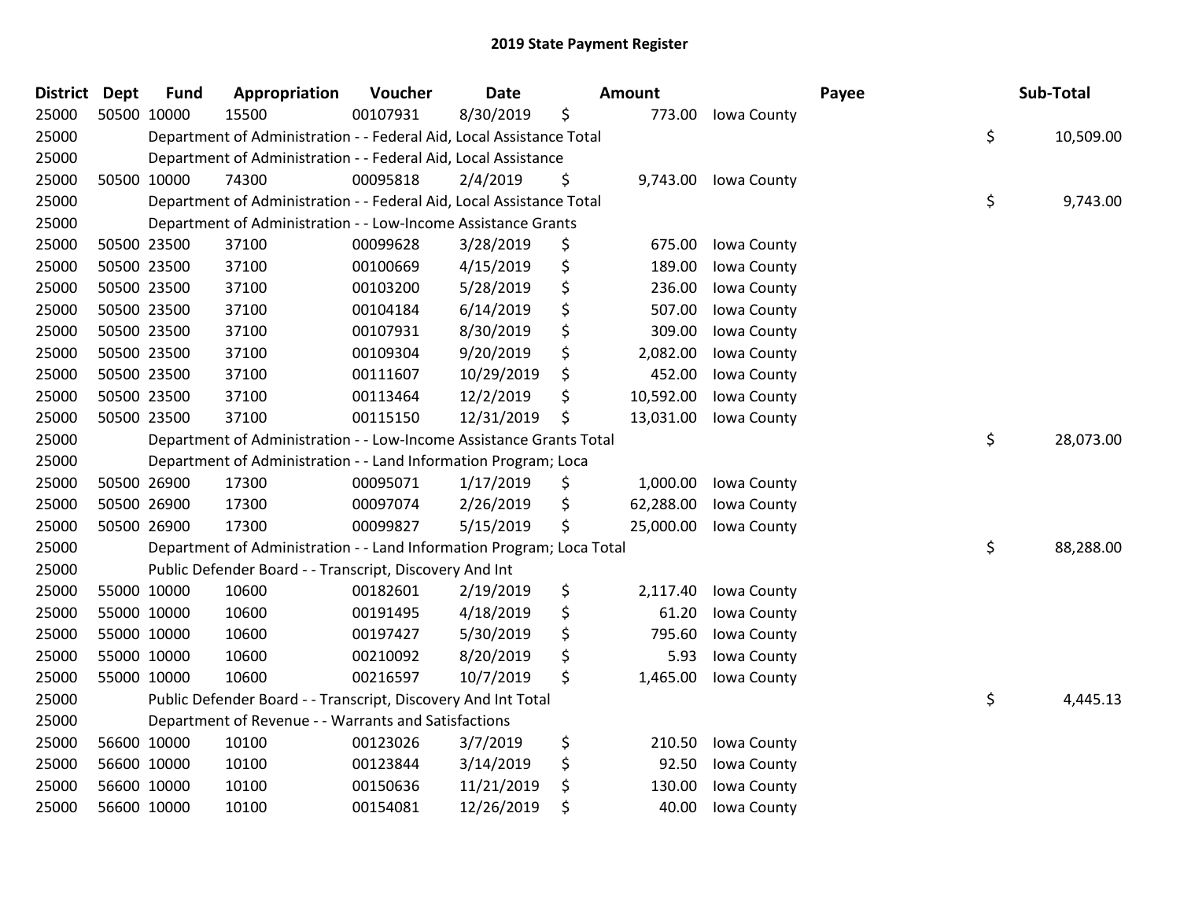# 2019 State Payment Register

| District | Dept | Fund | Appropriation | Voucher | Date | | Amount | | Payee | | Sub-Total |
|---|---|---|---|---|---|---|---|---|---|---|---|
| 25000 | 50500 | 10000 | 15500 | 00107931 | 8/30/2019 | $ | 773.00 | Iowa County | | | |
| 25000 | | Department of Administration - - Federal Aid, Local Assistance Total | | | | | | | | $ | 10,509.00 |
| 25000 | | Department of Administration - - Federal Aid, Local Assistance | | | | | | | | | |
| 25000 | 50500 | 10000 | 74300 | 00095818 | 2/4/2019 | $ | 9,743.00 | Iowa County | | | |
| 25000 | | Department of Administration - - Federal Aid, Local Assistance Total | | | | | | | | $ | 9,743.00 |
| 25000 | | Department of Administration - - Low-Income Assistance Grants | | | | | | | | | |
| 25000 | 50500 | 23500 | 37100 | 00099628 | 3/28/2019 | $ | 675.00 | Iowa County | | | |
| 25000 | 50500 | 23500 | 37100 | 00100669 | 4/15/2019 | $ | 189.00 | Iowa County | | | |
| 25000 | 50500 | 23500 | 37100 | 00103200 | 5/28/2019 | $ | 236.00 | Iowa County | | | |
| 25000 | 50500 | 23500 | 37100 | 00104184 | 6/14/2019 | $ | 507.00 | Iowa County | | | |
| 25000 | 50500 | 23500 | 37100 | 00107931 | 8/30/2019 | $ | 309.00 | Iowa County | | | |
| 25000 | 50500 | 23500 | 37100 | 00109304 | 9/20/2019 | $ | 2,082.00 | Iowa County | | | |
| 25000 | 50500 | 23500 | 37100 | 00111607 | 10/29/2019 | $ | 452.00 | Iowa County | | | |
| 25000 | 50500 | 23500 | 37100 | 00113464 | 12/2/2019 | $ | 10,592.00 | Iowa County | | | |
| 25000 | 50500 | 23500 | 37100 | 00115150 | 12/31/2019 | $ | 13,031.00 | Iowa County | | | |
| 25000 | | Department of Administration - - Low-Income Assistance Grants Total | | | | | | | | $ | 28,073.00 |
| 25000 | | Department of Administration - - Land Information Program; Loca | | | | | | | | | |
| 25000 | 50500 | 26900 | 17300 | 00095071 | 1/17/2019 | $ | 1,000.00 | Iowa County | | | |
| 25000 | 50500 | 26900 | 17300 | 00097074 | 2/26/2019 | $ | 62,288.00 | Iowa County | | | |
| 25000 | 50500 | 26900 | 17300 | 00099827 | 5/15/2019 | $ | 25,000.00 | Iowa County | | | |
| 25000 | | Department of Administration - - Land Information Program; Loca Total | | | | | | | | $ | 88,288.00 |
| 25000 | | Public Defender Board - - Transcript, Discovery And Int | | | | | | | | | |
| 25000 | 55000 | 10000 | 10600 | 00182601 | 2/19/2019 | $ | 2,117.40 | Iowa County | | | |
| 25000 | 55000 | 10000 | 10600 | 00191495 | 4/18/2019 | $ | 61.20 | Iowa County | | | |
| 25000 | 55000 | 10000 | 10600 | 00197427 | 5/30/2019 | $ | 795.60 | Iowa County | | | |
| 25000 | 55000 | 10000 | 10600 | 00210092 | 8/20/2019 | $ | 5.93 | Iowa County | | | |
| 25000 | 55000 | 10000 | 10600 | 00216597 | 10/7/2019 | $ | 1,465.00 | Iowa County | | | |
| 25000 | | Public Defender Board - - Transcript, Discovery And Int Total | | | | | | | | $ | 4,445.13 |
| 25000 | | Department of Revenue - - Warrants and Satisfactions | | | | | | | | | |
| 25000 | 56600 | 10000 | 10100 | 00123026 | 3/7/2019 | $ | 210.50 | Iowa County | | | |
| 25000 | 56600 | 10000 | 10100 | 00123844 | 3/14/2019 | $ | 92.50 | Iowa County | | | |
| 25000 | 56600 | 10000 | 10100 | 00150636 | 11/21/2019 | $ | 130.00 | Iowa County | | | |
| 25000 | 56600 | 10000 | 10100 | 00154081 | 12/26/2019 | $ | 40.00 | Iowa County | | | |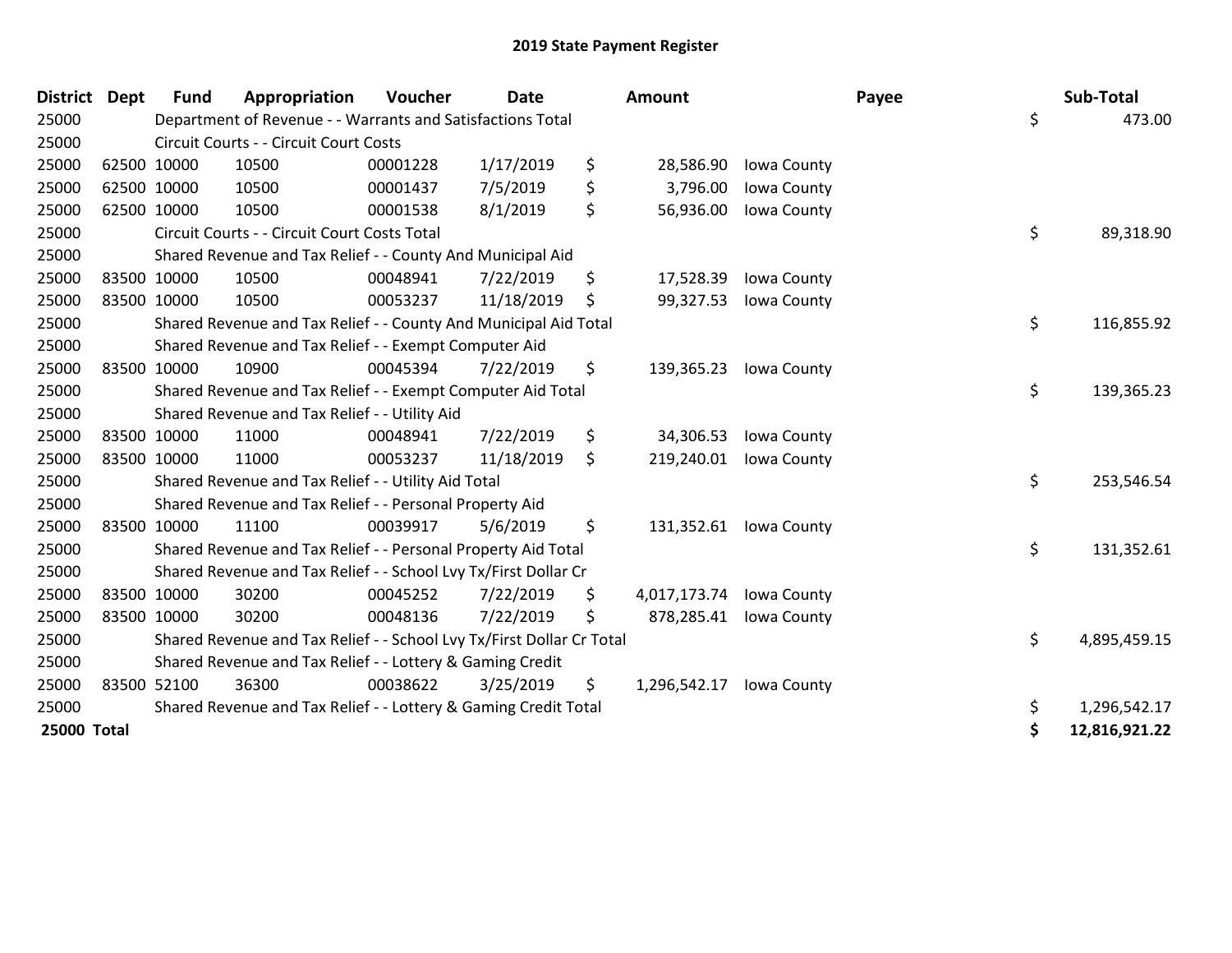# 2019 State Payment Register

| District | Dept | Fund | Appropriation | Voucher | Date | Amount | Payee | Sub-Total |
|---|---|---|---|---|---|---|---|---|
| 25000 | | Department of Revenue - - Warrants and Satisfactions Total | | | | | | $ 473.00 |
| 25000 | | Circuit Courts - - Circuit Court Costs | | | | | | |
| 25000 | 62500 | 10000 | 10500 | 00001228 | 1/17/2019 | $ 28,586.90 | Iowa County | |
| 25000 | 62500 | 10000 | 10500 | 00001437 | 7/5/2019 | $ 3,796.00 | Iowa County | |
| 25000 | 62500 | 10000 | 10500 | 00001538 | 8/1/2019 | $ 56,936.00 | Iowa County | |
| 25000 | | Circuit Courts - - Circuit Court Costs Total | | | | | | $ 89,318.90 |
| 25000 | | Shared Revenue and Tax Relief - - County And Municipal Aid | | | | | | |
| 25000 | 83500 | 10000 | 10500 | 00048941 | 7/22/2019 | $ 17,528.39 | Iowa County | |
| 25000 | 83500 | 10000 | 10500 | 00053237 | 11/18/2019 | $ 99,327.53 | Iowa County | |
| 25000 | | Shared Revenue and Tax Relief - - County And Municipal Aid Total | | | | | | $ 116,855.92 |
| 25000 | | Shared Revenue and Tax Relief - - Exempt Computer Aid | | | | | | |
| 25000 | 83500 | 10000 | 10900 | 00045394 | 7/22/2019 | $ 139,365.23 | Iowa County | |
| 25000 | | Shared Revenue and Tax Relief - - Exempt Computer Aid Total | | | | | | $ 139,365.23 |
| 25000 | | Shared Revenue and Tax Relief - - Utility Aid | | | | | | |
| 25000 | 83500 | 10000 | 11000 | 00048941 | 7/22/2019 | $ 34,306.53 | Iowa County | |
| 25000 | 83500 | 10000 | 11000 | 00053237 | 11/18/2019 | $ 219,240.01 | Iowa County | |
| 25000 | | Shared Revenue and Tax Relief - - Utility Aid Total | | | | | | $ 253,546.54 |
| 25000 | | Shared Revenue and Tax Relief - - Personal Property Aid | | | | | | |
| 25000 | 83500 | 10000 | 11100 | 00039917 | 5/6/2019 | $ 131,352.61 | Iowa County | |
| 25000 | | Shared Revenue and Tax Relief - - Personal Property Aid Total | | | | | | $ 131,352.61 |
| 25000 | | Shared Revenue and Tax Relief - - School Lvy Tx/First Dollar Cr | | | | | | |
| 25000 | 83500 | 10000 | 30200 | 00045252 | 7/22/2019 | $ 4,017,173.74 | Iowa County | |
| 25000 | 83500 | 10000 | 30200 | 00048136 | 7/22/2019 | $ 878,285.41 | Iowa County | |
| 25000 | | Shared Revenue and Tax Relief - - School Lvy Tx/First Dollar Cr Total | | | | | | $ 4,895,459.15 |
| 25000 | | Shared Revenue and Tax Relief - - Lottery & Gaming Credit | | | | | | |
| 25000 | 83500 | 52100 | 36300 | 00038622 | 3/25/2019 | $ 1,296,542.17 | Iowa County | |
| 25000 | | Shared Revenue and Tax Relief - - Lottery & Gaming Credit Total | | | | | | $ 1,296,542.17 |
| **25000 Total** | | | | | | | | **$ 12,816,921.22** |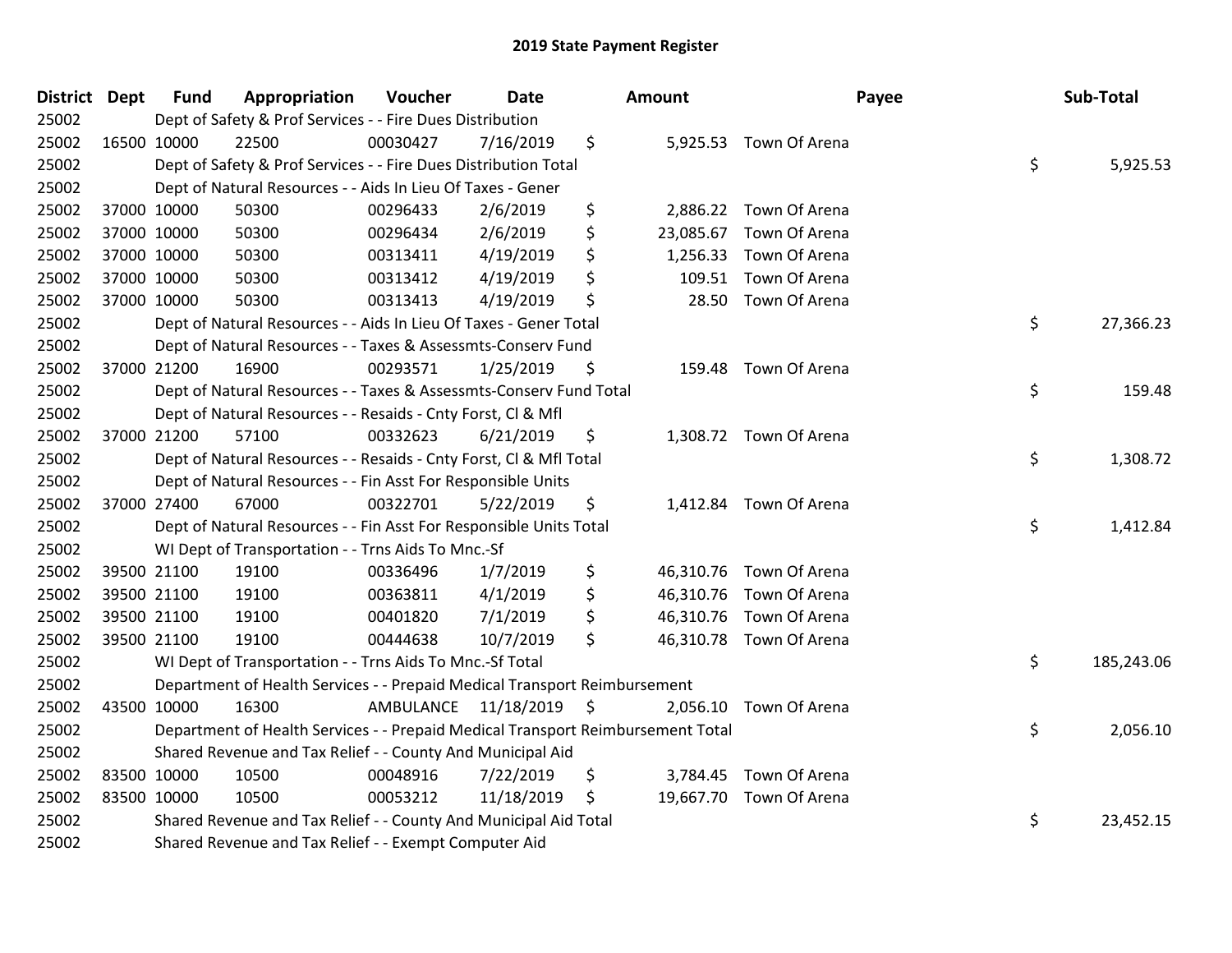# 2019 State Payment Register

| District | Dept | Fund | Appropriation | Voucher | Date | Amount | Payee | Sub-Total |
|---|---|---|---|---|---|---|---|---|
| 25002 | | Dept of Safety & Prof Services - - Fire Dues Distribution | | | | | | |
| 25002 | 16500 | 10000 | 22500 | 00030427 | 7/16/2019 | $ 5,925.53 | Town Of Arena | |
| 25002 | | Dept of Safety & Prof Services - - Fire Dues Distribution Total | | | | | | $ 5,925.53 |
| 25002 | | Dept of Natural Resources - - Aids In Lieu Of Taxes - Gener | | | | | | |
| 25002 | 37000 | 10000 | 50300 | 00296433 | 2/6/2019 | $ 2,886.22 | Town Of Arena | |
| 25002 | 37000 | 10000 | 50300 | 00296434 | 2/6/2019 | $ 23,085.67 | Town Of Arena | |
| 25002 | 37000 | 10000 | 50300 | 00313411 | 4/19/2019 | $ 1,256.33 | Town Of Arena | |
| 25002 | 37000 | 10000 | 50300 | 00313412 | 4/19/2019 | $ 109.51 | Town Of Arena | |
| 25002 | 37000 | 10000 | 50300 | 00313413 | 4/19/2019 | $ 28.50 | Town Of Arena | |
| 25002 | | Dept of Natural Resources - - Aids In Lieu Of Taxes - Gener Total | | | | | | $ 27,366.23 |
| 25002 | | Dept of Natural Resources - - Taxes & Assessmts-Conserv Fund | | | | | | |
| 25002 | 37000 | 21200 | 16900 | 00293571 | 1/25/2019 | $ 159.48 | Town Of Arena | |
| 25002 | | Dept of Natural Resources - - Taxes & Assessmts-Conserv Fund Total | | | | | | $ 159.48 |
| 25002 | | Dept of Natural Resources - - Resaids - Cnty Forst, Cl & Mfl | | | | | | |
| 25002 | 37000 | 21200 | 57100 | 00332623 | 6/21/2019 | $ 1,308.72 | Town Of Arena | |
| 25002 | | Dept of Natural Resources - - Resaids - Cnty Forst, Cl & Mfl Total | | | | | | $ 1,308.72 |
| 25002 | | Dept of Natural Resources - - Fin Asst For Responsible Units | | | | | | |
| 25002 | 37000 | 27400 | 67000 | 00322701 | 5/22/2019 | $ 1,412.84 | Town Of Arena | |
| 25002 | | Dept of Natural Resources - - Fin Asst For Responsible Units Total | | | | | | $ 1,412.84 |
| 25002 | | WI Dept of Transportation - - Trns Aids To Mnc.-Sf | | | | | | |
| 25002 | 39500 | 21100 | 19100 | 00336496 | 1/7/2019 | $ 46,310.76 | Town Of Arena | |
| 25002 | 39500 | 21100 | 19100 | 00363811 | 4/1/2019 | $ 46,310.76 | Town Of Arena | |
| 25002 | 39500 | 21100 | 19100 | 00401820 | 7/1/2019 | $ 46,310.76 | Town Of Arena | |
| 25002 | 39500 | 21100 | 19100 | 00444638 | 10/7/2019 | $ 46,310.78 | Town Of Arena | |
| 25002 | | WI Dept of Transportation - - Trns Aids To Mnc.-Sf Total | | | | | | $ 185,243.06 |
| 25002 | | Department of Health Services - - Prepaid Medical Transport Reimbursement | | | | | | |
| 25002 | 43500 | 10000 | 16300 | AMBULANCE | 11/18/2019 | $ 2,056.10 | Town Of Arena | |
| 25002 | | Department of Health Services - - Prepaid Medical Transport Reimbursement Total | | | | | | $ 2,056.10 |
| 25002 | | Shared Revenue and Tax Relief - - County And Municipal Aid | | | | | | |
| 25002 | 83500 | 10000 | 10500 | 00048916 | 7/22/2019 | $ 3,784.45 | Town Of Arena | |
| 25002 | 83500 | 10000 | 10500 | 00053212 | 11/18/2019 | $ 19,667.70 | Town Of Arena | |
| 25002 | | Shared Revenue and Tax Relief - - County And Municipal Aid Total | | | | | | $ 23,452.15 |
| 25002 | | Shared Revenue and Tax Relief - - Exempt Computer Aid | | | | | | |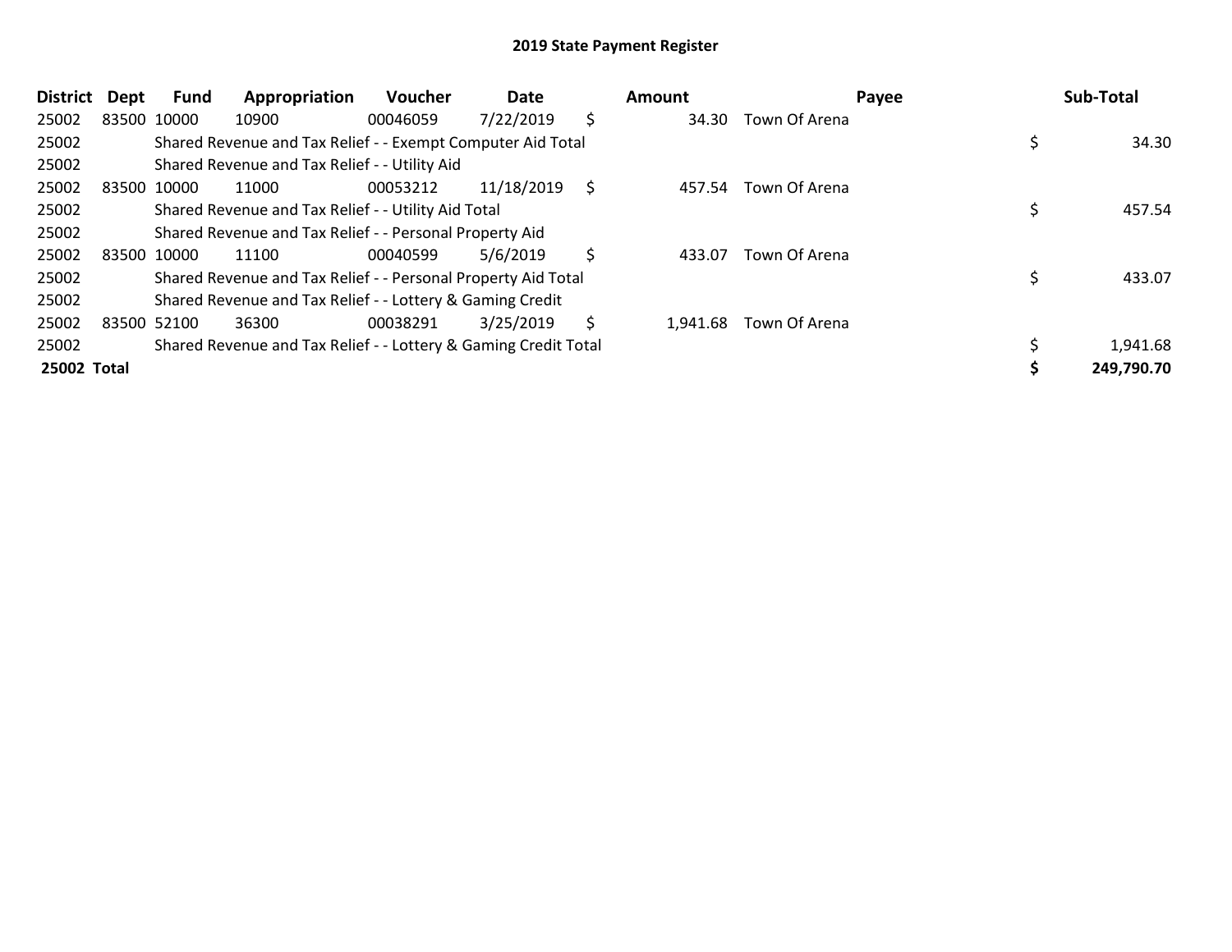## 2019 State Payment Register

| District | Dept | Fund | Appropriation | Voucher | Date | | Amount | Payee | | Sub-Total |
|---|---|---|---|---|---|---|---|---|---|---|
| 25002 | 83500 | 10000 | 10900 | 00046059 | 7/22/2019 | $ | 34.30 | Town Of Arena | | |
| 25002 | | Shared Revenue and Tax Relief - - Exempt Computer Aid Total | | | | | | | $ | 34.30 |
| 25002 | | Shared Revenue and Tax Relief - - Utility Aid | | | | | | | | |
| 25002 | 83500 | 10000 | 11000 | 00053212 | 11/18/2019 | $ | 457.54 | Town Of Arena | | |
| 25002 | | Shared Revenue and Tax Relief - - Utility Aid Total | | | | | | | $ | 457.54 |
| 25002 | | Shared Revenue and Tax Relief - - Personal Property Aid | | | | | | | | |
| 25002 | 83500 | 10000 | 11100 | 00040599 | 5/6/2019 | $ | 433.07 | Town Of Arena | | |
| 25002 | | Shared Revenue and Tax Relief - - Personal Property Aid Total | | | | | | | $ | 433.07 |
| 25002 | | Shared Revenue and Tax Relief - - Lottery & Gaming Credit | | | | | | | | |
| 25002 | 83500 | 52100 | 36300 | 00038291 | 3/25/2019 | $ | 1,941.68 | Town Of Arena | | |
| 25002 | | Shared Revenue and Tax Relief - - Lottery & Gaming Credit Total | | | | | | | $ | 1,941.68 |
| **25002 Total** | | | | | | | | | **$** | **249,790.70** |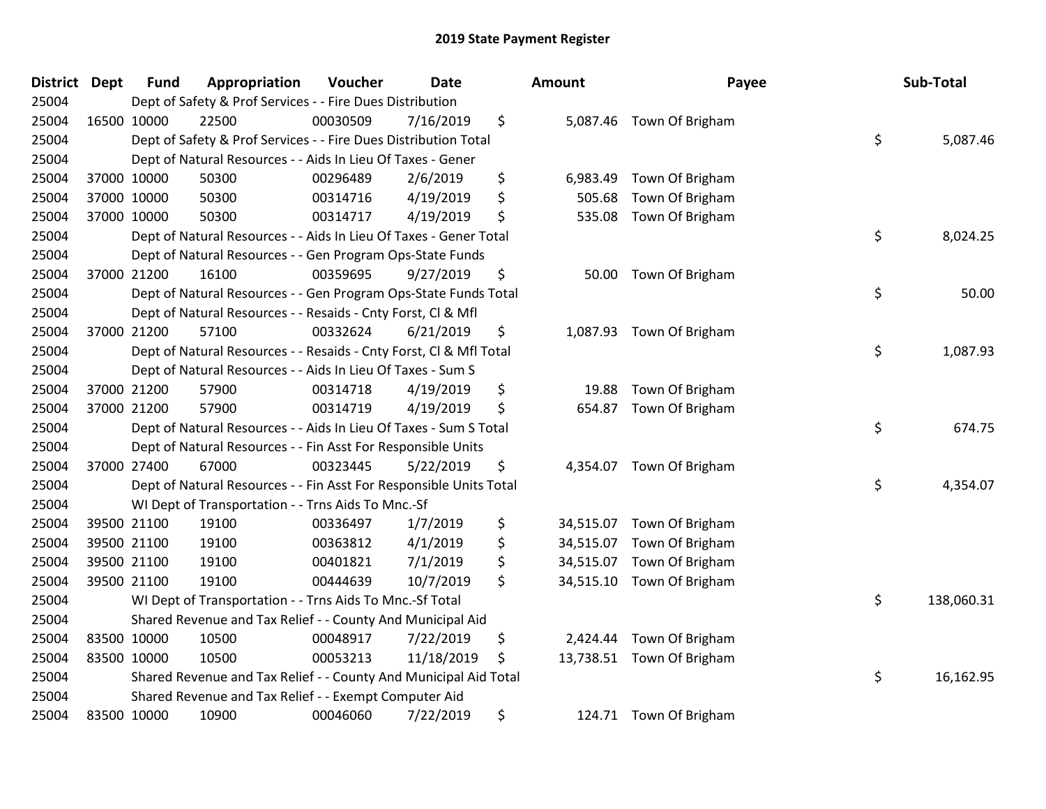## 2019 State Payment Register

| District | Dept | Fund | Appropriation | Voucher | Date | Amount | Payee | Sub-Total |
|---|---|---|---|---|---|---|---|---|
| 25004 | | | Dept of Safety & Prof Services - - Fire Dues Distribution | | | | | |
| 25004 | 16500 | 10000 | 22500 | 00030509 | 7/16/2019 | $ 5,087.46 | Town Of Brigham | |
| 25004 | | | Dept of Safety & Prof Services - - Fire Dues Distribution Total | | | | | $ 5,087.46 |
| 25004 | | | Dept of Natural Resources - - Aids In Lieu Of Taxes - Gener | | | | | |
| 25004 | 37000 | 10000 | 50300 | 00296489 | 2/6/2019 | $ 6,983.49 | Town Of Brigham | |
| 25004 | 37000 | 10000 | 50300 | 00314716 | 4/19/2019 | $ 505.68 | Town Of Brigham | |
| 25004 | 37000 | 10000 | 50300 | 00314717 | 4/19/2019 | $ 535.08 | Town Of Brigham | |
| 25004 | | | Dept of Natural Resources - - Aids In Lieu Of Taxes - Gener Total | | | | | $ 8,024.25 |
| 25004 | | | Dept of Natural Resources - - Gen Program Ops-State Funds | | | | | |
| 25004 | 37000 | 21200 | 16100 | 00359695 | 9/27/2019 | $ 50.00 | Town Of Brigham | |
| 25004 | | | Dept of Natural Resources - - Gen Program Ops-State Funds Total | | | | | $ 50.00 |
| 25004 | | | Dept of Natural Resources - - Resaids - Cnty Forst, Cl & Mfl | | | | | |
| 25004 | 37000 | 21200 | 57100 | 00332624 | 6/21/2019 | $ 1,087.93 | Town Of Brigham | |
| 25004 | | | Dept of Natural Resources - - Resaids - Cnty Forst, Cl & Mfl Total | | | | | $ 1,087.93 |
| 25004 | | | Dept of Natural Resources - - Aids In Lieu Of Taxes - Sum S | | | | | |
| 25004 | 37000 | 21200 | 57900 | 00314718 | 4/19/2019 | $ 19.88 | Town Of Brigham | |
| 25004 | 37000 | 21200 | 57900 | 00314719 | 4/19/2019 | $ 654.87 | Town Of Brigham | |
| 25004 | | | Dept of Natural Resources - - Aids In Lieu Of Taxes - Sum S Total | | | | | $ 674.75 |
| 25004 | | | Dept of Natural Resources - - Fin Asst For Responsible Units | | | | | |
| 25004 | 37000 | 27400 | 67000 | 00323445 | 5/22/2019 | $ 4,354.07 | Town Of Brigham | |
| 25004 | | | Dept of Natural Resources - - Fin Asst For Responsible Units Total | | | | | $ 4,354.07 |
| 25004 | | | WI Dept of Transportation - - Trns Aids To Mnc.-Sf | | | | | |
| 25004 | 39500 | 21100 | 19100 | 00336497 | 1/7/2019 | $ 34,515.07 | Town Of Brigham | |
| 25004 | 39500 | 21100 | 19100 | 00363812 | 4/1/2019 | $ 34,515.07 | Town Of Brigham | |
| 25004 | 39500 | 21100 | 19100 | 00401821 | 7/1/2019 | $ 34,515.07 | Town Of Brigham | |
| 25004 | 39500 | 21100 | 19100 | 00444639 | 10/7/2019 | $ 34,515.10 | Town Of Brigham | |
| 25004 | | | WI Dept of Transportation - - Trns Aids To Mnc.-Sf Total | | | | | $ 138,060.31 |
| 25004 | | | Shared Revenue and Tax Relief - - County And Municipal Aid | | | | | |
| 25004 | 83500 | 10000 | 10500 | 00048917 | 7/22/2019 | $ 2,424.44 | Town Of Brigham | |
| 25004 | 83500 | 10000 | 10500 | 00053213 | 11/18/2019 | $ 13,738.51 | Town Of Brigham | |
| 25004 | | | Shared Revenue and Tax Relief - - County And Municipal Aid Total | | | | | $ 16,162.95 |
| 25004 | | | Shared Revenue and Tax Relief - - Exempt Computer Aid | | | | | |
| 25004 | 83500 | 10000 | 10900 | 00046060 | 7/22/2019 | $ 124.71 | Town Of Brigham | |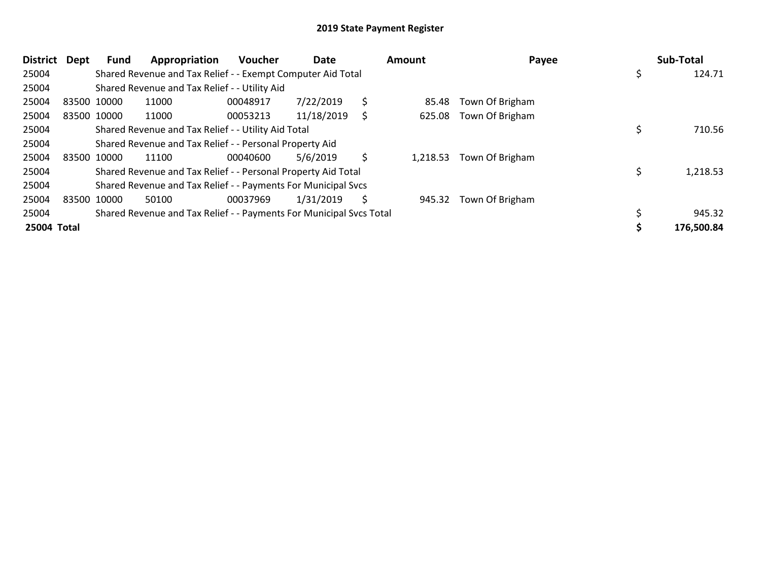# 2019 State Payment Register

| District | Dept | Fund | Appropriation | Voucher | Date | Amount | Payee | Sub-Total |
|---|---|---|---|---|---|---|---|---|
| 25004 | | Shared Revenue and Tax Relief - - Exempt Computer Aid Total | | | | | | $ 124.71 |
| 25004 | | Shared Revenue and Tax Relief - - Utility Aid | | | | | | |
| 25004 | 83500 | 10000 | 11000 | 00048917 | 7/22/2019 | $ 85.48 | Town Of Brigham | |
| 25004 | 83500 | 10000 | 11000 | 00053213 | 11/18/2019 | $ 625.08 | Town Of Brigham | |
| 25004 | | Shared Revenue and Tax Relief - - Utility Aid Total | | | | | | $ 710.56 |
| 25004 | | Shared Revenue and Tax Relief - - Personal Property Aid | | | | | | |
| 25004 | 83500 | 10000 | 11100 | 00040600 | 5/6/2019 | $ 1,218.53 | Town Of Brigham | |
| 25004 | | Shared Revenue and Tax Relief - - Personal Property Aid Total | | | | | | $ 1,218.53 |
| 25004 | | Shared Revenue and Tax Relief - - Payments For Municipal Svcs | | | | | | |
| 25004 | 83500 | 10000 | 50100 | 00037969 | 1/31/2019 | $ 945.32 | Town Of Brigham | |
| 25004 | | Shared Revenue and Tax Relief - - Payments For Municipal Svcs Total | | | | | | $ 945.32 |
| **25004 Total** | | | | | | | | **$ 176,500.84** |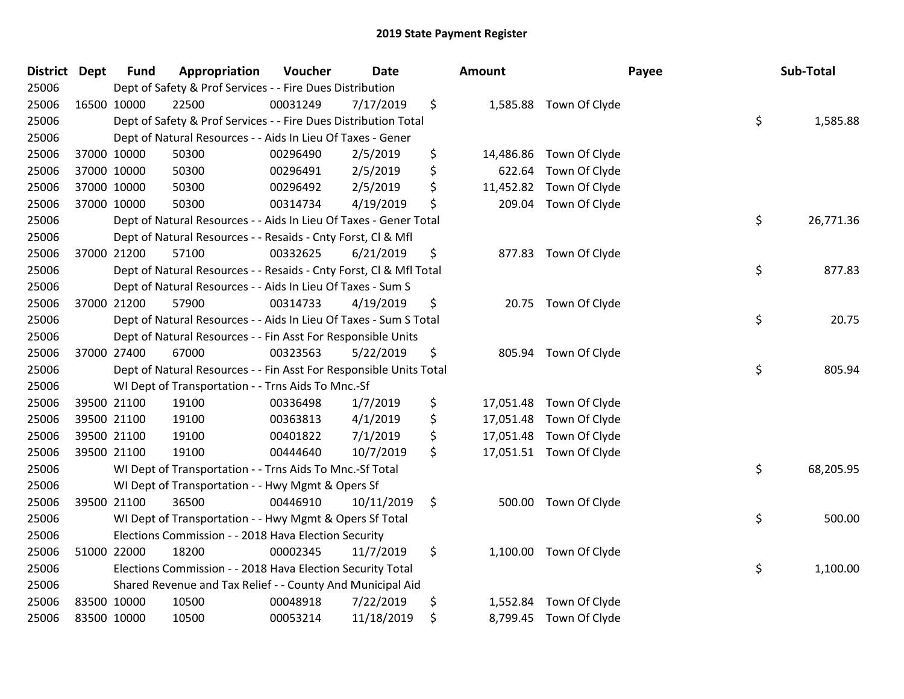# 2019 State Payment Register

| District | Dept | Fund | Appropriation | Voucher | Date | Amount | Payee | Sub-Total |
|---|---|---|---|---|---|---|---|---|
| 25006 | | Dept of Safety & Prof Services - - Fire Dues Distribution | | | | | | |
| 25006 | 16500 | 10000 | 22500 | 00031249 | 7/17/2019 | $ 1,585.88 | Town Of Clyde | |
| 25006 | | Dept of Safety & Prof Services - - Fire Dues Distribution Total | | | | | | $ 1,585.88 |
| 25006 | | Dept of Natural Resources - - Aids In Lieu Of Taxes - Gener | | | | | | |
| 25006 | 37000 | 10000 | 50300 | 00296490 | 2/5/2019 | $ 14,486.86 | Town Of Clyde | |
| 25006 | 37000 | 10000 | 50300 | 00296491 | 2/5/2019 | $ 622.64 | Town Of Clyde | |
| 25006 | 37000 | 10000 | 50300 | 00296492 | 2/5/2019 | $ 11,452.82 | Town Of Clyde | |
| 25006 | 37000 | 10000 | 50300 | 00314734 | 4/19/2019 | $ 209.04 | Town Of Clyde | |
| 25006 | | Dept of Natural Resources - - Aids In Lieu Of Taxes - Gener Total | | | | | | $ 26,771.36 |
| 25006 | | Dept of Natural Resources - - Resaids - Cnty Forst, Cl & Mfl | | | | | | |
| 25006 | 37000 | 21200 | 57100 | 00332625 | 6/21/2019 | $ 877.83 | Town Of Clyde | |
| 25006 | | Dept of Natural Resources - - Resaids - Cnty Forst, Cl & Mfl Total | | | | | | $ 877.83 |
| 25006 | | Dept of Natural Resources - - Aids In Lieu Of Taxes - Sum S | | | | | | |
| 25006 | 37000 | 21200 | 57900 | 00314733 | 4/19/2019 | $ 20.75 | Town Of Clyde | |
| 25006 | | Dept of Natural Resources - - Aids In Lieu Of Taxes - Sum S Total | | | | | | $ 20.75 |
| 25006 | | Dept of Natural Resources - - Fin Asst For Responsible Units | | | | | | |
| 25006 | 37000 | 27400 | 67000 | 00323563 | 5/22/2019 | $ 805.94 | Town Of Clyde | |
| 25006 | | Dept of Natural Resources - - Fin Asst For Responsible Units Total | | | | | | $ 805.94 |
| 25006 | | WI Dept of Transportation - - Trns Aids To Mnc.-Sf | | | | | | |
| 25006 | 39500 | 21100 | 19100 | 00336498 | 1/7/2019 | $ 17,051.48 | Town Of Clyde | |
| 25006 | 39500 | 21100 | 19100 | 00363813 | 4/1/2019 | $ 17,051.48 | Town Of Clyde | |
| 25006 | 39500 | 21100 | 19100 | 00401822 | 7/1/2019 | $ 17,051.48 | Town Of Clyde | |
| 25006 | 39500 | 21100 | 19100 | 00444640 | 10/7/2019 | $ 17,051.51 | Town Of Clyde | |
| 25006 | | WI Dept of Transportation - - Trns Aids To Mnc.-Sf Total | | | | | | $ 68,205.95 |
| 25006 | | WI Dept of Transportation - - Hwy Mgmt & Opers Sf | | | | | | |
| 25006 | 39500 | 21100 | 36500 | 00446910 | 10/11/2019 | $ 500.00 | Town Of Clyde | |
| 25006 | | WI Dept of Transportation - - Hwy Mgmt & Opers Sf Total | | | | | | $ 500.00 |
| 25006 | | Elections Commission - - 2018 Hava Election Security | | | | | | |
| 25006 | 51000 | 22000 | 18200 | 00002345 | 11/7/2019 | $ 1,100.00 | Town Of Clyde | |
| 25006 | | Elections Commission - - 2018 Hava Election Security Total | | | | | | $ 1,100.00 |
| 25006 | | Shared Revenue and Tax Relief - - County And Municipal Aid | | | | | | |
| 25006 | 83500 | 10000 | 10500 | 00048918 | 7/22/2019 | $ 1,552.84 | Town Of Clyde | |
| 25006 | 83500 | 10000 | 10500 | 00053214 | 11/18/2019 | $ 8,799.45 | Town Of Clyde | |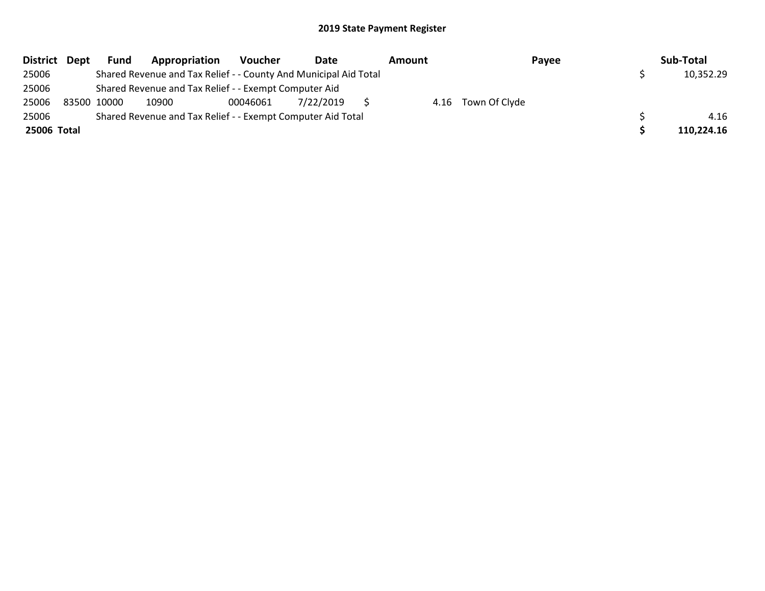## 2019 State Payment Register

| District | Dept | Fund | Appropriation | Voucher | Date | Amount | Payee | Sub-Total |
|---|---|---|---|---|---|---|---|---|
| 25006 | | Shared Revenue and Tax Relief - - County And Municipal Aid Total | | | | | | $ 10,352.29 |
| 25006 | | Shared Revenue and Tax Relief - - Exempt Computer Aid | | | | | | |
| 25006 | 83500 | 10000 | 10900 | 00046061 | 7/22/2019 | $ 4.16 | Town Of Clyde | |
| 25006 | | Shared Revenue and Tax Relief - - Exempt Computer Aid Total | | | | | | $ 4.16 |
| **25006 Total** | | | | | | | | **$ 110,224.16** |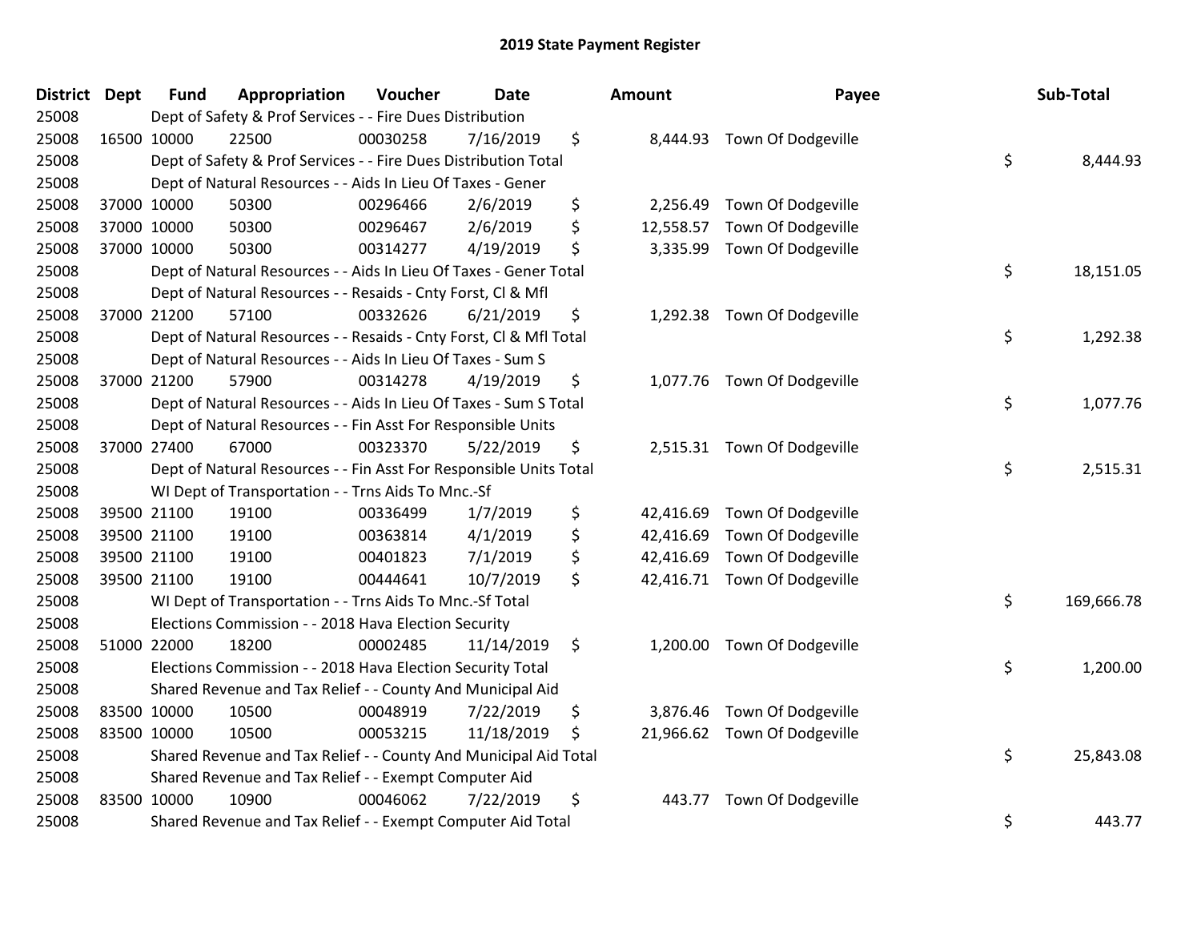# 2019 State Payment Register

| District | Dept | Fund | Appropriation | Voucher | Date | Amount | Payee | Sub-Total |
|---|---|---|---|---|---|---|---|---|
| 25008 | | Dept of Safety & Prof Services - - Fire Dues Distribution | | | | | | |
| 25008 | 16500 | 10000 | 22500 | 00030258 | 7/16/2019 | $ 8,444.93 | Town Of Dodgeville | |
| 25008 | | Dept of Safety & Prof Services - - Fire Dues Distribution Total | | | | | | $ 8,444.93 |
| 25008 | | Dept of Natural Resources - - Aids In Lieu Of Taxes - Gener | | | | | | |
| 25008 | 37000 | 10000 | 50300 | 00296466 | 2/6/2019 | $ 2,256.49 | Town Of Dodgeville | |
| 25008 | 37000 | 10000 | 50300 | 00296467 | 2/6/2019 | $ 12,558.57 | Town Of Dodgeville | |
| 25008 | 37000 | 10000 | 50300 | 00314277 | 4/19/2019 | $ 3,335.99 | Town Of Dodgeville | |
| 25008 | | Dept of Natural Resources - - Aids In Lieu Of Taxes - Gener Total | | | | | | $ 18,151.05 |
| 25008 | | Dept of Natural Resources - - Resaids - Cnty Forst, Cl & Mfl | | | | | | |
| 25008 | 37000 | 21200 | 57100 | 00332626 | 6/21/2019 | $ 1,292.38 | Town Of Dodgeville | |
| 25008 | | Dept of Natural Resources - - Resaids - Cnty Forst, Cl & Mfl Total | | | | | | $ 1,292.38 |
| 25008 | | Dept of Natural Resources - - Aids In Lieu Of Taxes - Sum S | | | | | | |
| 25008 | 37000 | 21200 | 57900 | 00314278 | 4/19/2019 | $ 1,077.76 | Town Of Dodgeville | |
| 25008 | | Dept of Natural Resources - - Aids In Lieu Of Taxes - Sum S Total | | | | | | $ 1,077.76 |
| 25008 | | Dept of Natural Resources - - Fin Asst For Responsible Units | | | | | | |
| 25008 | 37000 | 27400 | 67000 | 00323370 | 5/22/2019 | $ 2,515.31 | Town Of Dodgeville | |
| 25008 | | Dept of Natural Resources - - Fin Asst For Responsible Units Total | | | | | | $ 2,515.31 |
| 25008 | | WI Dept of Transportation - - Trns Aids To Mnc.-Sf | | | | | | |
| 25008 | 39500 | 21100 | 19100 | 00336499 | 1/7/2019 | $ 42,416.69 | Town Of Dodgeville | |
| 25008 | 39500 | 21100 | 19100 | 00363814 | 4/1/2019 | $ 42,416.69 | Town Of Dodgeville | |
| 25008 | 39500 | 21100 | 19100 | 00401823 | 7/1/2019 | $ 42,416.69 | Town Of Dodgeville | |
| 25008 | 39500 | 21100 | 19100 | 00444641 | 10/7/2019 | $ 42,416.71 | Town Of Dodgeville | |
| 25008 | | WI Dept of Transportation - - Trns Aids To Mnc.-Sf Total | | | | | | $ 169,666.78 |
| 25008 | | Elections Commission - - 2018 Hava Election Security | | | | | | |
| 25008 | 51000 | 22000 | 18200 | 00002485 | 11/14/2019 | $ 1,200.00 | Town Of Dodgeville | |
| 25008 | | Elections Commission - - 2018 Hava Election Security Total | | | | | | $ 1,200.00 |
| 25008 | | Shared Revenue and Tax Relief - - County And Municipal Aid | | | | | | |
| 25008 | 83500 | 10000 | 10500 | 00048919 | 7/22/2019 | $ 3,876.46 | Town Of Dodgeville | |
| 25008 | 83500 | 10000 | 10500 | 00053215 | 11/18/2019 | $ 21,966.62 | Town Of Dodgeville | |
| 25008 | | Shared Revenue and Tax Relief - - County And Municipal Aid Total | | | | | | $ 25,843.08 |
| 25008 | | Shared Revenue and Tax Relief - - Exempt Computer Aid | | | | | | |
| 25008 | 83500 | 10000 | 10900 | 00046062 | 7/22/2019 | $ 443.77 | Town Of Dodgeville | |
| 25008 | | Shared Revenue and Tax Relief - - Exempt Computer Aid Total | | | | | | $ 443.77 |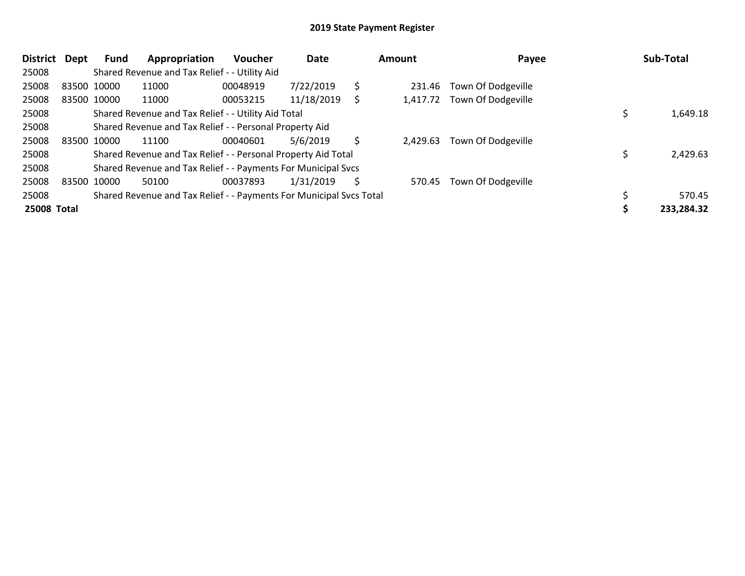# 2019 State Payment Register

| District | Dept | Fund | Appropriation | Voucher | Date | Amount | Payee | Sub-Total |
|---|---|---|---|---|---|---|---|---|
| 25008 | | Shared Revenue and Tax Relief - - Utility Aid | | | | | | |
| 25008 | 83500 | 10000 | 11000 | 00048919 | 7/22/2019 | $ 231.46 | Town Of Dodgeville | |
| 25008 | 83500 | 10000 | 11000 | 00053215 | 11/18/2019 | $ 1,417.72 | Town Of Dodgeville | |
| 25008 | | Shared Revenue and Tax Relief - - Utility Aid Total | | | | | | $ 1,649.18 |
| 25008 | | Shared Revenue and Tax Relief - - Personal Property Aid | | | | | | |
| 25008 | 83500 | 10000 | 11100 | 00040601 | 5/6/2019 | $ 2,429.63 | Town Of Dodgeville | |
| 25008 | | Shared Revenue and Tax Relief - - Personal Property Aid Total | | | | | | $ 2,429.63 |
| 25008 | | Shared Revenue and Tax Relief - - Payments For Municipal Svcs | | | | | | |
| 25008 | 83500 | 10000 | 50100 | 00037893 | 1/31/2019 | $ 570.45 | Town Of Dodgeville | |
| 25008 | | Shared Revenue and Tax Relief - - Payments For Municipal Svcs Total | | | | | | $ 570.45 |
| **25008 Total** | | | | | | | | **$ 233,284.32** |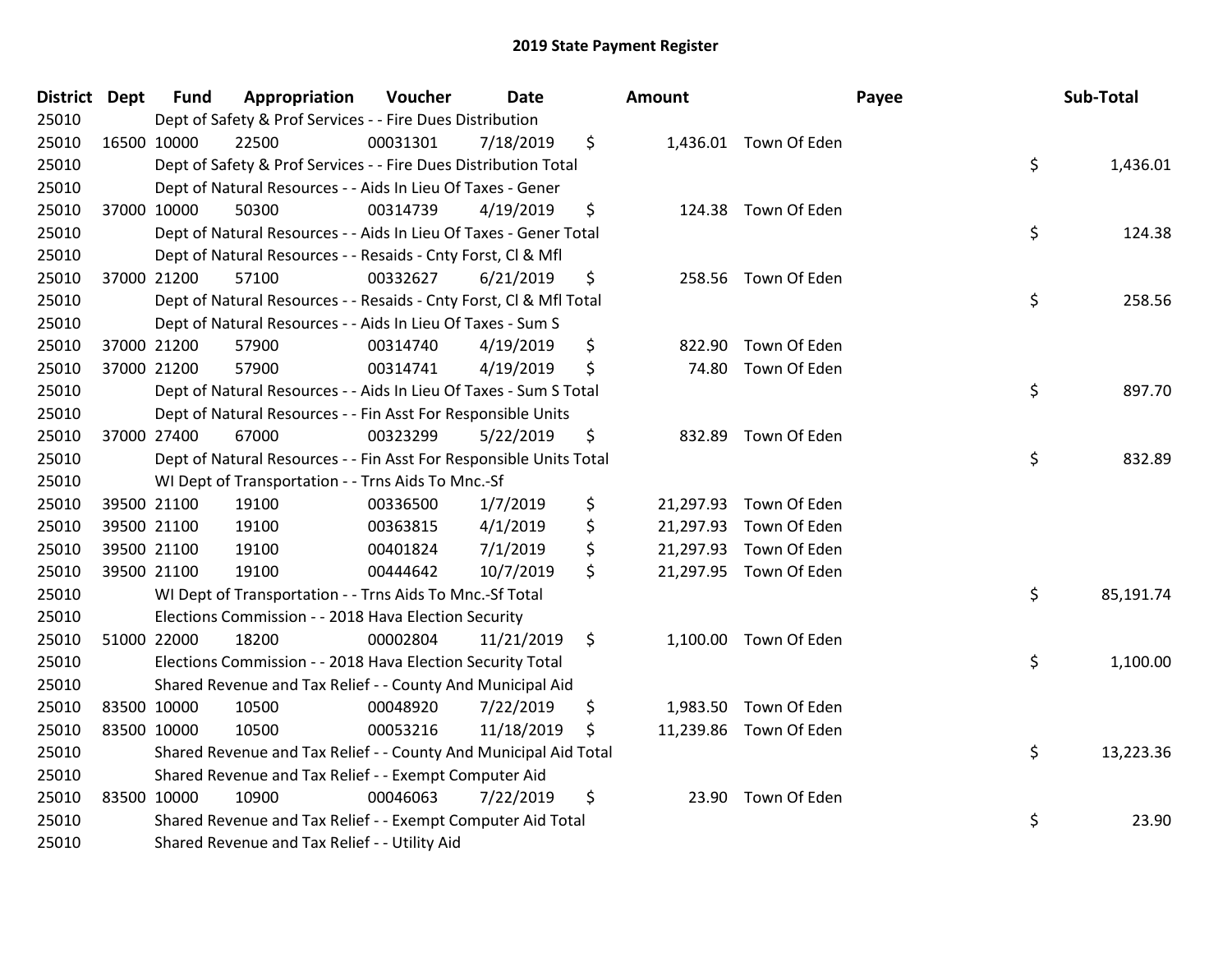## 2019 State Payment Register

| District | Dept | Fund | Appropriation | Voucher | Date | Amount | Payee | Sub-Total |
|---|---|---|---|---|---|---|---|---|
| 25010 | | Dept of Safety & Prof Services - - Fire Dues Distribution | | | | | | |
| 25010 | 16500 | 10000 | 22500 | 00031301 | 7/18/2019 | $ 1,436.01 | Town Of Eden | |
| 25010 | | Dept of Safety & Prof Services - - Fire Dues Distribution Total | | | | | | $ 1,436.01 |
| 25010 | | Dept of Natural Resources - - Aids In Lieu Of Taxes - Gener | | | | | | |
| 25010 | 37000 | 10000 | 50300 | 00314739 | 4/19/2019 | $ 124.38 | Town Of Eden | |
| 25010 | | Dept of Natural Resources - - Aids In Lieu Of Taxes - Gener Total | | | | | | $ 124.38 |
| 25010 | | Dept of Natural Resources - - Resaids - Cnty Forst, Cl & Mfl | | | | | | |
| 25010 | 37000 | 21200 | 57100 | 00332627 | 6/21/2019 | $ 258.56 | Town Of Eden | |
| 25010 | | Dept of Natural Resources - - Resaids - Cnty Forst, Cl & Mfl Total | | | | | | $ 258.56 |
| 25010 | | Dept of Natural Resources - - Aids In Lieu Of Taxes - Sum S | | | | | | |
| 25010 | 37000 | 21200 | 57900 | 00314740 | 4/19/2019 | $ 822.90 | Town Of Eden | |
| 25010 | 37000 | 21200 | 57900 | 00314741 | 4/19/2019 | $ 74.80 | Town Of Eden | |
| 25010 | | Dept of Natural Resources - - Aids In Lieu Of Taxes - Sum S Total | | | | | | $ 897.70 |
| 25010 | | Dept of Natural Resources - - Fin Asst For Responsible Units | | | | | | |
| 25010 | 37000 | 27400 | 67000 | 00323299 | 5/22/2019 | $ 832.89 | Town Of Eden | |
| 25010 | | Dept of Natural Resources - - Fin Asst For Responsible Units Total | | | | | | $ 832.89 |
| 25010 | | WI Dept of Transportation - - Trns Aids To Mnc.-Sf | | | | | | |
| 25010 | 39500 | 21100 | 19100 | 00336500 | 1/7/2019 | $ 21,297.93 | Town Of Eden | |
| 25010 | 39500 | 21100 | 19100 | 00363815 | 4/1/2019 | $ 21,297.93 | Town Of Eden | |
| 25010 | 39500 | 21100 | 19100 | 00401824 | 7/1/2019 | $ 21,297.93 | Town Of Eden | |
| 25010 | 39500 | 21100 | 19100 | 00444642 | 10/7/2019 | $ 21,297.95 | Town Of Eden | |
| 25010 | | WI Dept of Transportation - - Trns Aids To Mnc.-Sf Total | | | | | | $ 85,191.74 |
| 25010 | | Elections Commission - - 2018 Hava Election Security | | | | | | |
| 25010 | 51000 | 22000 | 18200 | 00002804 | 11/21/2019 | $ 1,100.00 | Town Of Eden | |
| 25010 | | Elections Commission - - 2018 Hava Election Security Total | | | | | | $ 1,100.00 |
| 25010 | | Shared Revenue and Tax Relief - - County And Municipal Aid | | | | | | |
| 25010 | 83500 | 10000 | 10500 | 00048920 | 7/22/2019 | $ 1,983.50 | Town Of Eden | |
| 25010 | 83500 | 10000 | 10500 | 00053216 | 11/18/2019 | $ 11,239.86 | Town Of Eden | |
| 25010 | | Shared Revenue and Tax Relief - - County And Municipal Aid Total | | | | | | $ 13,223.36 |
| 25010 | | Shared Revenue and Tax Relief - - Exempt Computer Aid | | | | | | |
| 25010 | 83500 | 10000 | 10900 | 00046063 | 7/22/2019 | $ 23.90 | Town Of Eden | |
| 25010 | | Shared Revenue and Tax Relief - - Exempt Computer Aid Total | | | | | | $ 23.90 |
| 25010 | | Shared Revenue and Tax Relief - - Utility Aid | | | | | | |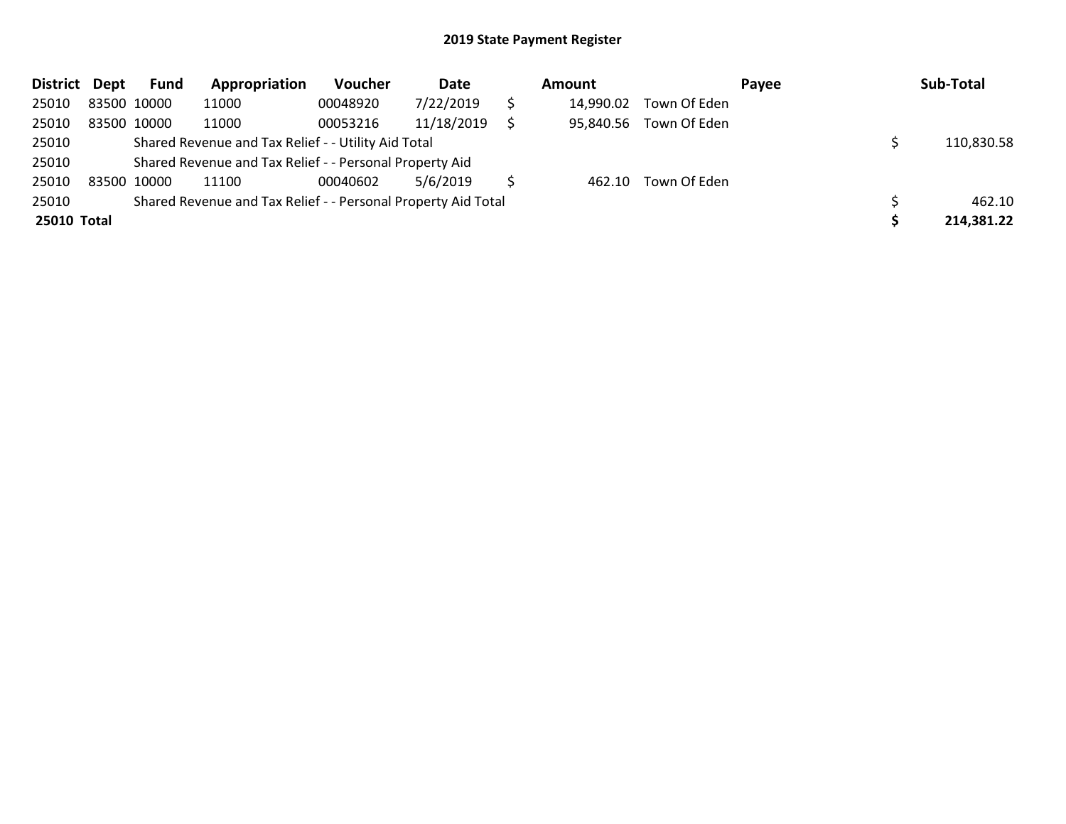# 2019 State Payment Register

| District | Dept | Fund | Appropriation | Voucher | Date | Amount | Payee | Sub-Total |
|---|---|---|---|---|---|---|---|---|
| 25010 | 83500 | 10000 | 11000 | 00048920 | 7/22/2019 | $ 14,990.02 | Town Of Eden | |
| 25010 | 83500 | 10000 | 11000 | 00053216 | 11/18/2019 | $ 95,840.56 | Town Of Eden | |
| 25010 | | Shared Revenue and Tax Relief - - Utility Aid Total | | | | | | $ 110,830.58 |
| 25010 | | Shared Revenue and Tax Relief - - Personal Property Aid | | | | | | |
| 25010 | 83500 | 10000 | 11100 | 00040602 | 5/6/2019 | $ 462.10 | Town Of Eden | |
| 25010 | | Shared Revenue and Tax Relief - - Personal Property Aid Total | | | | | | $ 462.10 |
| **25010** | **Total** | | | | | | | **$ 214,381.22** |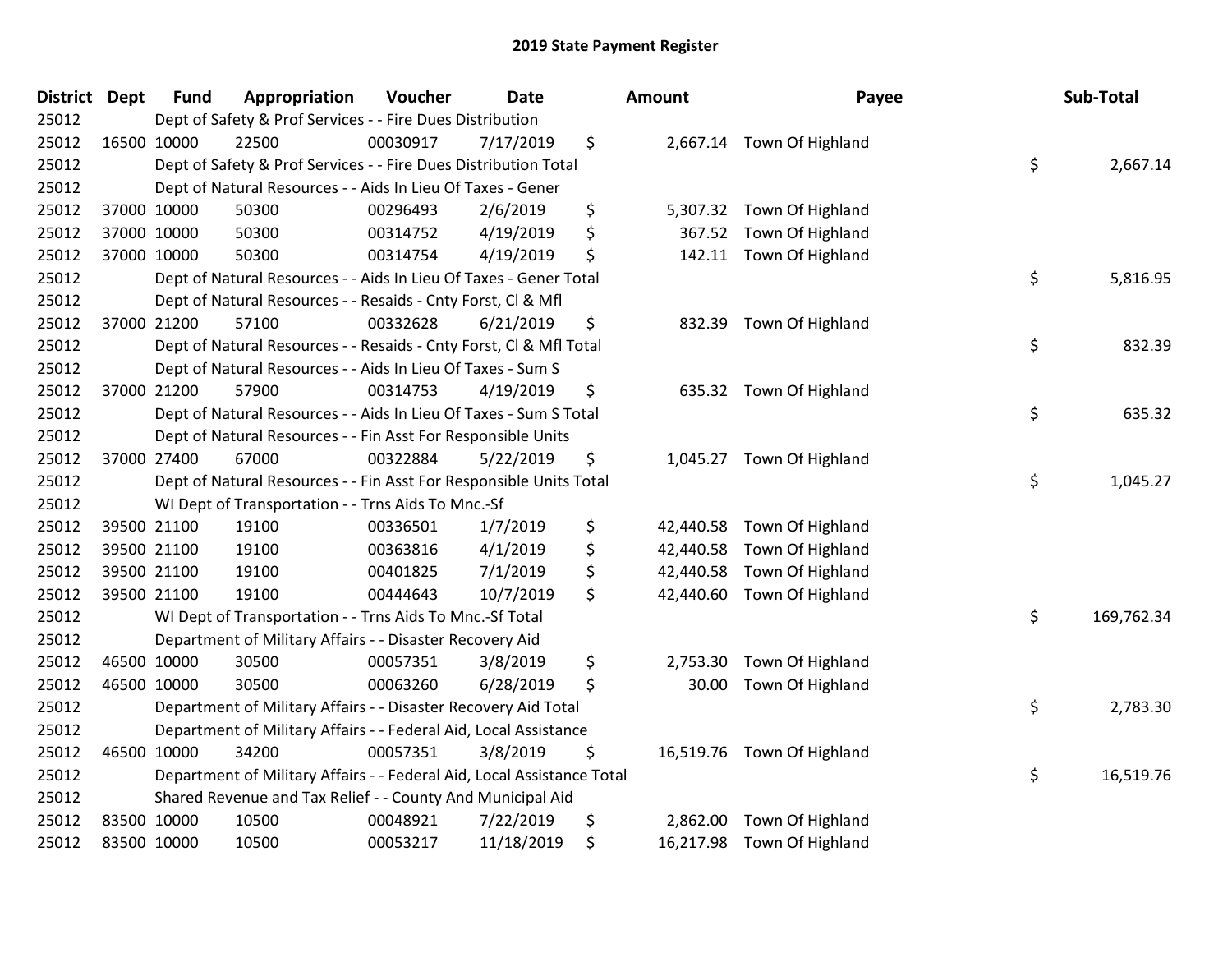# 2019 State Payment Register

| District | Dept | Fund | Appropriation | Voucher | Date | Amount | Payee | Sub-Total |
|---|---|---|---|---|---|---|---|---|
| 25012 | | Dept of Safety & Prof Services - - Fire Dues Distribution | | | | | | |
| 25012 | 16500 | 10000 | 22500 | 00030917 | 7/17/2019 | $ 2,667.14 | Town Of Highland | |
| 25012 | | Dept of Safety & Prof Services - - Fire Dues Distribution Total | | | | | | $ 2,667.14 |
| 25012 | | Dept of Natural Resources - - Aids In Lieu Of Taxes - Gener | | | | | | |
| 25012 | 37000 | 10000 | 50300 | 00296493 | 2/6/2019 | $ 5,307.32 | Town Of Highland | |
| 25012 | 37000 | 10000 | 50300 | 00314752 | 4/19/2019 | $ 367.52 | Town Of Highland | |
| 25012 | 37000 | 10000 | 50300 | 00314754 | 4/19/2019 | $ 142.11 | Town Of Highland | |
| 25012 | | Dept of Natural Resources - - Aids In Lieu Of Taxes - Gener Total | | | | | | $ 5,816.95 |
| 25012 | | Dept of Natural Resources - - Resaids - Cnty Forst, Cl & Mfl | | | | | | |
| 25012 | 37000 | 21200 | 57100 | 00332628 | 6/21/2019 | $ 832.39 | Town Of Highland | |
| 25012 | | Dept of Natural Resources - - Resaids - Cnty Forst, Cl & Mfl Total | | | | | | $ 832.39 |
| 25012 | | Dept of Natural Resources - - Aids In Lieu Of Taxes - Sum S | | | | | | |
| 25012 | 37000 | 21200 | 57900 | 00314753 | 4/19/2019 | $ 635.32 | Town Of Highland | |
| 25012 | | Dept of Natural Resources - - Aids In Lieu Of Taxes - Sum S Total | | | | | | $ 635.32 |
| 25012 | | Dept of Natural Resources - - Fin Asst For Responsible Units | | | | | | |
| 25012 | 37000 | 27400 | 67000 | 00322884 | 5/22/2019 | $ 1,045.27 | Town Of Highland | |
| 25012 | | Dept of Natural Resources - - Fin Asst For Responsible Units Total | | | | | | $ 1,045.27 |
| 25012 | | WI Dept of Transportation - - Trns Aids To Mnc.-Sf | | | | | | |
| 25012 | 39500 | 21100 | 19100 | 00336501 | 1/7/2019 | $ 42,440.58 | Town Of Highland | |
| 25012 | 39500 | 21100 | 19100 | 00363816 | 4/1/2019 | $ 42,440.58 | Town Of Highland | |
| 25012 | 39500 | 21100 | 19100 | 00401825 | 7/1/2019 | $ 42,440.58 | Town Of Highland | |
| 25012 | 39500 | 21100 | 19100 | 00444643 | 10/7/2019 | $ 42,440.60 | Town Of Highland | |
| 25012 | | WI Dept of Transportation - - Trns Aids To Mnc.-Sf Total | | | | | | $ 169,762.34 |
| 25012 | | Department of Military Affairs - - Disaster Recovery Aid | | | | | | |
| 25012 | 46500 | 10000 | 30500 | 00057351 | 3/8/2019 | $ 2,753.30 | Town Of Highland | |
| 25012 | 46500 | 10000 | 30500 | 00063260 | 6/28/2019 | $ 30.00 | Town Of Highland | |
| 25012 | | Department of Military Affairs - - Disaster Recovery Aid Total | | | | | | $ 2,783.30 |
| 25012 | | Department of Military Affairs - - Federal Aid, Local Assistance | | | | | | |
| 25012 | 46500 | 10000 | 34200 | 00057351 | 3/8/2019 | $ 16,519.76 | Town Of Highland | |
| 25012 | | Department of Military Affairs - - Federal Aid, Local Assistance Total | | | | | | $ 16,519.76 |
| 25012 | | Shared Revenue and Tax Relief - - County And Municipal Aid | | | | | | |
| 25012 | 83500 | 10000 | 10500 | 00048921 | 7/22/2019 | $ 2,862.00 | Town Of Highland | |
| 25012 | 83500 | 10000 | 10500 | 00053217 | 11/18/2019 | $ 16,217.98 | Town Of Highland | |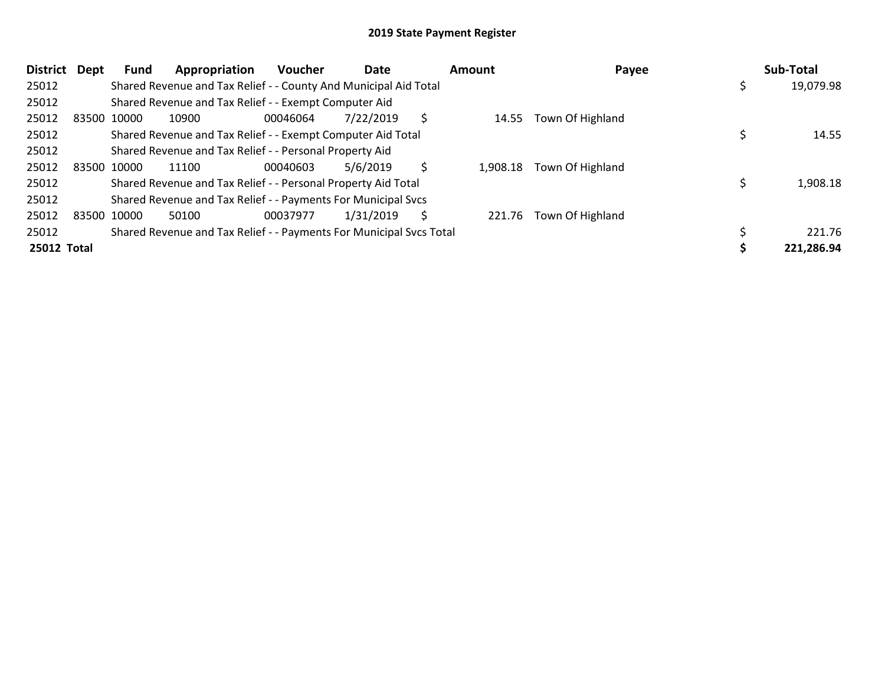# 2019 State Payment Register

| District | Dept | Fund | Appropriation | Voucher | Date | Amount | Payee | Sub-Total |
|---|---|---|---|---|---|---|---|---|
| 25012 | | Shared Revenue and Tax Relief - - County And Municipal Aid Total | | | | | | $ 19,079.98 |
| 25012 | | Shared Revenue and Tax Relief - - Exempt Computer Aid | | | | | | |
| 25012 | 83500 | 10000 | 10900 | 00046064 | 7/22/2019 | $ 14.55 | Town Of Highland | |
| 25012 | | Shared Revenue and Tax Relief - - Exempt Computer Aid Total | | | | | | $ 14.55 |
| 25012 | | Shared Revenue and Tax Relief - - Personal Property Aid | | | | | | |
| 25012 | 83500 | 10000 | 11100 | 00040603 | 5/6/2019 | $ 1,908.18 | Town Of Highland | |
| 25012 | | Shared Revenue and Tax Relief - - Personal Property Aid Total | | | | | | $ 1,908.18 |
| 25012 | | Shared Revenue and Tax Relief - - Payments For Municipal Svcs | | | | | | |
| 25012 | 83500 | 10000 | 50100 | 00037977 | 1/31/2019 | $ 221.76 | Town Of Highland | |
| 25012 | | Shared Revenue and Tax Relief - - Payments For Municipal Svcs Total | | | | | | $ 221.76 |
| **25012 Total** | | | | | | | | **$ 221,286.94** |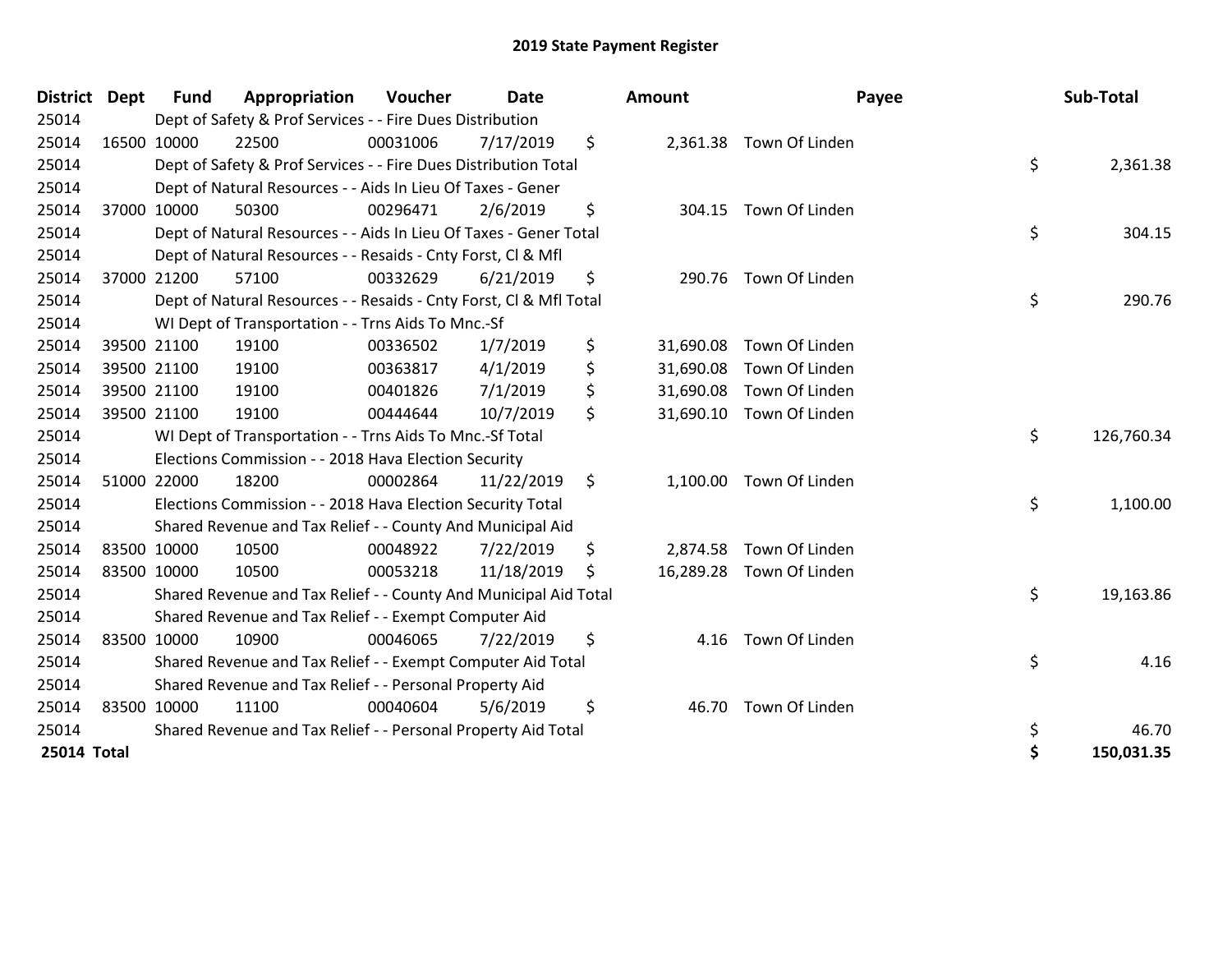# 2019 State Payment Register

| District | Dept | Fund | Appropriation | Voucher | Date | Amount | Payee | Sub-Total |
|---|---|---|---|---|---|---|---|---|
| 25014 | | Dept of Safety & Prof Services - - Fire Dues Distribution | | | | | | |
| 25014 | 16500 | 10000 | 22500 | 00031006 | 7/17/2019 | $ 2,361.38 | Town Of Linden | |
| 25014 | | Dept of Safety & Prof Services - - Fire Dues Distribution Total | | | | | | $ 2,361.38 |
| 25014 | | Dept of Natural Resources - - Aids In Lieu Of Taxes - Gener | | | | | | |
| 25014 | 37000 | 10000 | 50300 | 00296471 | 2/6/2019 | $ 304.15 | Town Of Linden | |
| 25014 | | Dept of Natural Resources - - Aids In Lieu Of Taxes - Gener Total | | | | | | $ 304.15 |
| 25014 | | Dept of Natural Resources - - Resaids - Cnty Forst, Cl & Mfl | | | | | | |
| 25014 | 37000 | 21200 | 57100 | 00332629 | 6/21/2019 | $ 290.76 | Town Of Linden | |
| 25014 | | Dept of Natural Resources - - Resaids - Cnty Forst, Cl & Mfl Total | | | | | | $ 290.76 |
| 25014 | | WI Dept of Transportation - - Trns Aids To Mnc.-Sf | | | | | | |
| 25014 | 39500 | 21100 | 19100 | 00336502 | 1/7/2019 | $ 31,690.08 | Town Of Linden | |
| 25014 | 39500 | 21100 | 19100 | 00363817 | 4/1/2019 | $ 31,690.08 | Town Of Linden | |
| 25014 | 39500 | 21100 | 19100 | 00401826 | 7/1/2019 | $ 31,690.08 | Town Of Linden | |
| 25014 | 39500 | 21100 | 19100 | 00444644 | 10/7/2019 | $ 31,690.10 | Town Of Linden | |
| 25014 | | WI Dept of Transportation - - Trns Aids To Mnc.-Sf Total | | | | | | $ 126,760.34 |
| 25014 | | Elections Commission - - 2018 Hava Election Security | | | | | | |
| 25014 | 51000 | 22000 | 18200 | 00002864 | 11/22/2019 | $ 1,100.00 | Town Of Linden | |
| 25014 | | Elections Commission - - 2018 Hava Election Security Total | | | | | | $ 1,100.00 |
| 25014 | | Shared Revenue and Tax Relief - - County And Municipal Aid | | | | | | |
| 25014 | 83500 | 10000 | 10500 | 00048922 | 7/22/2019 | $ 2,874.58 | Town Of Linden | |
| 25014 | 83500 | 10000 | 10500 | 00053218 | 11/18/2019 | $ 16,289.28 | Town Of Linden | |
| 25014 | | Shared Revenue and Tax Relief - - County And Municipal Aid Total | | | | | | $ 19,163.86 |
| 25014 | | Shared Revenue and Tax Relief - - Exempt Computer Aid | | | | | | |
| 25014 | 83500 | 10000 | 10900 | 00046065 | 7/22/2019 | $ 4.16 | Town Of Linden | |
| 25014 | | Shared Revenue and Tax Relief - - Exempt Computer Aid Total | | | | | | $ 4.16 |
| 25014 | | Shared Revenue and Tax Relief - - Personal Property Aid | | | | | | |
| 25014 | 83500 | 10000 | 11100 | 00040604 | 5/6/2019 | $ 46.70 | Town Of Linden | |
| 25014 | | Shared Revenue and Tax Relief - - Personal Property Aid Total | | | | | | $ 46.70 |
| **25014 Total** | | | | | | | | **$ 150,031.35** |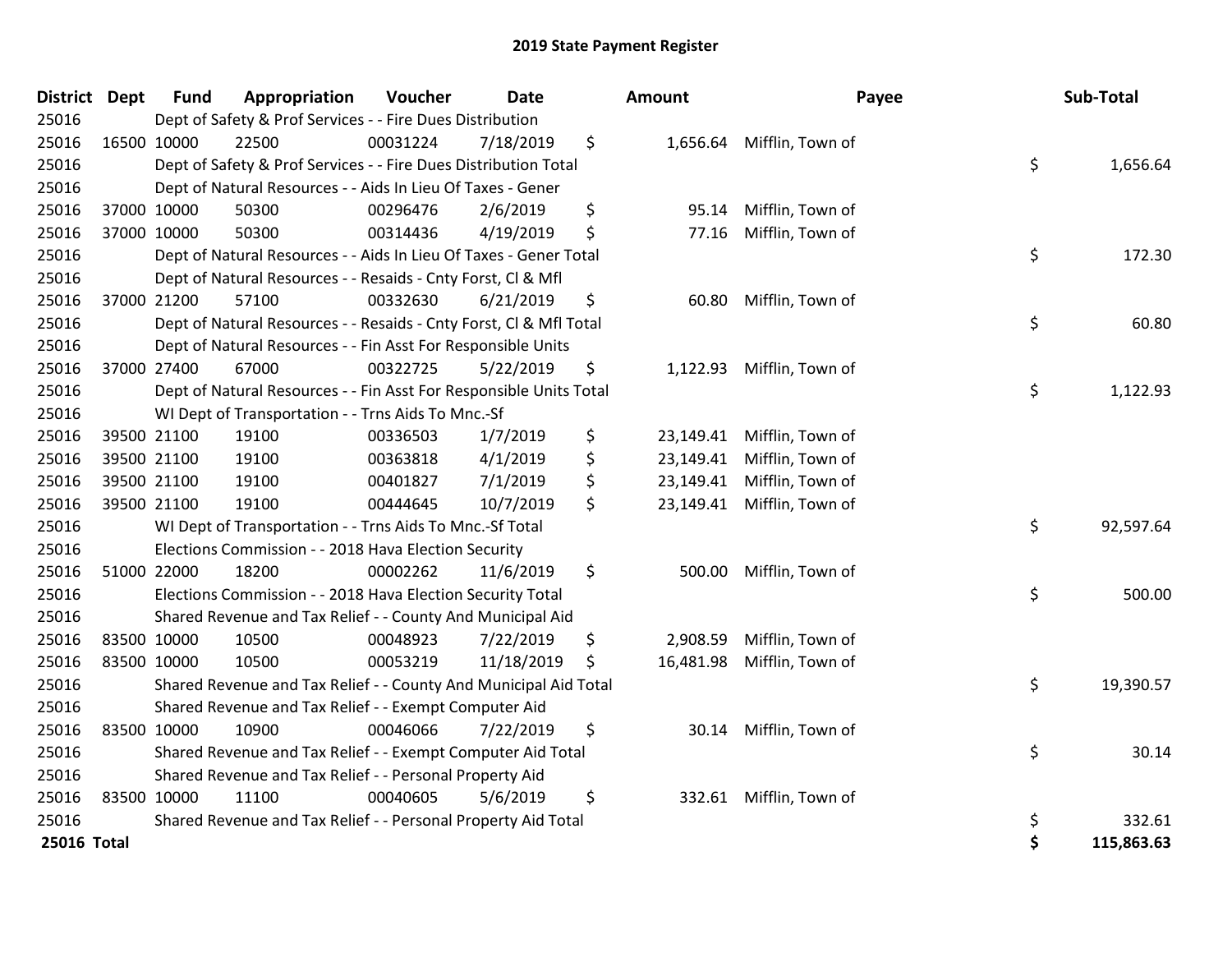# 2019 State Payment Register

| District | Dept | Fund | Appropriation | Voucher | Date | Amount | Payee | Sub-Total |
|---|---|---|---|---|---|---|---|---|
| 25016 | | Dept of Safety & Prof Services - - Fire Dues Distribution | | | | | | |
| 25016 | 16500 | 10000 | 22500 | 00031224 | 7/18/2019 | $ 1,656.64 | Mifflin, Town of | |
| 25016 | | Dept of Safety & Prof Services - - Fire Dues Distribution Total | | | | | | $ 1,656.64 |
| 25016 | | Dept of Natural Resources - - Aids In Lieu Of Taxes - Gener | | | | | | |
| 25016 | 37000 | 10000 | 50300 | 00296476 | 2/6/2019 | $ 95.14 | Mifflin, Town of | |
| 25016 | 37000 | 10000 | 50300 | 00314436 | 4/19/2019 | $ 77.16 | Mifflin, Town of | |
| 25016 | | Dept of Natural Resources - - Aids In Lieu Of Taxes - Gener Total | | | | | | $ 172.30 |
| 25016 | | Dept of Natural Resources - - Resaids - Cnty Forst, Cl & Mfl | | | | | | |
| 25016 | 37000 | 21200 | 57100 | 00332630 | 6/21/2019 | $ 60.80 | Mifflin, Town of | |
| 25016 | | Dept of Natural Resources - - Resaids - Cnty Forst, Cl & Mfl Total | | | | | | $ 60.80 |
| 25016 | | Dept of Natural Resources - - Fin Asst For Responsible Units | | | | | | |
| 25016 | 37000 | 27400 | 67000 | 00322725 | 5/22/2019 | $ 1,122.93 | Mifflin, Town of | |
| 25016 | | Dept of Natural Resources - - Fin Asst For Responsible Units Total | | | | | | $ 1,122.93 |
| 25016 | | WI Dept of Transportation - - Trns Aids To Mnc.-Sf | | | | | | |
| 25016 | 39500 | 21100 | 19100 | 00336503 | 1/7/2019 | $ 23,149.41 | Mifflin, Town of | |
| 25016 | 39500 | 21100 | 19100 | 00363818 | 4/1/2019 | $ 23,149.41 | Mifflin, Town of | |
| 25016 | 39500 | 21100 | 19100 | 00401827 | 7/1/2019 | $ 23,149.41 | Mifflin, Town of | |
| 25016 | 39500 | 21100 | 19100 | 00444645 | 10/7/2019 | $ 23,149.41 | Mifflin, Town of | |
| 25016 | | WI Dept of Transportation - - Trns Aids To Mnc.-Sf Total | | | | | | $ 92,597.64 |
| 25016 | | Elections Commission - - 2018 Hava Election Security | | | | | | |
| 25016 | 51000 | 22000 | 18200 | 00002262 | 11/6/2019 | $ 500.00 | Mifflin, Town of | |
| 25016 | | Elections Commission - - 2018 Hava Election Security Total | | | | | | $ 500.00 |
| 25016 | | Shared Revenue and Tax Relief - - County And Municipal Aid | | | | | | |
| 25016 | 83500 | 10000 | 10500 | 00048923 | 7/22/2019 | $ 2,908.59 | Mifflin, Town of | |
| 25016 | 83500 | 10000 | 10500 | 00053219 | 11/18/2019 | $ 16,481.98 | Mifflin, Town of | |
| 25016 | | Shared Revenue and Tax Relief - - County And Municipal Aid Total | | | | | | $ 19,390.57 |
| 25016 | | Shared Revenue and Tax Relief - - Exempt Computer Aid | | | | | | |
| 25016 | 83500 | 10000 | 10900 | 00046066 | 7/22/2019 | $ 30.14 | Mifflin, Town of | |
| 25016 | | Shared Revenue and Tax Relief - - Exempt Computer Aid Total | | | | | | $ 30.14 |
| 25016 | | Shared Revenue and Tax Relief - - Personal Property Aid | | | | | | |
| 25016 | 83500 | 10000 | 11100 | 00040605 | 5/6/2019 | $ 332.61 | Mifflin, Town of | |
| 25016 | | Shared Revenue and Tax Relief - - Personal Property Aid Total | | | | | | $ 332.61 |
| **25016 Total** | | | | | | | | **$ 115,863.63** |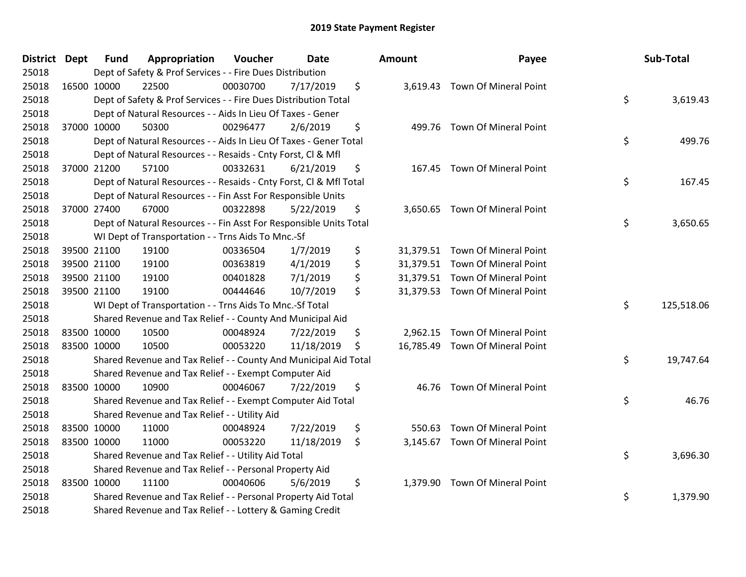# 2019 State Payment Register

| District | Dept | Fund | Appropriation | Voucher | Date | Amount | Payee | Sub-Total |
|---|---|---|---|---|---|---|---|---|
| 25018 | | Dept of Safety & Prof Services - - Fire Dues Distribution | | | | | | |
| 25018 | 16500 | 10000 | 22500 | 00030700 | 7/17/2019 | $ 3,619.43 | Town Of Mineral Point | |
| 25018 | | Dept of Safety & Prof Services - - Fire Dues Distribution Total | | | | | | $ 3,619.43 |
| 25018 | | Dept of Natural Resources - - Aids In Lieu Of Taxes - Gener | | | | | | |
| 25018 | 37000 | 10000 | 50300 | 00296477 | 2/6/2019 | $ 499.76 | Town Of Mineral Point | |
| 25018 | | Dept of Natural Resources - - Aids In Lieu Of Taxes - Gener Total | | | | | | $ 499.76 |
| 25018 | | Dept of Natural Resources - - Resaids - Cnty Forst, Cl & Mfl | | | | | | |
| 25018 | 37000 | 21200 | 57100 | 00332631 | 6/21/2019 | $ 167.45 | Town Of Mineral Point | |
| 25018 | | Dept of Natural Resources - - Resaids - Cnty Forst, Cl & Mfl Total | | | | | | $ 167.45 |
| 25018 | | Dept of Natural Resources - - Fin Asst For Responsible Units | | | | | | |
| 25018 | 37000 | 27400 | 67000 | 00322898 | 5/22/2019 | $ 3,650.65 | Town Of Mineral Point | |
| 25018 | | Dept of Natural Resources - - Fin Asst For Responsible Units Total | | | | | | $ 3,650.65 |
| 25018 | | WI Dept of Transportation - - Trns Aids To Mnc.-Sf | | | | | | |
| 25018 | 39500 | 21100 | 19100 | 00336504 | 1/7/2019 | $ 31,379.51 | Town Of Mineral Point | |
| 25018 | 39500 | 21100 | 19100 | 00363819 | 4/1/2019 | $ 31,379.51 | Town Of Mineral Point | |
| 25018 | 39500 | 21100 | 19100 | 00401828 | 7/1/2019 | $ 31,379.51 | Town Of Mineral Point | |
| 25018 | 39500 | 21100 | 19100 | 00444646 | 10/7/2019 | $ 31,379.53 | Town Of Mineral Point | |
| 25018 | | WI Dept of Transportation - - Trns Aids To Mnc.-Sf Total | | | | | | $ 125,518.06 |
| 25018 | | Shared Revenue and Tax Relief - - County And Municipal Aid | | | | | | |
| 25018 | 83500 | 10000 | 10500 | 00048924 | 7/22/2019 | $ 2,962.15 | Town Of Mineral Point | |
| 25018 | 83500 | 10000 | 10500 | 00053220 | 11/18/2019 | $ 16,785.49 | Town Of Mineral Point | |
| 25018 | | Shared Revenue and Tax Relief - - County And Municipal Aid Total | | | | | | $ 19,747.64 |
| 25018 | | Shared Revenue and Tax Relief - - Exempt Computer Aid | | | | | | |
| 25018 | 83500 | 10000 | 10900 | 00046067 | 7/22/2019 | $ 46.76 | Town Of Mineral Point | |
| 25018 | | Shared Revenue and Tax Relief - - Exempt Computer Aid Total | | | | | | $ 46.76 |
| 25018 | | Shared Revenue and Tax Relief - - Utility Aid | | | | | | |
| 25018 | 83500 | 10000 | 11000 | 00048924 | 7/22/2019 | $ 550.63 | Town Of Mineral Point | |
| 25018 | 83500 | 10000 | 11000 | 00053220 | 11/18/2019 | $ 3,145.67 | Town Of Mineral Point | |
| 25018 | | Shared Revenue and Tax Relief - - Utility Aid Total | | | | | | $ 3,696.30 |
| 25018 | | Shared Revenue and Tax Relief - - Personal Property Aid | | | | | | |
| 25018 | 83500 | 10000 | 11100 | 00040606 | 5/6/2019 | $ 1,379.90 | Town Of Mineral Point | |
| 25018 | | Shared Revenue and Tax Relief - - Personal Property Aid Total | | | | | | $ 1,379.90 |
| 25018 | | Shared Revenue and Tax Relief - - Lottery & Gaming Credit | | | | | | |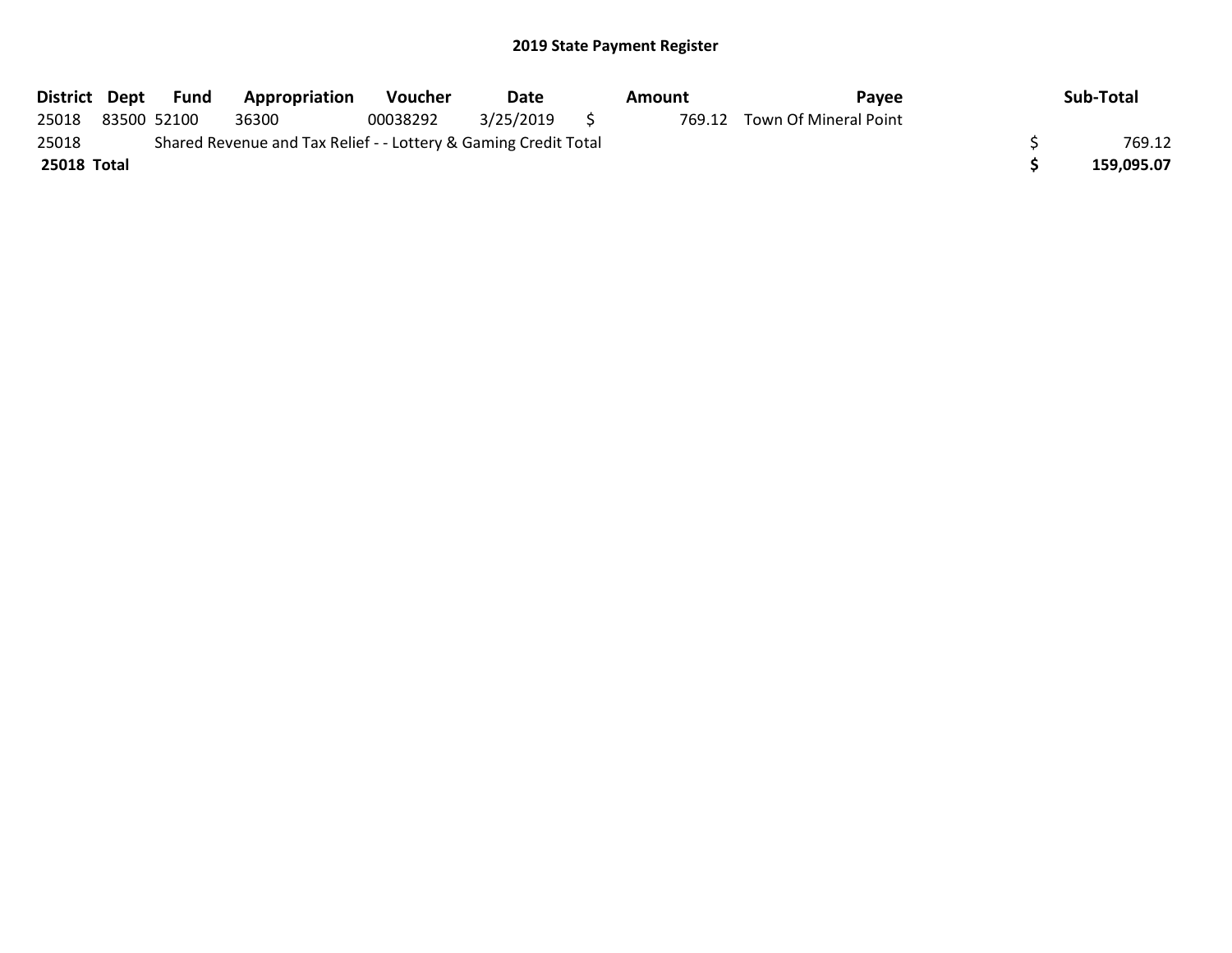## 2019 State Payment Register

| District | Dept | Fund | Appropriation | Voucher | Date | Amount | Payee | Sub-Total |
|---|---|---|---|---|---|---|---|---|
| 25018 | 83500 | 52100 | 36300 | 00038292 | 3/25/2019 | $ 769.12 | Town Of Mineral Point | |
| 25018 | Shared Revenue and Tax Relief - - Lottery & Gaming Credit Total | | | | | | | $ 769.12 |
| **25018 Total** | | | | | | | | **$ 159,095.07** |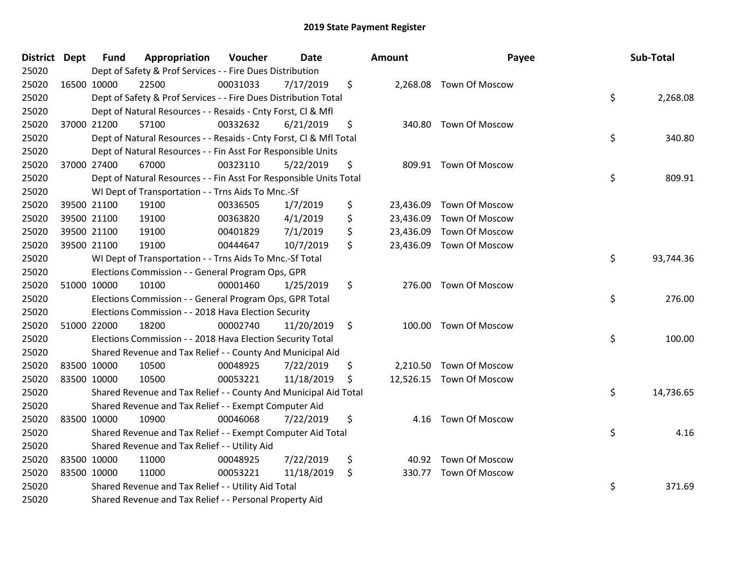# 2019 State Payment Register

| District | Dept | Fund | Appropriation | Voucher | Date | Amount | Payee | Sub-Total |
|---|---|---|---|---|---|---|---|---|
| 25020 | | Dept of Safety & Prof Services - - Fire Dues Distribution | | | | | | |
| 25020 | 16500 | 10000 | 22500 | 00031033 | 7/17/2019 | $ 2,268.08 | Town Of Moscow | |
| 25020 | | Dept of Safety & Prof Services - - Fire Dues Distribution Total | | | | | | $ 2,268.08 |
| 25020 | | Dept of Natural Resources - - Resaids - Cnty Forst, Cl & Mfl | | | | | | |
| 25020 | 37000 | 21200 | 57100 | 00332632 | 6/21/2019 | $ 340.80 | Town Of Moscow | |
| 25020 | | Dept of Natural Resources - - Resaids - Cnty Forst, Cl & Mfl Total | | | | | | $ 340.80 |
| 25020 | | Dept of Natural Resources - - Fin Asst For Responsible Units | | | | | | |
| 25020 | 37000 | 27400 | 67000 | 00323110 | 5/22/2019 | $ 809.91 | Town Of Moscow | |
| 25020 | | Dept of Natural Resources - - Fin Asst For Responsible Units Total | | | | | | $ 809.91 |
| 25020 | | WI Dept of Transportation - - Trns Aids To Mnc.-Sf | | | | | | |
| 25020 | 39500 | 21100 | 19100 | 00336505 | 1/7/2019 | $ 23,436.09 | Town Of Moscow | |
| 25020 | 39500 | 21100 | 19100 | 00363820 | 4/1/2019 | $ 23,436.09 | Town Of Moscow | |
| 25020 | 39500 | 21100 | 19100 | 00401829 | 7/1/2019 | $ 23,436.09 | Town Of Moscow | |
| 25020 | 39500 | 21100 | 19100 | 00444647 | 10/7/2019 | $ 23,436.09 | Town Of Moscow | |
| 25020 | | WI Dept of Transportation - - Trns Aids To Mnc.-Sf Total | | | | | | $ 93,744.36 |
| 25020 | | Elections Commission - - General Program Ops, GPR | | | | | | |
| 25020 | 51000 | 10000 | 10100 | 00001460 | 1/25/2019 | $ 276.00 | Town Of Moscow | |
| 25020 | | Elections Commission - - General Program Ops, GPR Total | | | | | | $ 276.00 |
| 25020 | | Elections Commission - - 2018 Hava Election Security | | | | | | |
| 25020 | 51000 | 22000 | 18200 | 00002740 | 11/20/2019 | $ 100.00 | Town Of Moscow | |
| 25020 | | Elections Commission - - 2018 Hava Election Security Total | | | | | | $ 100.00 |
| 25020 | | Shared Revenue and Tax Relief - - County And Municipal Aid | | | | | | |
| 25020 | 83500 | 10000 | 10500 | 00048925 | 7/22/2019 | $ 2,210.50 | Town Of Moscow | |
| 25020 | 83500 | 10000 | 10500 | 00053221 | 11/18/2019 | $ 12,526.15 | Town Of Moscow | |
| 25020 | | Shared Revenue and Tax Relief - - County And Municipal Aid Total | | | | | | $ 14,736.65 |
| 25020 | | Shared Revenue and Tax Relief - - Exempt Computer Aid | | | | | | |
| 25020 | 83500 | 10000 | 10900 | 00046068 | 7/22/2019 | $ 4.16 | Town Of Moscow | |
| 25020 | | Shared Revenue and Tax Relief - - Exempt Computer Aid Total | | | | | | $ 4.16 |
| 25020 | | Shared Revenue and Tax Relief - - Utility Aid | | | | | | |
| 25020 | 83500 | 10000 | 11000 | 00048925 | 7/22/2019 | $ 40.92 | Town Of Moscow | |
| 25020 | 83500 | 10000 | 11000 | 00053221 | 11/18/2019 | $ 330.77 | Town Of Moscow | |
| 25020 | | Shared Revenue and Tax Relief - - Utility Aid Total | | | | | | $ 371.69 |
| 25020 | | Shared Revenue and Tax Relief - - Personal Property Aid | | | | | | |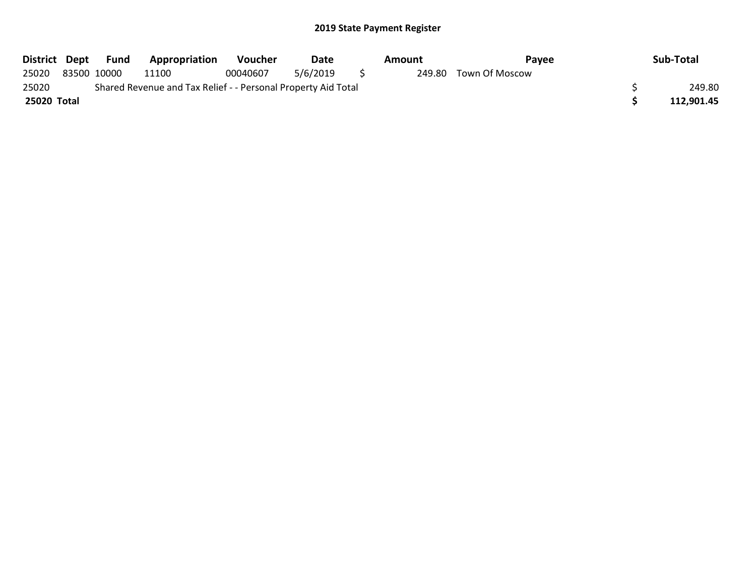## 2019 State Payment Register

| District | Dept | Fund | Appropriation | Voucher | Date | Amount | Payee | Sub-Total |
|---|---|---|---|---|---|---|---|---|
| 25020 | 83500 | 10000 | 11100 | 00040607 | 5/6/2019 | $ 249.80 | Town Of Moscow | |
| 25020 | Shared Revenue and Tax Relief - - Personal Property Aid Total | | | | | | | $ 249.80 |
| **25020 Total** | | | | | | | | **$ 112,901.45** |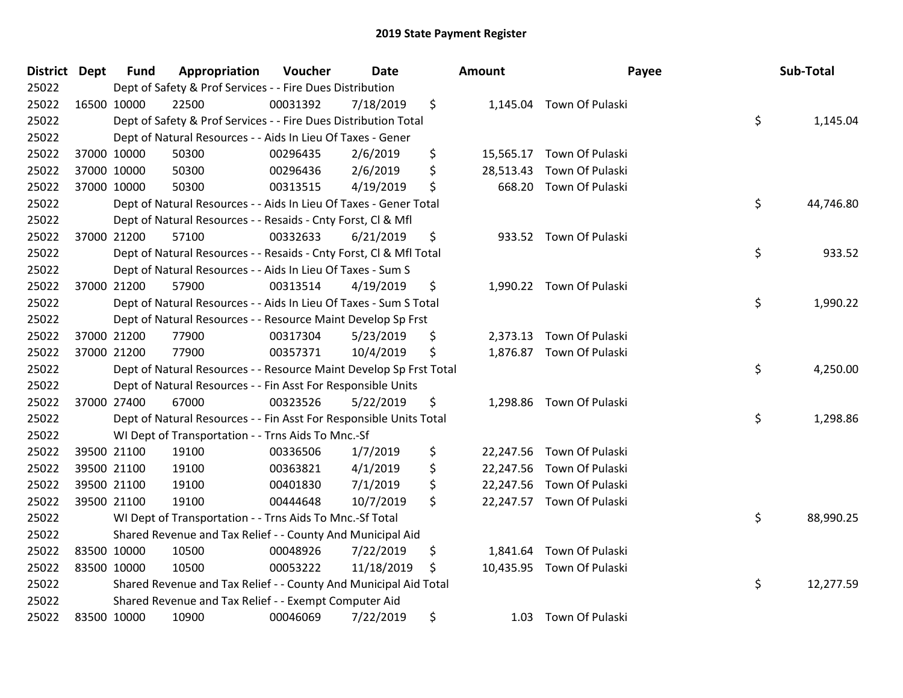# 2019 State Payment Register

| District | Dept | Fund | Appropriation | Voucher | Date | Amount | Payee | Sub-Total |
|---|---|---|---|---|---|---|---|---|
| 25022 | | Dept of Safety & Prof Services - - Fire Dues Distribution | | | | | | |
| 25022 | 16500 | 10000 | 22500 | 00031392 | 7/18/2019 | $ 1,145.04 | Town Of Pulaski | |
| 25022 | | Dept of Safety & Prof Services - - Fire Dues Distribution Total | | | | | | $ 1,145.04 |
| 25022 | | Dept of Natural Resources - - Aids In Lieu Of Taxes - Gener | | | | | | |
| 25022 | 37000 | 10000 | 50300 | 00296435 | 2/6/2019 | $ 15,565.17 | Town Of Pulaski | |
| 25022 | 37000 | 10000 | 50300 | 00296436 | 2/6/2019 | $ 28,513.43 | Town Of Pulaski | |
| 25022 | 37000 | 10000 | 50300 | 00313515 | 4/19/2019 | $ 668.20 | Town Of Pulaski | |
| 25022 | | Dept of Natural Resources - - Aids In Lieu Of Taxes - Gener Total | | | | | | $ 44,746.80 |
| 25022 | | Dept of Natural Resources - - Resaids - Cnty Forst, Cl & Mfl | | | | | | |
| 25022 | 37000 | 21200 | 57100 | 00332633 | 6/21/2019 | $ 933.52 | Town Of Pulaski | |
| 25022 | | Dept of Natural Resources - - Resaids - Cnty Forst, Cl & Mfl Total | | | | | | $ 933.52 |
| 25022 | | Dept of Natural Resources - - Aids In Lieu Of Taxes - Sum S | | | | | | |
| 25022 | 37000 | 21200 | 57900 | 00313514 | 4/19/2019 | $ 1,990.22 | Town Of Pulaski | |
| 25022 | | Dept of Natural Resources - - Aids In Lieu Of Taxes - Sum S Total | | | | | | $ 1,990.22 |
| 25022 | | Dept of Natural Resources - - Resource Maint Develop Sp Frst | | | | | | |
| 25022 | 37000 | 21200 | 77900 | 00317304 | 5/23/2019 | $ 2,373.13 | Town Of Pulaski | |
| 25022 | 37000 | 21200 | 77900 | 00357371 | 10/4/2019 | $ 1,876.87 | Town Of Pulaski | |
| 25022 | | Dept of Natural Resources - - Resource Maint Develop Sp Frst Total | | | | | | $ 4,250.00 |
| 25022 | | Dept of Natural Resources - - Fin Asst For Responsible Units | | | | | | |
| 25022 | 37000 | 27400 | 67000 | 00323526 | 5/22/2019 | $ 1,298.86 | Town Of Pulaski | |
| 25022 | | Dept of Natural Resources - - Fin Asst For Responsible Units Total | | | | | | $ 1,298.86 |
| 25022 | | WI Dept of Transportation - - Trns Aids To Mnc.-Sf | | | | | | |
| 25022 | 39500 | 21100 | 19100 | 00336506 | 1/7/2019 | $ 22,247.56 | Town Of Pulaski | |
| 25022 | 39500 | 21100 | 19100 | 00363821 | 4/1/2019 | $ 22,247.56 | Town Of Pulaski | |
| 25022 | 39500 | 21100 | 19100 | 00401830 | 7/1/2019 | $ 22,247.56 | Town Of Pulaski | |
| 25022 | 39500 | 21100 | 19100 | 00444648 | 10/7/2019 | $ 22,247.57 | Town Of Pulaski | |
| 25022 | | WI Dept of Transportation - - Trns Aids To Mnc.-Sf Total | | | | | | $ 88,990.25 |
| 25022 | | Shared Revenue and Tax Relief - - County And Municipal Aid | | | | | | |
| 25022 | 83500 | 10000 | 10500 | 00048926 | 7/22/2019 | $ 1,841.64 | Town Of Pulaski | |
| 25022 | 83500 | 10000 | 10500 | 00053222 | 11/18/2019 | $ 10,435.95 | Town Of Pulaski | |
| 25022 | | Shared Revenue and Tax Relief - - County And Municipal Aid Total | | | | | | $ 12,277.59 |
| 25022 | | Shared Revenue and Tax Relief - - Exempt Computer Aid | | | | | | |
| 25022 | 83500 | 10000 | 10900 | 00046069 | 7/22/2019 | $ 1.03 | Town Of Pulaski | |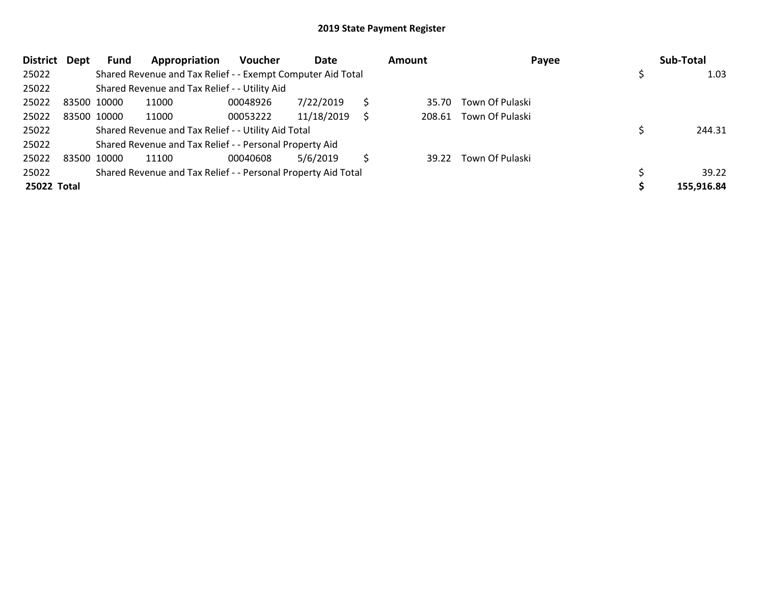# 2019 State Payment Register

| District | Dept | Fund | Appropriation | Voucher | Date | Amount | Payee | Sub-Total |
|---|---|---|---|---|---|---|---|---|
| 25022 | | Shared Revenue and Tax Relief - - Exempt Computer Aid Total | | | | | | $ 1.03 |
| 25022 | | Shared Revenue and Tax Relief - - Utility Aid | | | | | | |
| 25022 | 83500 | 10000 | 11000 | 00048926 | 7/22/2019 | $ 35.70 | Town Of Pulaski | |
| 25022 | 83500 | 10000 | 11000 | 00053222 | 11/18/2019 | $ 208.61 | Town Of Pulaski | |
| 25022 | | Shared Revenue and Tax Relief - - Utility Aid Total | | | | | | $ 244.31 |
| 25022 | | Shared Revenue and Tax Relief - - Personal Property Aid | | | | | | |
| 25022 | 83500 | 10000 | 11100 | 00040608 | 5/6/2019 | $ 39.22 | Town Of Pulaski | |
| 25022 | | Shared Revenue and Tax Relief - - Personal Property Aid Total | | | | | | $ 39.22 |
| **25022 Total** | | | | | | | | **$ 155,916.84** |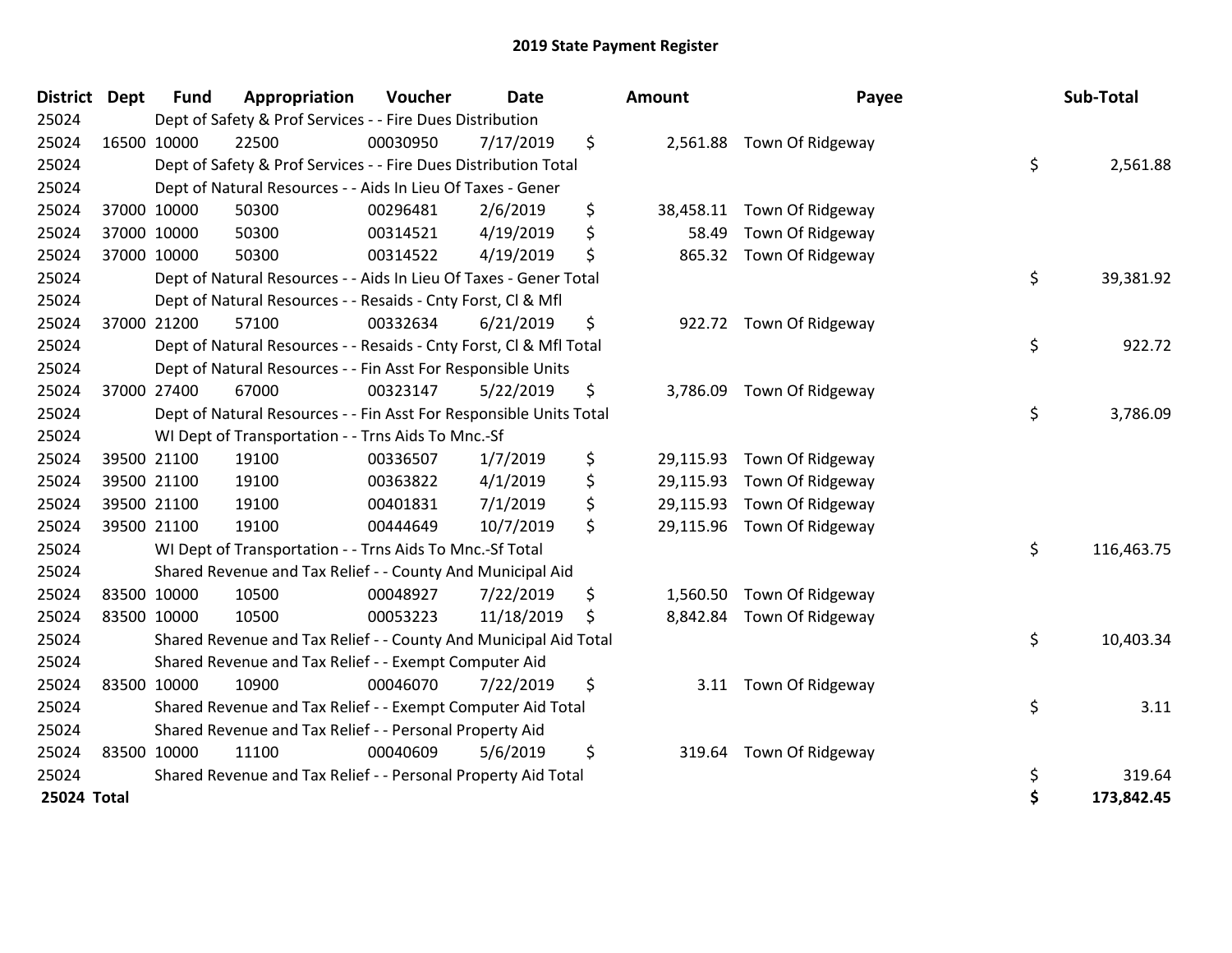# 2019 State Payment Register

| District | Dept | Fund | Appropriation | Voucher | Date | Amount | Payee | Sub-Total |
|---|---|---|---|---|---|---|---|---|
| 25024 | | Dept of Safety & Prof Services - - Fire Dues Distribution | | | | | | |
| 25024 | 16500 | 10000 | 22500 | 00030950 | 7/17/2019 | $ 2,561.88 | Town Of Ridgeway | |
| 25024 | | Dept of Safety & Prof Services - - Fire Dues Distribution Total | | | | | | $ 2,561.88 |
| 25024 | | Dept of Natural Resources - - Aids In Lieu Of Taxes - Gener | | | | | | |
| 25024 | 37000 | 10000 | 50300 | 00296481 | 2/6/2019 | $ 38,458.11 | Town Of Ridgeway | |
| 25024 | 37000 | 10000 | 50300 | 00314521 | 4/19/2019 | $ 58.49 | Town Of Ridgeway | |
| 25024 | 37000 | 10000 | 50300 | 00314522 | 4/19/2019 | $ 865.32 | Town Of Ridgeway | |
| 25024 | | Dept of Natural Resources - - Aids In Lieu Of Taxes - Gener Total | | | | | | $ 39,381.92 |
| 25024 | | Dept of Natural Resources - - Resaids - Cnty Forst, Cl & Mfl | | | | | | |
| 25024 | 37000 | 21200 | 57100 | 00332634 | 6/21/2019 | $ 922.72 | Town Of Ridgeway | |
| 25024 | | Dept of Natural Resources - - Resaids - Cnty Forst, Cl & Mfl Total | | | | | | $ 922.72 |
| 25024 | | Dept of Natural Resources - - Fin Asst For Responsible Units | | | | | | |
| 25024 | 37000 | 27400 | 67000 | 00323147 | 5/22/2019 | $ 3,786.09 | Town Of Ridgeway | |
| 25024 | | Dept of Natural Resources - - Fin Asst For Responsible Units Total | | | | | | $ 3,786.09 |
| 25024 | | WI Dept of Transportation - - Trns Aids To Mnc.-Sf | | | | | | |
| 25024 | 39500 | 21100 | 19100 | 00336507 | 1/7/2019 | $ 29,115.93 | Town Of Ridgeway | |
| 25024 | 39500 | 21100 | 19100 | 00363822 | 4/1/2019 | $ 29,115.93 | Town Of Ridgeway | |
| 25024 | 39500 | 21100 | 19100 | 00401831 | 7/1/2019 | $ 29,115.93 | Town Of Ridgeway | |
| 25024 | 39500 | 21100 | 19100 | 00444649 | 10/7/2019 | $ 29,115.96 | Town Of Ridgeway | |
| 25024 | | WI Dept of Transportation - - Trns Aids To Mnc.-Sf Total | | | | | | $ 116,463.75 |
| 25024 | | Shared Revenue and Tax Relief - - County And Municipal Aid | | | | | | |
| 25024 | 83500 | 10000 | 10500 | 00048927 | 7/22/2019 | $ 1,560.50 | Town Of Ridgeway | |
| 25024 | 83500 | 10000 | 10500 | 00053223 | 11/18/2019 | $ 8,842.84 | Town Of Ridgeway | |
| 25024 | | Shared Revenue and Tax Relief - - County And Municipal Aid Total | | | | | | $ 10,403.34 |
| 25024 | | Shared Revenue and Tax Relief - - Exempt Computer Aid | | | | | | |
| 25024 | 83500 | 10000 | 10900 | 00046070 | 7/22/2019 | $ 3.11 | Town Of Ridgeway | |
| 25024 | | Shared Revenue and Tax Relief - - Exempt Computer Aid Total | | | | | | $ 3.11 |
| 25024 | | Shared Revenue and Tax Relief - - Personal Property Aid | | | | | | |
| 25024 | 83500 | 10000 | 11100 | 00040609 | 5/6/2019 | $ 319.64 | Town Of Ridgeway | |
| 25024 | | Shared Revenue and Tax Relief - - Personal Property Aid Total | | | | | | $ 319.64 |
| **25024 Total** | | | | | | | | **$ 173,842.45** |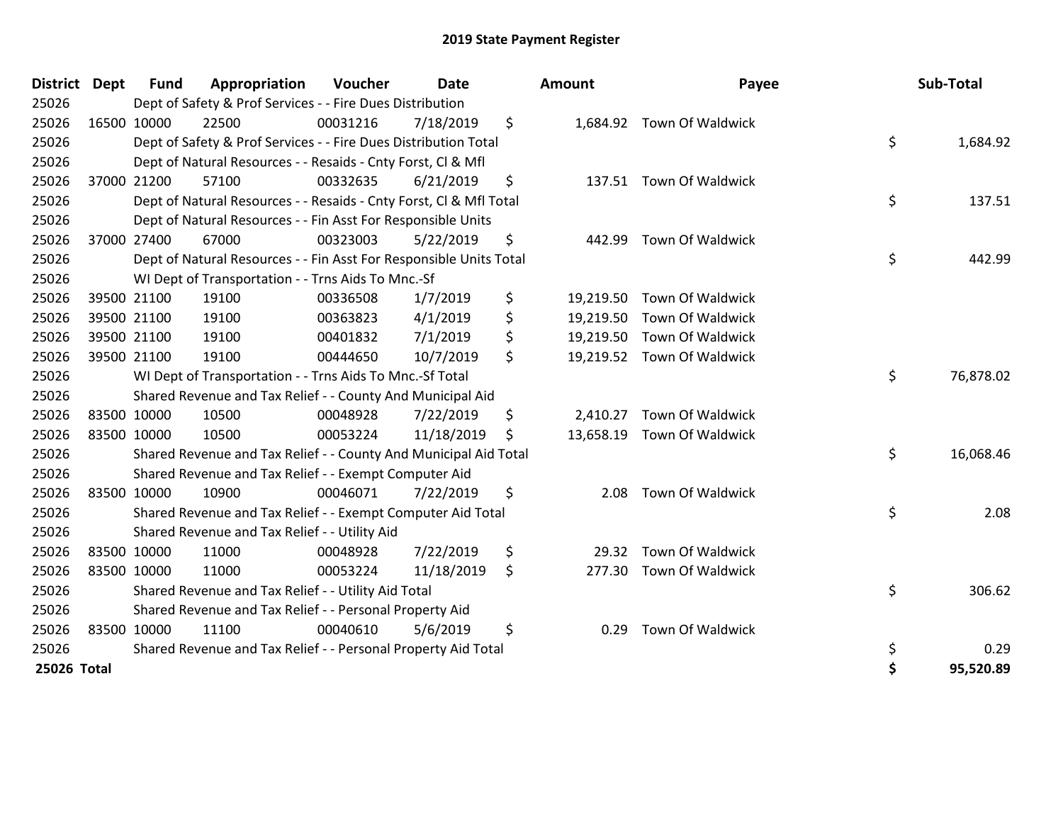# 2019 State Payment Register

| District | Dept | Fund | Appropriation | Voucher | Date | Amount | Payee | Sub-Total |
|---|---|---|---|---|---|---|---|---|
| 25026 | | Dept of Safety & Prof Services - - Fire Dues Distribution | | | | | | |
| 25026 | 16500 | 10000 | 22500 | 00031216 | 7/18/2019 | $ 1,684.92 | Town Of Waldwick | |
| 25026 | | Dept of Safety & Prof Services - - Fire Dues Distribution Total | | | | | | $ 1,684.92 |
| 25026 | | Dept of Natural Resources - - Resaids - Cnty Forst, Cl & Mfl | | | | | | |
| 25026 | 37000 | 21200 | 57100 | 00332635 | 6/21/2019 | $ 137.51 | Town Of Waldwick | |
| 25026 | | Dept of Natural Resources - - Resaids - Cnty Forst, Cl & Mfl Total | | | | | | $ 137.51 |
| 25026 | | Dept of Natural Resources - - Fin Asst For Responsible Units | | | | | | |
| 25026 | 37000 | 27400 | 67000 | 00323003 | 5/22/2019 | $ 442.99 | Town Of Waldwick | |
| 25026 | | Dept of Natural Resources - - Fin Asst For Responsible Units Total | | | | | | $ 442.99 |
| 25026 | | WI Dept of Transportation - - Trns Aids To Mnc.-Sf | | | | | | |
| 25026 | 39500 | 21100 | 19100 | 00336508 | 1/7/2019 | $ 19,219.50 | Town Of Waldwick | |
| 25026 | 39500 | 21100 | 19100 | 00363823 | 4/1/2019 | $ 19,219.50 | Town Of Waldwick | |
| 25026 | 39500 | 21100 | 19100 | 00401832 | 7/1/2019 | $ 19,219.50 | Town Of Waldwick | |
| 25026 | 39500 | 21100 | 19100 | 00444650 | 10/7/2019 | $ 19,219.52 | Town Of Waldwick | |
| 25026 | | WI Dept of Transportation - - Trns Aids To Mnc.-Sf Total | | | | | | $ 76,878.02 |
| 25026 | | Shared Revenue and Tax Relief - - County And Municipal Aid | | | | | | |
| 25026 | 83500 | 10000 | 10500 | 00048928 | 7/22/2019 | $ 2,410.27 | Town Of Waldwick | |
| 25026 | 83500 | 10000 | 10500 | 00053224 | 11/18/2019 | $ 13,658.19 | Town Of Waldwick | |
| 25026 | | Shared Revenue and Tax Relief - - County And Municipal Aid Total | | | | | | $ 16,068.46 |
| 25026 | | Shared Revenue and Tax Relief - - Exempt Computer Aid | | | | | | |
| 25026 | 83500 | 10000 | 10900 | 00046071 | 7/22/2019 | $ 2.08 | Town Of Waldwick | |
| 25026 | | Shared Revenue and Tax Relief - - Exempt Computer Aid Total | | | | | | $ 2.08 |
| 25026 | | Shared Revenue and Tax Relief - - Utility Aid | | | | | | |
| 25026 | 83500 | 10000 | 11000 | 00048928 | 7/22/2019 | $ 29.32 | Town Of Waldwick | |
| 25026 | 83500 | 10000 | 11000 | 00053224 | 11/18/2019 | $ 277.30 | Town Of Waldwick | |
| 25026 | | Shared Revenue and Tax Relief - - Utility Aid Total | | | | | | $ 306.62 |
| 25026 | | Shared Revenue and Tax Relief - - Personal Property Aid | | | | | | |
| 25026 | 83500 | 10000 | 11100 | 00040610 | 5/6/2019 | $ 0.29 | Town Of Waldwick | |
| 25026 | | Shared Revenue and Tax Relief - - Personal Property Aid Total | | | | | | $ 0.29 |
| **25026 Total** | | | | | | | | **$ 95,520.89** |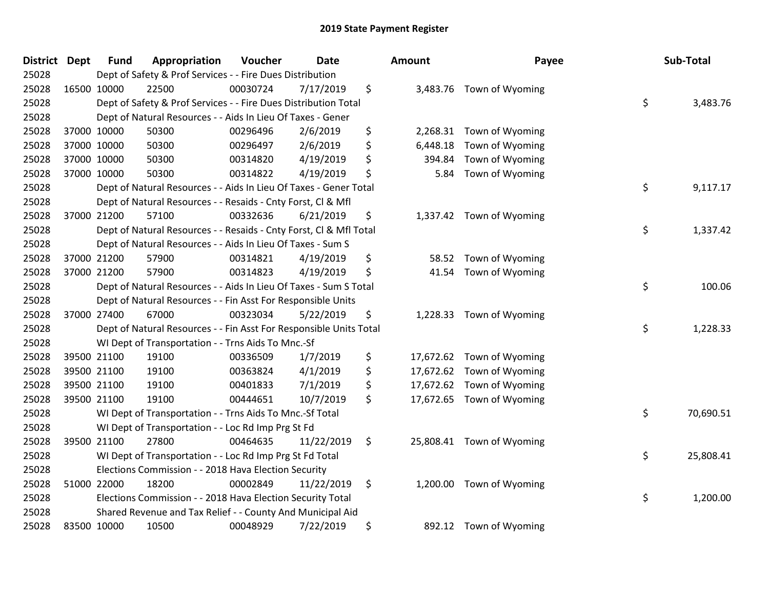# 2019 State Payment Register

| District | Dept | Fund | Appropriation | Voucher | Date | Amount | Payee | Sub-Total |
|---|---|---|---|---|---|---|---|---|
| 25028 | | Dept of Safety & Prof Services - - Fire Dues Distribution | | | | | | |
| 25028 | 16500 | 10000 | 22500 | 00030724 | 7/17/2019 | $ 3,483.76 | Town of Wyoming | |
| 25028 | | Dept of Safety & Prof Services - - Fire Dues Distribution Total | | | | | | $ 3,483.76 |
| 25028 | | Dept of Natural Resources - - Aids In Lieu Of Taxes - Gener | | | | | | |
| 25028 | 37000 | 10000 | 50300 | 00296496 | 2/6/2019 | $ 2,268.31 | Town of Wyoming | |
| 25028 | 37000 | 10000 | 50300 | 00296497 | 2/6/2019 | $ 6,448.18 | Town of Wyoming | |
| 25028 | 37000 | 10000 | 50300 | 00314820 | 4/19/2019 | $ 394.84 | Town of Wyoming | |
| 25028 | 37000 | 10000 | 50300 | 00314822 | 4/19/2019 | $ 5.84 | Town of Wyoming | |
| 25028 | | Dept of Natural Resources - - Aids In Lieu Of Taxes - Gener Total | | | | | | $ 9,117.17 |
| 25028 | | Dept of Natural Resources - - Resaids - Cnty Forst, Cl & Mfl | | | | | | |
| 25028 | 37000 | 21200 | 57100 | 00332636 | 6/21/2019 | $ 1,337.42 | Town of Wyoming | |
| 25028 | | Dept of Natural Resources - - Resaids - Cnty Forst, Cl & Mfl Total | | | | | | $ 1,337.42 |
| 25028 | | Dept of Natural Resources - - Aids In Lieu Of Taxes - Sum S | | | | | | |
| 25028 | 37000 | 21200 | 57900 | 00314821 | 4/19/2019 | $ 58.52 | Town of Wyoming | |
| 25028 | 37000 | 21200 | 57900 | 00314823 | 4/19/2019 | $ 41.54 | Town of Wyoming | |
| 25028 | | Dept of Natural Resources - - Aids In Lieu Of Taxes - Sum S Total | | | | | | $ 100.06 |
| 25028 | | Dept of Natural Resources - - Fin Asst For Responsible Units | | | | | | |
| 25028 | 37000 | 27400 | 67000 | 00323034 | 5/22/2019 | $ 1,228.33 | Town of Wyoming | |
| 25028 | | Dept of Natural Resources - - Fin Asst For Responsible Units Total | | | | | | $ 1,228.33 |
| 25028 | | WI Dept of Transportation - - Trns Aids To Mnc.-Sf | | | | | | |
| 25028 | 39500 | 21100 | 19100 | 00336509 | 1/7/2019 | $ 17,672.62 | Town of Wyoming | |
| 25028 | 39500 | 21100 | 19100 | 00363824 | 4/1/2019 | $ 17,672.62 | Town of Wyoming | |
| 25028 | 39500 | 21100 | 19100 | 00401833 | 7/1/2019 | $ 17,672.62 | Town of Wyoming | |
| 25028 | 39500 | 21100 | 19100 | 00444651 | 10/7/2019 | $ 17,672.65 | Town of Wyoming | |
| 25028 | | WI Dept of Transportation - - Trns Aids To Mnc.-Sf Total | | | | | | $ 70,690.51 |
| 25028 | | WI Dept of Transportation - - Loc Rd Imp Prg St Fd | | | | | | |
| 25028 | 39500 | 21100 | 27800 | 00464635 | 11/22/2019 | $ 25,808.41 | Town of Wyoming | |
| 25028 | | WI Dept of Transportation - - Loc Rd Imp Prg St Fd Total | | | | | | $ 25,808.41 |
| 25028 | | Elections Commission - - 2018 Hava Election Security | | | | | | |
| 25028 | 51000 | 22000 | 18200 | 00002849 | 11/22/2019 | $ 1,200.00 | Town of Wyoming | |
| 25028 | | Elections Commission - - 2018 Hava Election Security Total | | | | | | $ 1,200.00 |
| 25028 | | Shared Revenue and Tax Relief - - County And Municipal Aid | | | | | | |
| 25028 | 83500 | 10000 | 10500 | 00048929 | 7/22/2019 | $ 892.12 | Town of Wyoming | |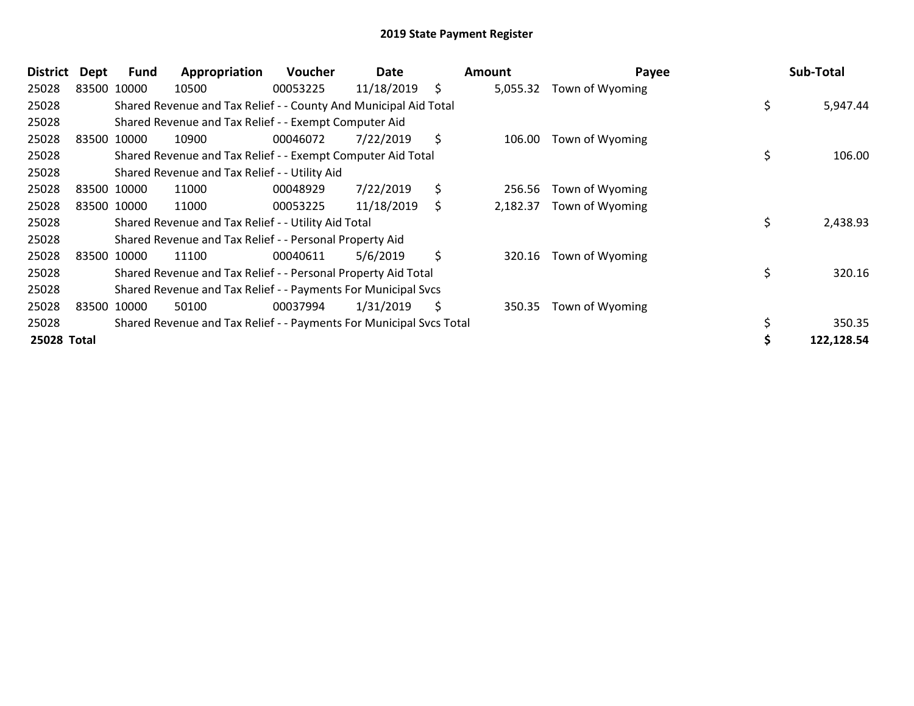# 2019 State Payment Register

| District | Dept | Fund | Appropriation | Voucher | Date | Amount | Payee | Sub-Total |
|---|---|---|---|---|---|---|---|---|
| 25028 | 83500 | 10000 | 10500 | 00053225 | 11/18/2019 | $ 5,055.32 | Town of Wyoming | |
| 25028 | | Shared Revenue and Tax Relief - - County And Municipal Aid Total | | | | | | $ 5,947.44 |
| 25028 | | Shared Revenue and Tax Relief - - Exempt Computer Aid | | | | | | |
| 25028 | 83500 | 10000 | 10900 | 00046072 | 7/22/2019 | $ 106.00 | Town of Wyoming | |
| 25028 | | Shared Revenue and Tax Relief - - Exempt Computer Aid Total | | | | | | $ 106.00 |
| 25028 | | Shared Revenue and Tax Relief - - Utility Aid | | | | | | |
| 25028 | 83500 | 10000 | 11000 | 00048929 | 7/22/2019 | $ 256.56 | Town of Wyoming | |
| 25028 | 83500 | 10000 | 11000 | 00053225 | 11/18/2019 | $ 2,182.37 | Town of Wyoming | |
| 25028 | | Shared Revenue and Tax Relief - - Utility Aid Total | | | | | | $ 2,438.93 |
| 25028 | | Shared Revenue and Tax Relief - - Personal Property Aid | | | | | | |
| 25028 | 83500 | 10000 | 11100 | 00040611 | 5/6/2019 | $ 320.16 | Town of Wyoming | |
| 25028 | | Shared Revenue and Tax Relief - - Personal Property Aid Total | | | | | | $ 320.16 |
| 25028 | | Shared Revenue and Tax Relief - - Payments For Municipal Svcs | | | | | | |
| 25028 | 83500 | 10000 | 50100 | 00037994 | 1/31/2019 | $ 350.35 | Town of Wyoming | |
| 25028 | | Shared Revenue and Tax Relief - - Payments For Municipal Svcs Total | | | | | | $ 350.35 |
| **25028 Total** | | | | | | | | **$ 122,128.54** |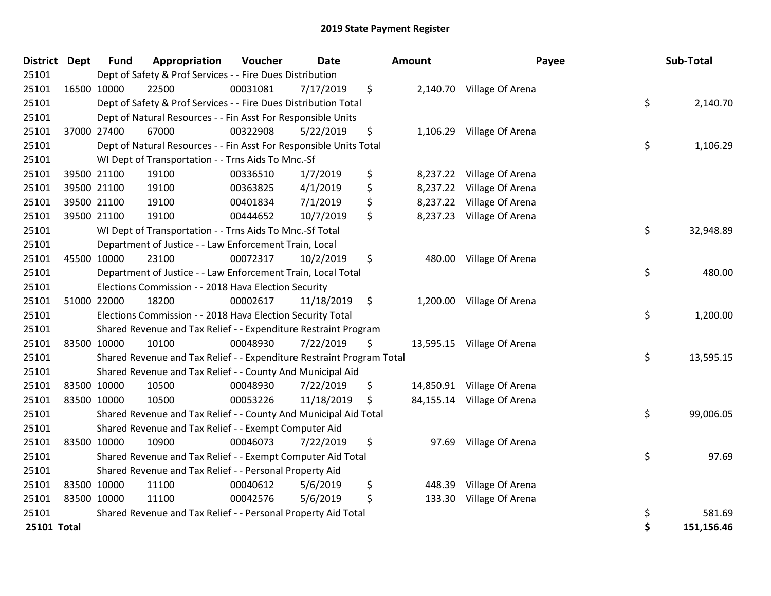# 2019 State Payment Register

| District | Dept | Fund | Appropriation | Voucher | Date | Amount | Payee | Sub-Total |
|---|---|---|---|---|---|---|---|---|
| 25101 | | Dept of Safety & Prof Services - - Fire Dues Distribution | | | | | | |
| 25101 | 16500 | 10000 | 22500 | 00031081 | 7/17/2019 | $ 2,140.70 | Village Of Arena | |
| 25101 | | Dept of Safety & Prof Services - - Fire Dues Distribution Total | | | | | | $ 2,140.70 |
| 25101 | | Dept of Natural Resources - - Fin Asst For Responsible Units | | | | | | |
| 25101 | 37000 | 27400 | 67000 | 00322908 | 5/22/2019 | $ 1,106.29 | Village Of Arena | |
| 25101 | | Dept of Natural Resources - - Fin Asst For Responsible Units Total | | | | | | $ 1,106.29 |
| 25101 | | WI Dept of Transportation - - Trns Aids To Mnc.-Sf | | | | | | |
| 25101 | 39500 | 21100 | 19100 | 00336510 | 1/7/2019 | $ 8,237.22 | Village Of Arena | |
| 25101 | 39500 | 21100 | 19100 | 00363825 | 4/1/2019 | $ 8,237.22 | Village Of Arena | |
| 25101 | 39500 | 21100 | 19100 | 00401834 | 7/1/2019 | $ 8,237.22 | Village Of Arena | |
| 25101 | 39500 | 21100 | 19100 | 00444652 | 10/7/2019 | $ 8,237.23 | Village Of Arena | |
| 25101 | | WI Dept of Transportation - - Trns Aids To Mnc.-Sf Total | | | | | | $ 32,948.89 |
| 25101 | | Department of Justice - - Law Enforcement Train, Local | | | | | | |
| 25101 | 45500 | 10000 | 23100 | 00072317 | 10/2/2019 | $ 480.00 | Village Of Arena | |
| 25101 | | Department of Justice - - Law Enforcement Train, Local Total | | | | | | $ 480.00 |
| 25101 | | Elections Commission - - 2018 Hava Election Security | | | | | | |
| 25101 | 51000 | 22000 | 18200 | 00002617 | 11/18/2019 | $ 1,200.00 | Village Of Arena | |
| 25101 | | Elections Commission - - 2018 Hava Election Security Total | | | | | | $ 1,200.00 |
| 25101 | | Shared Revenue and Tax Relief - - Expenditure Restraint Program | | | | | | |
| 25101 | 83500 | 10000 | 10100 | 00048930 | 7/22/2019 | $ 13,595.15 | Village Of Arena | |
| 25101 | | Shared Revenue and Tax Relief - - Expenditure Restraint Program Total | | | | | | $ 13,595.15 |
| 25101 | | Shared Revenue and Tax Relief - - County And Municipal Aid | | | | | | |
| 25101 | 83500 | 10000 | 10500 | 00048930 | 7/22/2019 | $ 14,850.91 | Village Of Arena | |
| 25101 | 83500 | 10000 | 10500 | 00053226 | 11/18/2019 | $ 84,155.14 | Village Of Arena | |
| 25101 | | Shared Revenue and Tax Relief - - County And Municipal Aid Total | | | | | | $ 99,006.05 |
| 25101 | | Shared Revenue and Tax Relief - - Exempt Computer Aid | | | | | | |
| 25101 | 83500 | 10000 | 10900 | 00046073 | 7/22/2019 | $ 97.69 | Village Of Arena | |
| 25101 | | Shared Revenue and Tax Relief - - Exempt Computer Aid Total | | | | | | $ 97.69 |
| 25101 | | Shared Revenue and Tax Relief - - Personal Property Aid | | | | | | |
| 25101 | 83500 | 10000 | 11100 | 00040612 | 5/6/2019 | $ 448.39 | Village Of Arena | |
| 25101 | 83500 | 10000 | 11100 | 00042576 | 5/6/2019 | $ 133.30 | Village Of Arena | |
| 25101 | | Shared Revenue and Tax Relief - - Personal Property Aid Total | | | | | | $ 581.69 |
| **25101 Total** | | | | | | | | **$ 151,156.46** |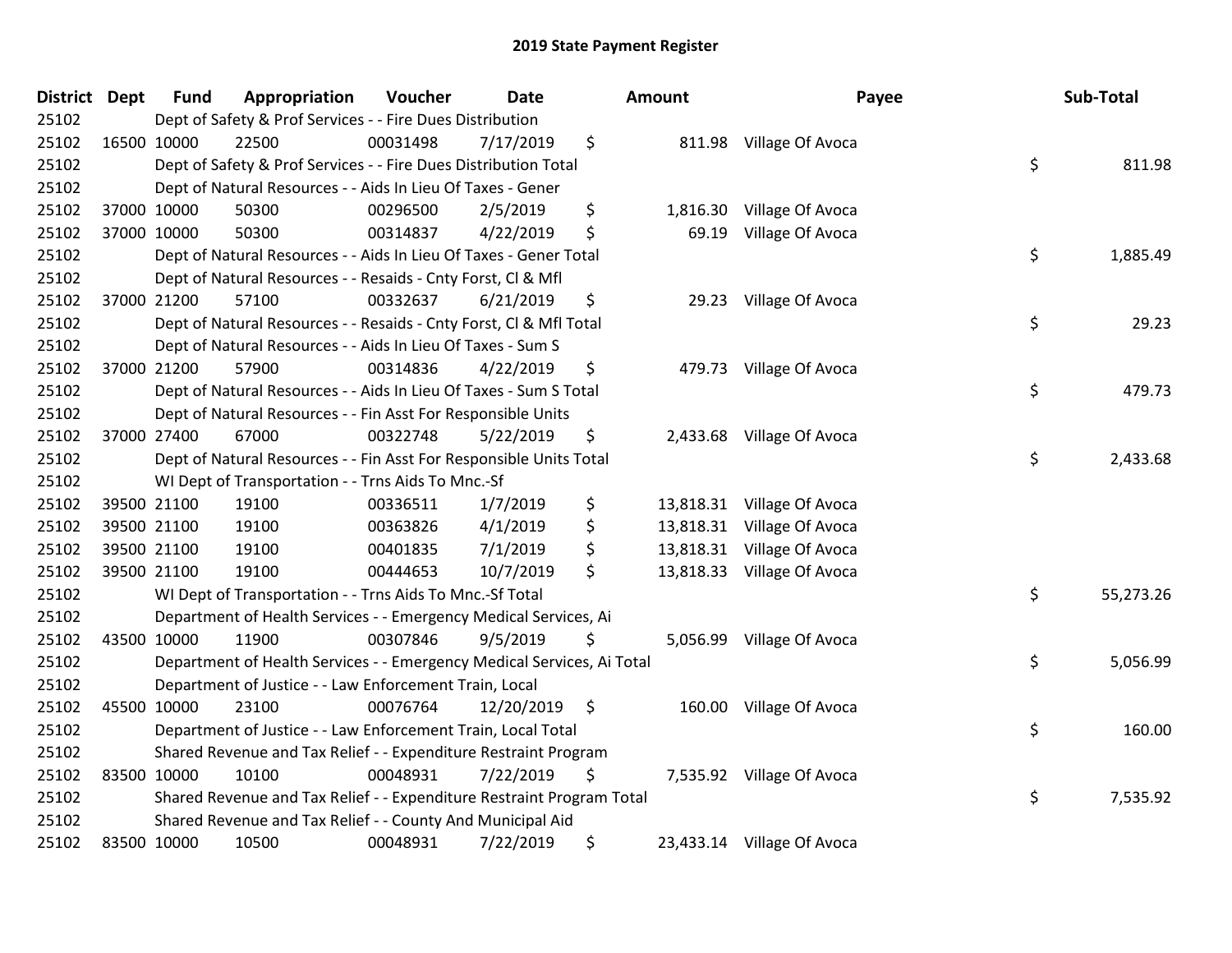# 2019 State Payment Register

| District | Dept | Fund | Appropriation | Voucher | Date | Amount | Payee | Sub-Total |
|---|---|---|---|---|---|---|---|---|
| 25102 | | Dept of Safety & Prof Services - - Fire Dues Distribution | | | | | | |
| 25102 | 16500 | 10000 | 22500 | 00031498 | 7/17/2019 | $ 811.98 | Village Of Avoca | |
| 25102 | | Dept of Safety & Prof Services - - Fire Dues Distribution Total | | | | | | $ 811.98 |
| 25102 | | Dept of Natural Resources - - Aids In Lieu Of Taxes - Gener | | | | | | |
| 25102 | 37000 | 10000 | 50300 | 00296500 | 2/5/2019 | $ 1,816.30 | Village Of Avoca | |
| 25102 | 37000 | 10000 | 50300 | 00314837 | 4/22/2019 | $ 69.19 | Village Of Avoca | |
| 25102 | | Dept of Natural Resources - - Aids In Lieu Of Taxes - Gener Total | | | | | | $ 1,885.49 |
| 25102 | | Dept of Natural Resources - - Resaids - Cnty Forst, Cl & Mfl | | | | | | |
| 25102 | 37000 | 21200 | 57100 | 00332637 | 6/21/2019 | $ 29.23 | Village Of Avoca | |
| 25102 | | Dept of Natural Resources - - Resaids - Cnty Forst, Cl & Mfl Total | | | | | | $ 29.23 |
| 25102 | | Dept of Natural Resources - - Aids In Lieu Of Taxes - Sum S | | | | | | |
| 25102 | 37000 | 21200 | 57900 | 00314836 | 4/22/2019 | $ 479.73 | Village Of Avoca | |
| 25102 | | Dept of Natural Resources - - Aids In Lieu Of Taxes - Sum S Total | | | | | | $ 479.73 |
| 25102 | | Dept of Natural Resources - - Fin Asst For Responsible Units | | | | | | |
| 25102 | 37000 | 27400 | 67000 | 00322748 | 5/22/2019 | $ 2,433.68 | Village Of Avoca | |
| 25102 | | Dept of Natural Resources - - Fin Asst For Responsible Units Total | | | | | | $ 2,433.68 |
| 25102 | | WI Dept of Transportation - - Trns Aids To Mnc.-Sf | | | | | | |
| 25102 | 39500 | 21100 | 19100 | 00336511 | 1/7/2019 | $ 13,818.31 | Village Of Avoca | |
| 25102 | 39500 | 21100 | 19100 | 00363826 | 4/1/2019 | $ 13,818.31 | Village Of Avoca | |
| 25102 | 39500 | 21100 | 19100 | 00401835 | 7/1/2019 | $ 13,818.31 | Village Of Avoca | |
| 25102 | 39500 | 21100 | 19100 | 00444653 | 10/7/2019 | $ 13,818.33 | Village Of Avoca | |
| 25102 | | WI Dept of Transportation - - Trns Aids To Mnc.-Sf Total | | | | | | $ 55,273.26 |
| 25102 | | Department of Health Services - - Emergency Medical Services, Ai | | | | | | |
| 25102 | 43500 | 10000 | 11900 | 00307846 | 9/5/2019 | $ 5,056.99 | Village Of Avoca | |
| 25102 | | Department of Health Services - - Emergency Medical Services, Ai Total | | | | | | $ 5,056.99 |
| 25102 | | Department of Justice - - Law Enforcement Train, Local | | | | | | |
| 25102 | 45500 | 10000 | 23100 | 00076764 | 12/20/2019 | $ 160.00 | Village Of Avoca | |
| 25102 | | Department of Justice - - Law Enforcement Train, Local Total | | | | | | $ 160.00 |
| 25102 | | Shared Revenue and Tax Relief - - Expenditure Restraint Program | | | | | | |
| 25102 | 83500 | 10000 | 10100 | 00048931 | 7/22/2019 | $ 7,535.92 | Village Of Avoca | |
| 25102 | | Shared Revenue and Tax Relief - - Expenditure Restraint Program Total | | | | | | $ 7,535.92 |
| 25102 | | Shared Revenue and Tax Relief - - County And Municipal Aid | | | | | | |
| 25102 | 83500 | 10000 | 10500 | 00048931 | 7/22/2019 | $ 23,433.14 | Village Of Avoca | |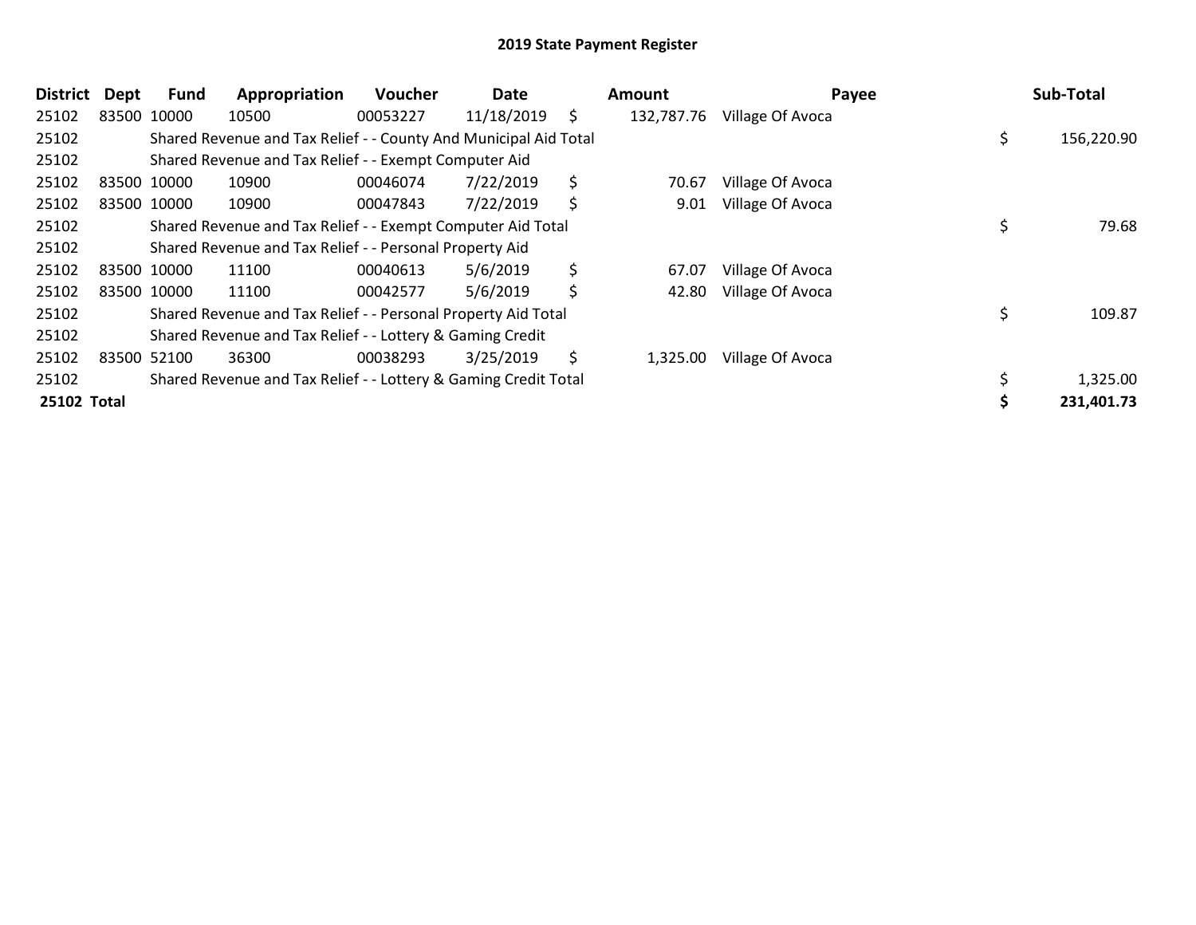# 2019 State Payment Register

| District | Dept | Fund | Appropriation | Voucher | Date | | Amount | Payee | | Sub-Total |
|---|---|---|---|---|---|---|---|---|---|---|
| 25102 | 83500 | 10000 | 10500 | 00053227 | 11/18/2019 | $ | 132,787.76 | Village Of Avoca | | |
| 25102 | | Shared Revenue and Tax Relief - - County And Municipal Aid Total | | | | | | | $ | 156,220.90 |
| 25102 | | Shared Revenue and Tax Relief - - Exempt Computer Aid | | | | | | | | |
| 25102 | 83500 | 10000 | 10900 | 00046074 | 7/22/2019 | $ | 70.67 | Village Of Avoca | | |
| 25102 | 83500 | 10000 | 10900 | 00047843 | 7/22/2019 | $ | 9.01 | Village Of Avoca | | |
| 25102 | | Shared Revenue and Tax Relief - - Exempt Computer Aid Total | | | | | | | $ | 79.68 |
| 25102 | | Shared Revenue and Tax Relief - - Personal Property Aid | | | | | | | | |
| 25102 | 83500 | 10000 | 11100 | 00040613 | 5/6/2019 | $ | 67.07 | Village Of Avoca | | |
| 25102 | 83500 | 10000 | 11100 | 00042577 | 5/6/2019 | $ | 42.80 | Village Of Avoca | | |
| 25102 | | Shared Revenue and Tax Relief - - Personal Property Aid Total | | | | | | | $ | 109.87 |
| 25102 | | Shared Revenue and Tax Relief - - Lottery & Gaming Credit | | | | | | | | |
| 25102 | 83500 | 52100 | 36300 | 00038293 | 3/25/2019 | $ | 1,325.00 | Village Of Avoca | | |
| 25102 | | Shared Revenue and Tax Relief - - Lottery & Gaming Credit Total | | | | | | | $ | 1,325.00 |
| **25102** | **Total** | | | | | | | | **$** | **231,401.73** |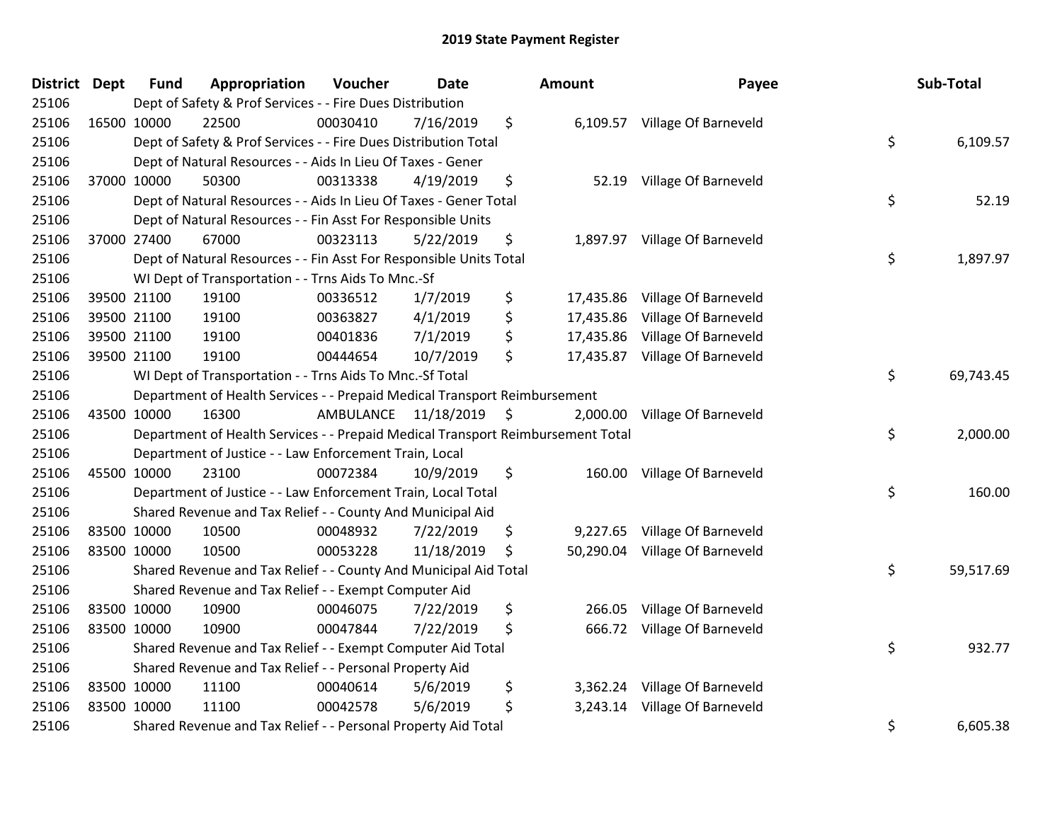# 2019 State Payment Register

| District | Dept | Fund | Appropriation | Voucher | Date | Amount | Payee | Sub-Total |
|---|---|---|---|---|---|---|---|---|
| 25106 | | Dept of Safety & Prof Services - - Fire Dues Distribution | | | | | | |
| 25106 | 16500 | 10000 | 22500 | 00030410 | 7/16/2019 | $ 6,109.57 | Village Of Barneveld | |
| 25106 | | Dept of Safety & Prof Services - - Fire Dues Distribution Total | | | | | | $ 6,109.57 |
| 25106 | | Dept of Natural Resources - - Aids In Lieu Of Taxes - Gener | | | | | | |
| 25106 | 37000 | 10000 | 50300 | 00313338 | 4/19/2019 | $ 52.19 | Village Of Barneveld | |
| 25106 | | Dept of Natural Resources - - Aids In Lieu Of Taxes - Gener Total | | | | | | $ 52.19 |
| 25106 | | Dept of Natural Resources - - Fin Asst For Responsible Units | | | | | | |
| 25106 | 37000 | 27400 | 67000 | 00323113 | 5/22/2019 | $ 1,897.97 | Village Of Barneveld | |
| 25106 | | Dept of Natural Resources - - Fin Asst For Responsible Units Total | | | | | | $ 1,897.97 |
| 25106 | | WI Dept of Transportation - - Trns Aids To Mnc.-Sf | | | | | | |
| 25106 | 39500 | 21100 | 19100 | 00336512 | 1/7/2019 | $ 17,435.86 | Village Of Barneveld | |
| 25106 | 39500 | 21100 | 19100 | 00363827 | 4/1/2019 | $ 17,435.86 | Village Of Barneveld | |
| 25106 | 39500 | 21100 | 19100 | 00401836 | 7/1/2019 | $ 17,435.86 | Village Of Barneveld | |
| 25106 | 39500 | 21100 | 19100 | 00444654 | 10/7/2019 | $ 17,435.87 | Village Of Barneveld | |
| 25106 | | WI Dept of Transportation - - Trns Aids To Mnc.-Sf Total | | | | | | $ 69,743.45 |
| 25106 | | Department of Health Services - - Prepaid Medical Transport Reimbursement | | | | | | |
| 25106 | 43500 | 10000 | 16300 | AMBULANCE | 11/18/2019 | $ 2,000.00 | Village Of Barneveld | |
| 25106 | | Department of Health Services - - Prepaid Medical Transport Reimbursement Total | | | | | | $ 2,000.00 |
| 25106 | | Department of Justice - - Law Enforcement Train, Local | | | | | | |
| 25106 | 45500 | 10000 | 23100 | 00072384 | 10/9/2019 | $ 160.00 | Village Of Barneveld | |
| 25106 | | Department of Justice - - Law Enforcement Train, Local Total | | | | | | $ 160.00 |
| 25106 | | Shared Revenue and Tax Relief - - County And Municipal Aid | | | | | | |
| 25106 | 83500 | 10000 | 10500 | 00048932 | 7/22/2019 | $ 9,227.65 | Village Of Barneveld | |
| 25106 | 83500 | 10000 | 10500 | 00053228 | 11/18/2019 | $ 50,290.04 | Village Of Barneveld | |
| 25106 | | Shared Revenue and Tax Relief - - County And Municipal Aid Total | | | | | | $ 59,517.69 |
| 25106 | | Shared Revenue and Tax Relief - - Exempt Computer Aid | | | | | | |
| 25106 | 83500 | 10000 | 10900 | 00046075 | 7/22/2019 | $ 266.05 | Village Of Barneveld | |
| 25106 | 83500 | 10000 | 10900 | 00047844 | 7/22/2019 | $ 666.72 | Village Of Barneveld | |
| 25106 | | Shared Revenue and Tax Relief - - Exempt Computer Aid Total | | | | | | $ 932.77 |
| 25106 | | Shared Revenue and Tax Relief - - Personal Property Aid | | | | | | |
| 25106 | 83500 | 10000 | 11100 | 00040614 | 5/6/2019 | $ 3,362.24 | Village Of Barneveld | |
| 25106 | 83500 | 10000 | 11100 | 00042578 | 5/6/2019 | $ 3,243.14 | Village Of Barneveld | |
| 25106 | | Shared Revenue and Tax Relief - - Personal Property Aid Total | | | | | | $ 6,605.38 |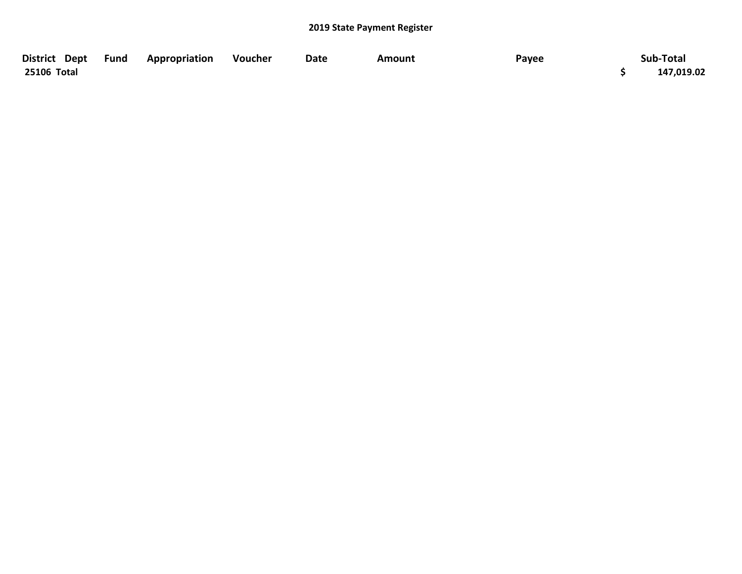## 2019 State Payment Register

| District | Dept | Fund | Appropriation | Voucher | Date | Amount | Payee | Sub-Total |
|---|---|---|---|---|---|---|---|---|
| 25106 Total | | | | | | | | $ 147,019.02 |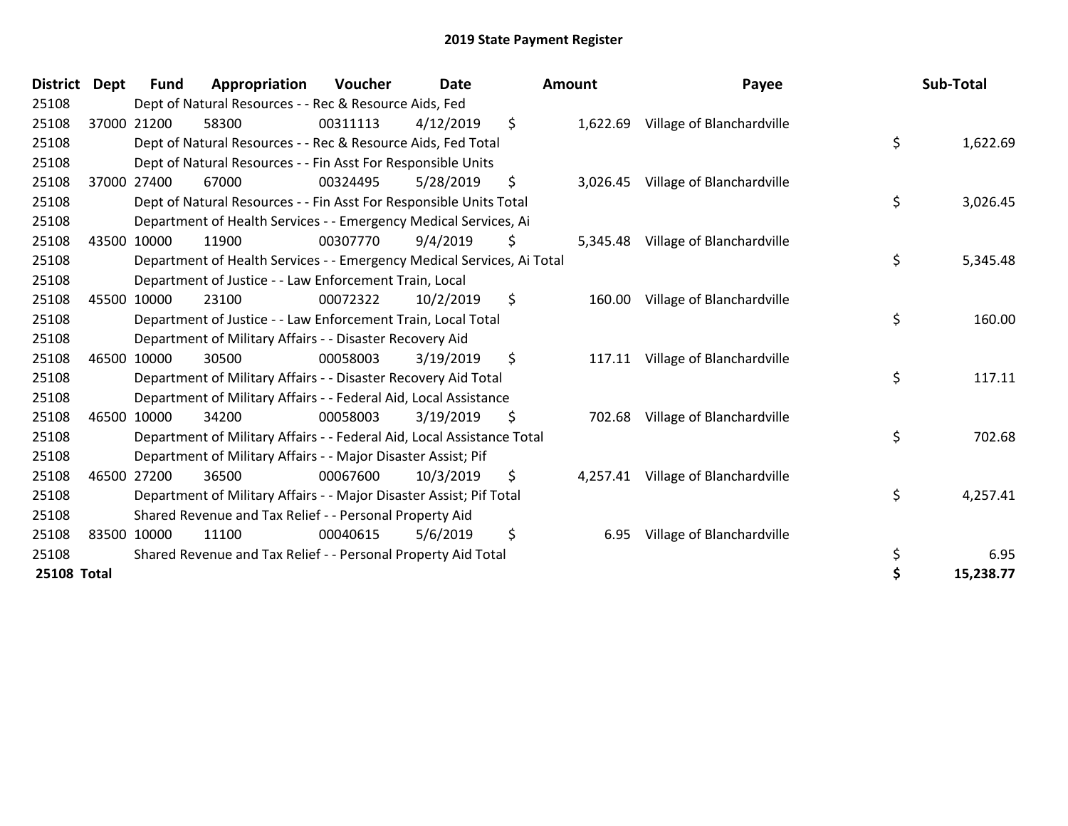# 2019 State Payment Register

| District | Dept | Fund | Appropriation | Voucher | Date | Amount | Payee | Sub-Total |
|---|---|---|---|---|---|---|---|---|
| 25108 | | Dept of Natural Resources - - Rec & Resource Aids, Fed | | | | | | |
| 25108 | 37000 | 21200 | 58300 | 00311113 | 4/12/2019 | $ 1,622.69 | Village of Blanchardville | |
| 25108 | | Dept of Natural Resources - - Rec & Resource Aids, Fed Total | | | | | | $ 1,622.69 |
| 25108 | | Dept of Natural Resources - - Fin Asst For Responsible Units | | | | | | |
| 25108 | 37000 | 27400 | 67000 | 00324495 | 5/28/2019 | $ 3,026.45 | Village of Blanchardville | |
| 25108 | | Dept of Natural Resources - - Fin Asst For Responsible Units Total | | | | | | $ 3,026.45 |
| 25108 | | Department of Health Services - - Emergency Medical Services, Ai | | | | | | |
| 25108 | 43500 | 10000 | 11900 | 00307770 | 9/4/2019 | $ 5,345.48 | Village of Blanchardville | |
| 25108 | | Department of Health Services - - Emergency Medical Services, Ai Total | | | | | | $ 5,345.48 |
| 25108 | | Department of Justice - - Law Enforcement Train, Local | | | | | | |
| 25108 | 45500 | 10000 | 23100 | 00072322 | 10/2/2019 | $ 160.00 | Village of Blanchardville | |
| 25108 | | Department of Justice - - Law Enforcement Train, Local Total | | | | | | $ 160.00 |
| 25108 | | Department of Military Affairs - - Disaster Recovery Aid | | | | | | |
| 25108 | 46500 | 10000 | 30500 | 00058003 | 3/19/2019 | $ 117.11 | Village of Blanchardville | |
| 25108 | | Department of Military Affairs - - Disaster Recovery Aid Total | | | | | | $ 117.11 |
| 25108 | | Department of Military Affairs - - Federal Aid, Local Assistance | | | | | | |
| 25108 | 46500 | 10000 | 34200 | 00058003 | 3/19/2019 | $ 702.68 | Village of Blanchardville | |
| 25108 | | Department of Military Affairs - - Federal Aid, Local Assistance Total | | | | | | $ 702.68 |
| 25108 | | Department of Military Affairs - - Major Disaster Assist; Pif | | | | | | |
| 25108 | 46500 | 27200 | 36500 | 00067600 | 10/3/2019 | $ 4,257.41 | Village of Blanchardville | |
| 25108 | | Department of Military Affairs - - Major Disaster Assist; Pif Total | | | | | | $ 4,257.41 |
| 25108 | | Shared Revenue and Tax Relief - - Personal Property Aid | | | | | | |
| 25108 | 83500 | 10000 | 11100 | 00040615 | 5/6/2019 | $ 6.95 | Village of Blanchardville | |
| 25108 | | Shared Revenue and Tax Relief - - Personal Property Aid Total | | | | | | $ 6.95 |
| **25108 Total** | | | | | | | | **$ 15,238.77** |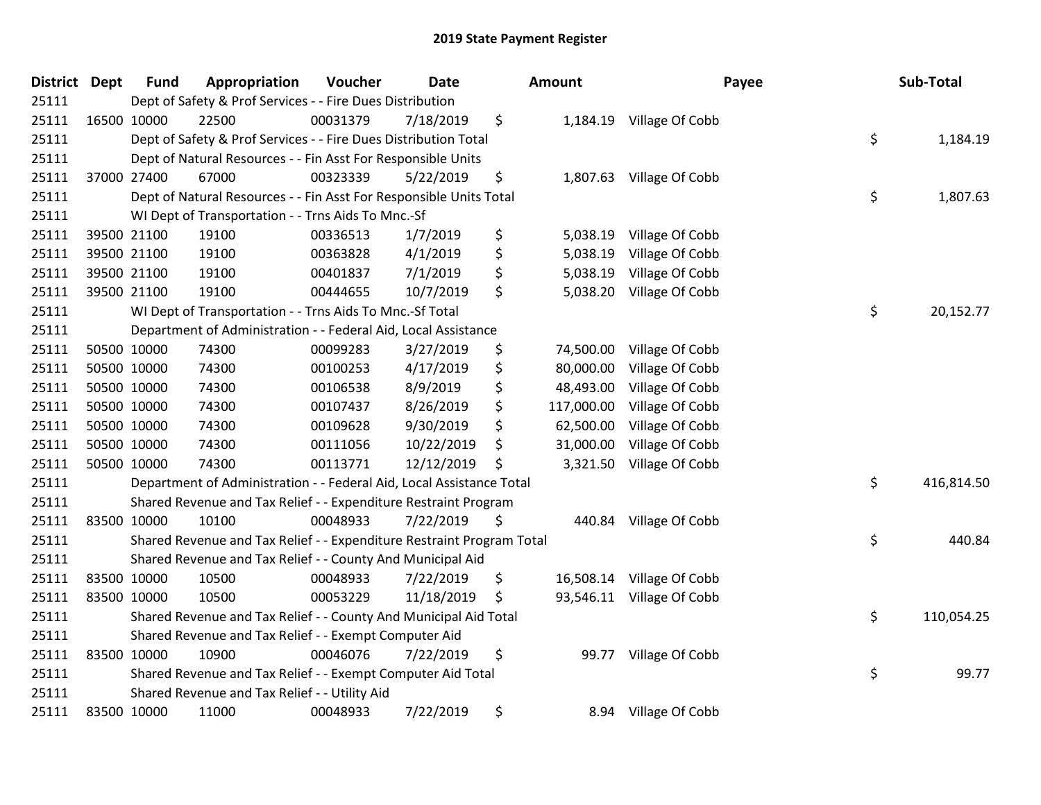## 2019 State Payment Register

| District | Dept | Fund | Appropriation | Voucher | Date | Amount | Payee | Sub-Total |
|---|---|---|---|---|---|---|---|---|
| 25111 | | Dept of Safety & Prof Services - - Fire Dues Distribution | | | | | | |
| 25111 | 16500 | 10000 | 22500 | 00031379 | 7/18/2019 | $ 1,184.19 | Village Of Cobb | |
| 25111 | | Dept of Safety & Prof Services - - Fire Dues Distribution Total | | | | | | $ 1,184.19 |
| 25111 | | Dept of Natural Resources - - Fin Asst For Responsible Units | | | | | | |
| 25111 | 37000 | 27400 | 67000 | 00323339 | 5/22/2019 | $ 1,807.63 | Village Of Cobb | |
| 25111 | | Dept of Natural Resources - - Fin Asst For Responsible Units Total | | | | | | $ 1,807.63 |
| 25111 | | WI Dept of Transportation - - Trns Aids To Mnc.-Sf | | | | | | |
| 25111 | 39500 | 21100 | 19100 | 00336513 | 1/7/2019 | $ 5,038.19 | Village Of Cobb | |
| 25111 | 39500 | 21100 | 19100 | 00363828 | 4/1/2019 | $ 5,038.19 | Village Of Cobb | |
| 25111 | 39500 | 21100 | 19100 | 00401837 | 7/1/2019 | $ 5,038.19 | Village Of Cobb | |
| 25111 | 39500 | 21100 | 19100 | 00444655 | 10/7/2019 | $ 5,038.20 | Village Of Cobb | |
| 25111 | | WI Dept of Transportation - - Trns Aids To Mnc.-Sf Total | | | | | | $ 20,152.77 |
| 25111 | | Department of Administration - - Federal Aid, Local Assistance | | | | | | |
| 25111 | 50500 | 10000 | 74300 | 00099283 | 3/27/2019 | $ 74,500.00 | Village Of Cobb | |
| 25111 | 50500 | 10000 | 74300 | 00100253 | 4/17/2019 | $ 80,000.00 | Village Of Cobb | |
| 25111 | 50500 | 10000 | 74300 | 00106538 | 8/9/2019 | $ 48,493.00 | Village Of Cobb | |
| 25111 | 50500 | 10000 | 74300 | 00107437 | 8/26/2019 | $ 117,000.00 | Village Of Cobb | |
| 25111 | 50500 | 10000 | 74300 | 00109628 | 9/30/2019 | $ 62,500.00 | Village Of Cobb | |
| 25111 | 50500 | 10000 | 74300 | 00111056 | 10/22/2019 | $ 31,000.00 | Village Of Cobb | |
| 25111 | 50500 | 10000 | 74300 | 00113771 | 12/12/2019 | $ 3,321.50 | Village Of Cobb | |
| 25111 | | Department of Administration - - Federal Aid, Local Assistance Total | | | | | | $ 416,814.50 |
| 25111 | | Shared Revenue and Tax Relief - - Expenditure Restraint Program | | | | | | |
| 25111 | 83500 | 10000 | 10100 | 00048933 | 7/22/2019 | $ 440.84 | Village Of Cobb | |
| 25111 | | Shared Revenue and Tax Relief - - Expenditure Restraint Program Total | | | | | | $ 440.84 |
| 25111 | | Shared Revenue and Tax Relief - - County And Municipal Aid | | | | | | |
| 25111 | 83500 | 10000 | 10500 | 00048933 | 7/22/2019 | $ 16,508.14 | Village Of Cobb | |
| 25111 | 83500 | 10000 | 10500 | 00053229 | 11/18/2019 | $ 93,546.11 | Village Of Cobb | |
| 25111 | | Shared Revenue and Tax Relief - - County And Municipal Aid Total | | | | | | $ 110,054.25 |
| 25111 | | Shared Revenue and Tax Relief - - Exempt Computer Aid | | | | | | |
| 25111 | 83500 | 10000 | 10900 | 00046076 | 7/22/2019 | $ 99.77 | Village Of Cobb | |
| 25111 | | Shared Revenue and Tax Relief - - Exempt Computer Aid Total | | | | | | $ 99.77 |
| 25111 | | Shared Revenue and Tax Relief - - Utility Aid | | | | | | |
| 25111 | 83500 | 10000 | 11000 | 00048933 | 7/22/2019 | $ 8.94 | Village Of Cobb | |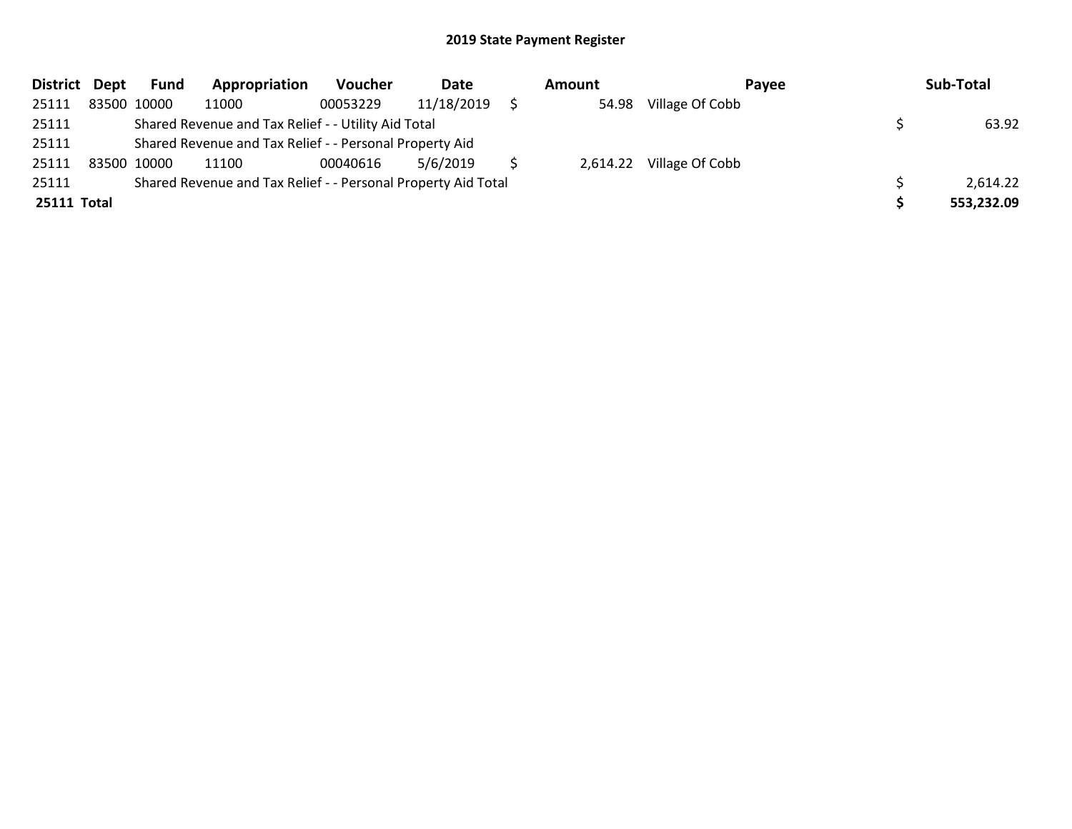## 2019 State Payment Register

| District | Dept | Fund | Appropriation | Voucher | Date | Amount | Payee | Sub-Total |
|---|---|---|---|---|---|---|---|---|
| 25111 | 83500 | 10000 | 11000 | 00053229 | 11/18/2019 | $ 54.98 | Village Of Cobb | |
| 25111 | | Shared Revenue and Tax Relief - - Utility Aid Total | | | | | | $ 63.92 |
| 25111 | | Shared Revenue and Tax Relief - - Personal Property Aid | | | | | | |
| 25111 | 83500 | 10000 | 11100 | 00040616 | 5/6/2019 | $ 2,614.22 | Village Of Cobb | |
| 25111 | | Shared Revenue and Tax Relief - - Personal Property Aid Total | | | | | | $ 2,614.22 |
| **25111** | **Total** | | | | | | | **$ 553,232.09** |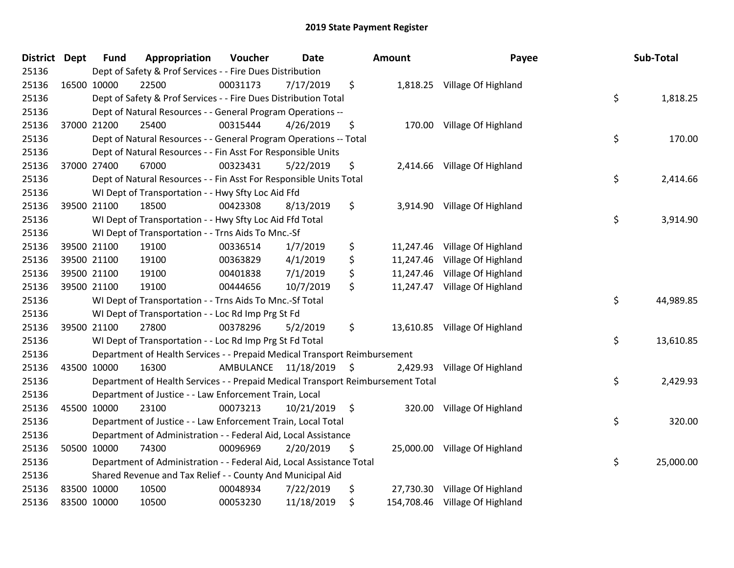# 2019 State Payment Register

| District | Dept | Fund | Appropriation | Voucher | Date | Amount | Payee | Sub-Total |
|---|---|---|---|---|---|---|---|---|
| 25136 | | Dept of Safety & Prof Services - - Fire Dues Distribution | | | | | | |
| 25136 | 16500 | 10000 | 22500 | 00031173 | 7/17/2019 | $ 1,818.25 | Village Of Highland | |
| 25136 | | Dept of Safety & Prof Services - - Fire Dues Distribution Total | | | | | | $ 1,818.25 |
| 25136 | | Dept of Natural Resources - - General Program Operations -- | | | | | | |
| 25136 | 37000 | 21200 | 25400 | 00315444 | 4/26/2019 | $ 170.00 | Village Of Highland | |
| 25136 | | Dept of Natural Resources - - General Program Operations -- Total | | | | | | $ 170.00 |
| 25136 | | Dept of Natural Resources - - Fin Asst For Responsible Units | | | | | | |
| 25136 | 37000 | 27400 | 67000 | 00323431 | 5/22/2019 | $ 2,414.66 | Village Of Highland | |
| 25136 | | Dept of Natural Resources - - Fin Asst For Responsible Units Total | | | | | | $ 2,414.66 |
| 25136 | | WI Dept of Transportation - - Hwy Sfty Loc Aid Ffd | | | | | | |
| 25136 | 39500 | 21100 | 18500 | 00423308 | 8/13/2019 | $ 3,914.90 | Village Of Highland | |
| 25136 | | WI Dept of Transportation - - Hwy Sfty Loc Aid Ffd Total | | | | | | $ 3,914.90 |
| 25136 | | WI Dept of Transportation - - Trns Aids To Mnc.-Sf | | | | | | |
| 25136 | 39500 | 21100 | 19100 | 00336514 | 1/7/2019 | $ 11,247.46 | Village Of Highland | |
| 25136 | 39500 | 21100 | 19100 | 00363829 | 4/1/2019 | $ 11,247.46 | Village Of Highland | |
| 25136 | 39500 | 21100 | 19100 | 00401838 | 7/1/2019 | $ 11,247.46 | Village Of Highland | |
| 25136 | 39500 | 21100 | 19100 | 00444656 | 10/7/2019 | $ 11,247.47 | Village Of Highland | |
| 25136 | | WI Dept of Transportation - - Trns Aids To Mnc.-Sf Total | | | | | | $ 44,989.85 |
| 25136 | | WI Dept of Transportation - - Loc Rd Imp Prg St Fd | | | | | | |
| 25136 | 39500 | 21100 | 27800 | 00378296 | 5/2/2019 | $ 13,610.85 | Village Of Highland | |
| 25136 | | WI Dept of Transportation - - Loc Rd Imp Prg St Fd Total | | | | | | $ 13,610.85 |
| 25136 | | Department of Health Services - - Prepaid Medical Transport Reimbursement | | | | | | |
| 25136 | 43500 | 10000 | 16300 | AMBULANCE | 11/18/2019 | $ 2,429.93 | Village Of Highland | |
| 25136 | | Department of Health Services - - Prepaid Medical Transport Reimbursement Total | | | | | | $ 2,429.93 |
| 25136 | | Department of Justice - - Law Enforcement Train, Local | | | | | | |
| 25136 | 45500 | 10000 | 23100 | 00073213 | 10/21/2019 | $ 320.00 | Village Of Highland | |
| 25136 | | Department of Justice - - Law Enforcement Train, Local Total | | | | | | $ 320.00 |
| 25136 | | Department of Administration - - Federal Aid, Local Assistance | | | | | | |
| 25136 | 50500 | 10000 | 74300 | 00096969 | 2/20/2019 | $ 25,000.00 | Village Of Highland | |
| 25136 | | Department of Administration - - Federal Aid, Local Assistance Total | | | | | | $ 25,000.00 |
| 25136 | | Shared Revenue and Tax Relief - - County And Municipal Aid | | | | | | |
| 25136 | 83500 | 10000 | 10500 | 00048934 | 7/22/2019 | $ 27,730.30 | Village Of Highland | |
| 25136 | 83500 | 10000 | 10500 | 00053230 | 11/18/2019 | $ 154,708.46 | Village Of Highland | |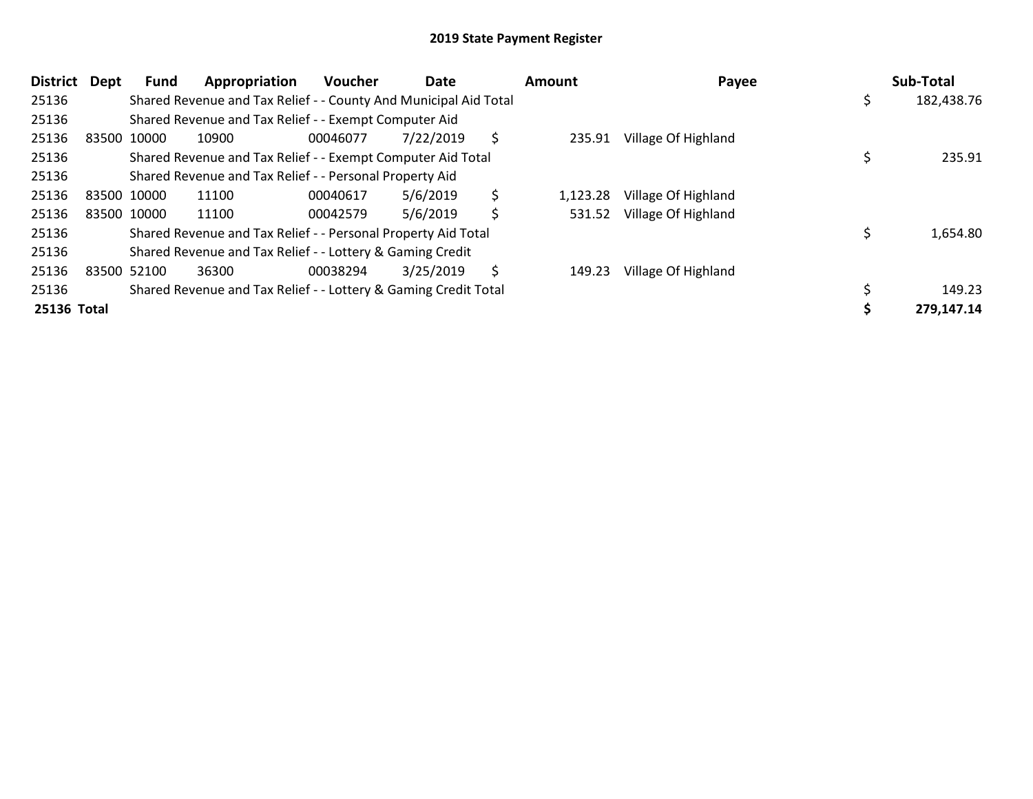## 2019 State Payment Register

| District | Dept | Fund | Appropriation | Voucher | Date | Amount | Payee | Sub-Total |
|---|---|---|---|---|---|---|---|---|
| 25136 | | Shared Revenue and Tax Relief - - County And Municipal Aid Total | | | | | | $ 182,438.76 |
| 25136 | | Shared Revenue and Tax Relief - - Exempt Computer Aid | | | | | | |
| 25136 | 83500 | 10000 | 10900 | 00046077 | 7/22/2019 | $ 235.91 | Village Of Highland | |
| 25136 | | Shared Revenue and Tax Relief - - Exempt Computer Aid Total | | | | | | $ 235.91 |
| 25136 | | Shared Revenue and Tax Relief - - Personal Property Aid | | | | | | |
| 25136 | 83500 | 10000 | 11100 | 00040617 | 5/6/2019 | $ 1,123.28 | Village Of Highland | |
| 25136 | 83500 | 10000 | 11100 | 00042579 | 5/6/2019 | $ 531.52 | Village Of Highland | |
| 25136 | | Shared Revenue and Tax Relief - - Personal Property Aid Total | | | | | | $ 1,654.80 |
| 25136 | | Shared Revenue and Tax Relief - - Lottery & Gaming Credit | | | | | | |
| 25136 | 83500 | 52100 | 36300 | 00038294 | 3/25/2019 | $ 149.23 | Village Of Highland | |
| 25136 | | Shared Revenue and Tax Relief - - Lottery & Gaming Credit Total | | | | | | $ 149.23 |
| **25136 Total** | | | | | | | | **$ 279,147.14** |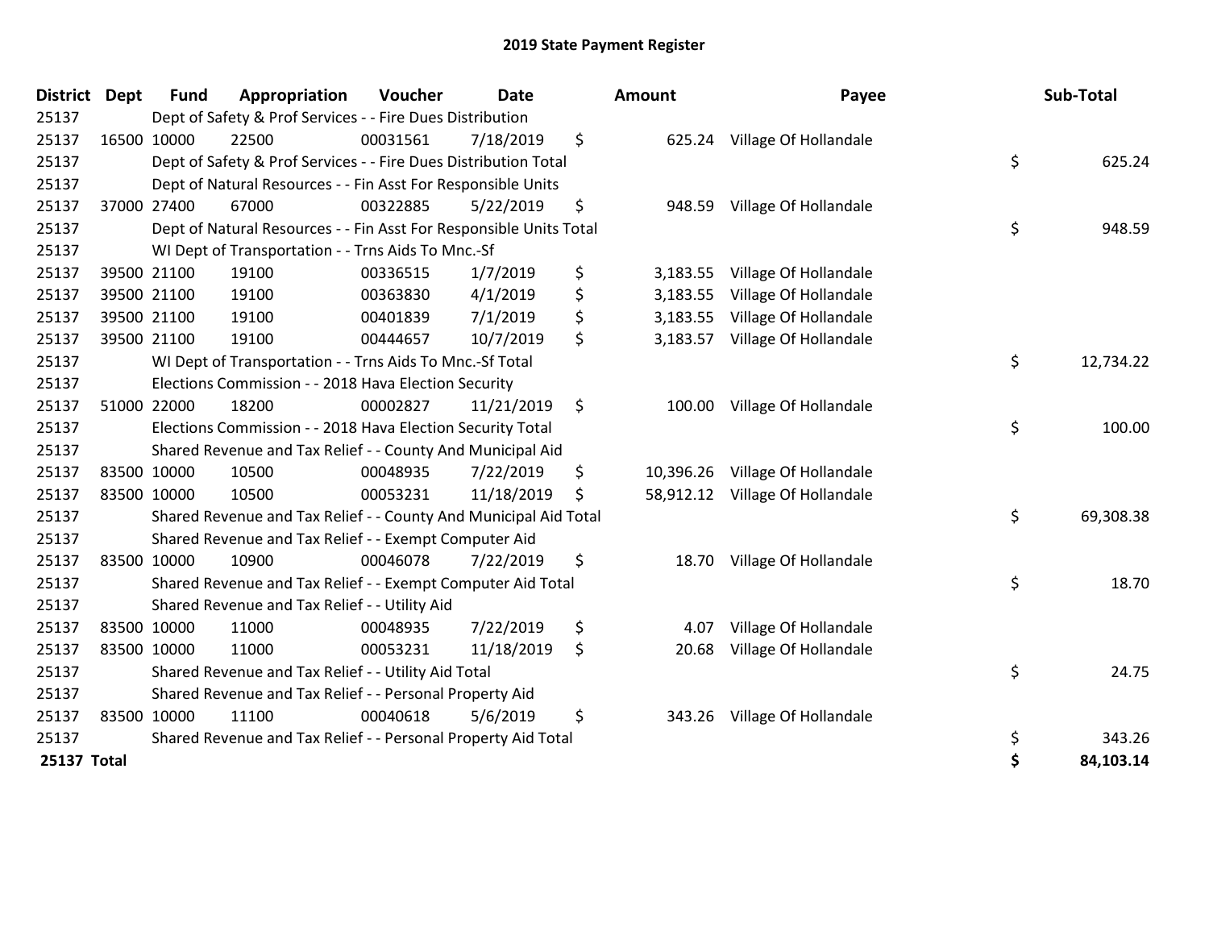# 2019 State Payment Register

| District | Dept | Fund | Appropriation | Voucher | Date | Amount | Payee | Sub-Total |
|---|---|---|---|---|---|---|---|---|
| 25137 | | Dept of Safety & Prof Services - - Fire Dues Distribution | | | | | | |
| 25137 | 16500 | 10000 | 22500 | 00031561 | 7/18/2019 | $ 625.24 | Village Of Hollandale | |
| 25137 | | Dept of Safety & Prof Services - - Fire Dues Distribution Total | | | | | | $ 625.24 |
| 25137 | | Dept of Natural Resources - - Fin Asst For Responsible Units | | | | | | |
| 25137 | 37000 | 27400 | 67000 | 00322885 | 5/22/2019 | $ 948.59 | Village Of Hollandale | |
| 25137 | | Dept of Natural Resources - - Fin Asst For Responsible Units Total | | | | | | $ 948.59 |
| 25137 | | WI Dept of Transportation - - Trns Aids To Mnc.-Sf | | | | | | |
| 25137 | 39500 | 21100 | 19100 | 00336515 | 1/7/2019 | $ 3,183.55 | Village Of Hollandale | |
| 25137 | 39500 | 21100 | 19100 | 00363830 | 4/1/2019 | $ 3,183.55 | Village Of Hollandale | |
| 25137 | 39500 | 21100 | 19100 | 00401839 | 7/1/2019 | $ 3,183.55 | Village Of Hollandale | |
| 25137 | 39500 | 21100 | 19100 | 00444657 | 10/7/2019 | $ 3,183.57 | Village Of Hollandale | |
| 25137 | | WI Dept of Transportation - - Trns Aids To Mnc.-Sf Total | | | | | | $ 12,734.22 |
| 25137 | | Elections Commission - - 2018 Hava Election Security | | | | | | |
| 25137 | 51000 | 22000 | 18200 | 00002827 | 11/21/2019 | $ 100.00 | Village Of Hollandale | |
| 25137 | | Elections Commission - - 2018 Hava Election Security Total | | | | | | $ 100.00 |
| 25137 | | Shared Revenue and Tax Relief - - County And Municipal Aid | | | | | | |
| 25137 | 83500 | 10000 | 10500 | 00048935 | 7/22/2019 | $ 10,396.26 | Village Of Hollandale | |
| 25137 | 83500 | 10000 | 10500 | 00053231 | 11/18/2019 | $ 58,912.12 | Village Of Hollandale | |
| 25137 | | Shared Revenue and Tax Relief - - County And Municipal Aid Total | | | | | | $ 69,308.38 |
| 25137 | | Shared Revenue and Tax Relief - - Exempt Computer Aid | | | | | | |
| 25137 | 83500 | 10000 | 10900 | 00046078 | 7/22/2019 | $ 18.70 | Village Of Hollandale | |
| 25137 | | Shared Revenue and Tax Relief - - Exempt Computer Aid Total | | | | | | $ 18.70 |
| 25137 | | Shared Revenue and Tax Relief - - Utility Aid | | | | | | |
| 25137 | 83500 | 10000 | 11000 | 00048935 | 7/22/2019 | $ 4.07 | Village Of Hollandale | |
| 25137 | 83500 | 10000 | 11000 | 00053231 | 11/18/2019 | $ 20.68 | Village Of Hollandale | |
| 25137 | | Shared Revenue and Tax Relief - - Utility Aid Total | | | | | | $ 24.75 |
| 25137 | | Shared Revenue and Tax Relief - - Personal Property Aid | | | | | | |
| 25137 | 83500 | 10000 | 11100 | 00040618 | 5/6/2019 | $ 343.26 | Village Of Hollandale | |
| 25137 | | Shared Revenue and Tax Relief - - Personal Property Aid Total | | | | | | $ 343.26 |
| **25137 Total** | | | | | | | | **$ 84,103.14** |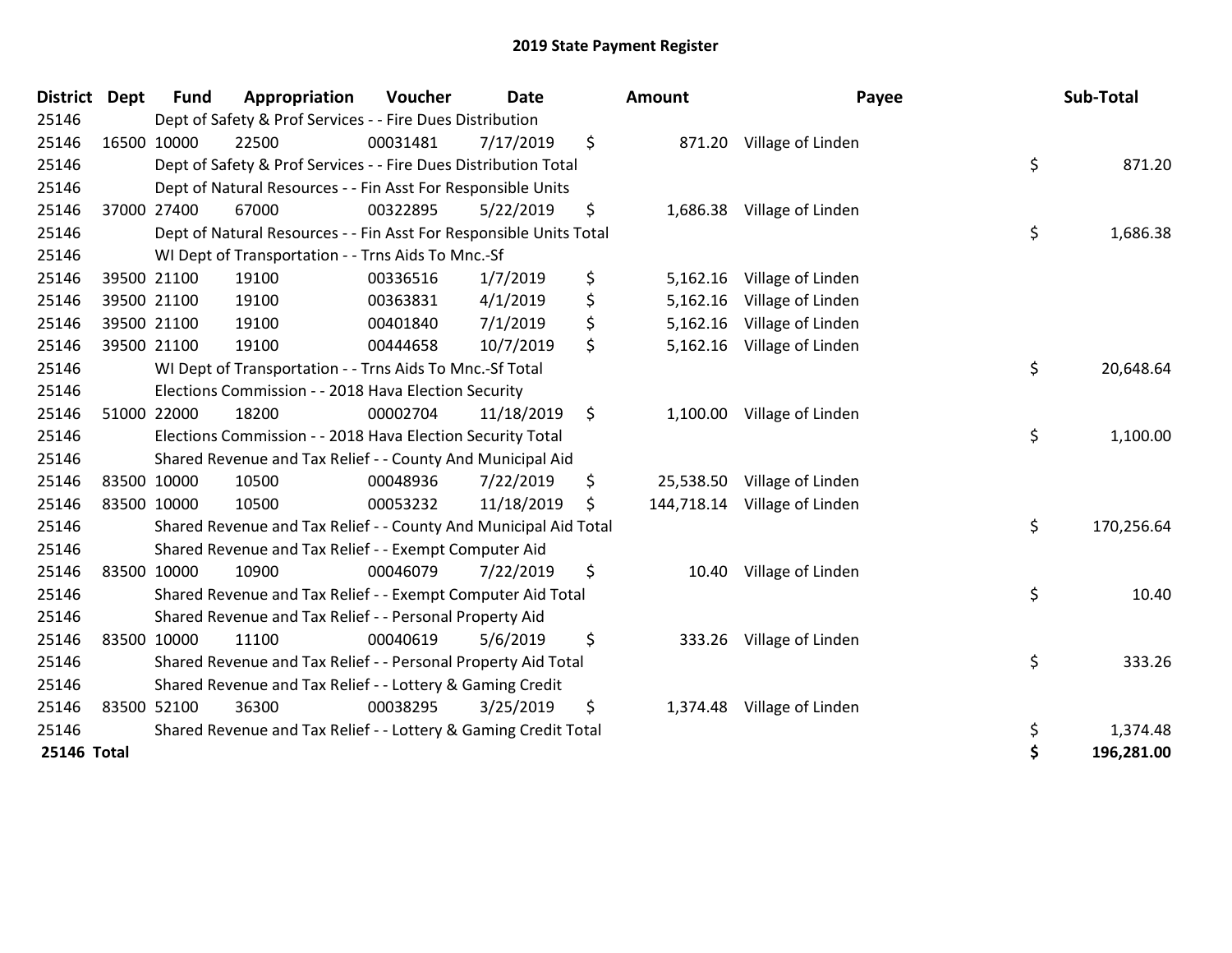# 2019 State Payment Register

| District | Dept | Fund | Appropriation | Voucher | Date | Amount | Payee | Sub-Total |
|---|---|---|---|---|---|---|---|---|
| 25146 | | Dept of Safety & Prof Services - - Fire Dues Distribution | | | | | | |
| 25146 | 16500 | 10000 | 22500 | 00031481 | 7/17/2019 | $ 871.20 | Village of Linden | |
| 25146 | | Dept of Safety & Prof Services - - Fire Dues Distribution Total | | | | | | $ 871.20 |
| 25146 | | Dept of Natural Resources - - Fin Asst For Responsible Units | | | | | | |
| 25146 | 37000 | 27400 | 67000 | 00322895 | 5/22/2019 | $ 1,686.38 | Village of Linden | |
| 25146 | | Dept of Natural Resources - - Fin Asst For Responsible Units Total | | | | | | $ 1,686.38 |
| 25146 | | WI Dept of Transportation - - Trns Aids To Mnc.-Sf | | | | | | |
| 25146 | 39500 | 21100 | 19100 | 00336516 | 1/7/2019 | $ 5,162.16 | Village of Linden | |
| 25146 | 39500 | 21100 | 19100 | 00363831 | 4/1/2019 | $ 5,162.16 | Village of Linden | |
| 25146 | 39500 | 21100 | 19100 | 00401840 | 7/1/2019 | $ 5,162.16 | Village of Linden | |
| 25146 | 39500 | 21100 | 19100 | 00444658 | 10/7/2019 | $ 5,162.16 | Village of Linden | |
| 25146 | | WI Dept of Transportation - - Trns Aids To Mnc.-Sf Total | | | | | | $ 20,648.64 |
| 25146 | | Elections Commission - - 2018 Hava Election Security | | | | | | |
| 25146 | 51000 | 22000 | 18200 | 00002704 | 11/18/2019 | $ 1,100.00 | Village of Linden | |
| 25146 | | Elections Commission - - 2018 Hava Election Security Total | | | | | | $ 1,100.00 |
| 25146 | | Shared Revenue and Tax Relief - - County And Municipal Aid | | | | | | |
| 25146 | 83500 | 10000 | 10500 | 00048936 | 7/22/2019 | $ 25,538.50 | Village of Linden | |
| 25146 | 83500 | 10000 | 10500 | 00053232 | 11/18/2019 | $ 144,718.14 | Village of Linden | |
| 25146 | | Shared Revenue and Tax Relief - - County And Municipal Aid Total | | | | | | $ 170,256.64 |
| 25146 | | Shared Revenue and Tax Relief - - Exempt Computer Aid | | | | | | |
| 25146 | 83500 | 10000 | 10900 | 00046079 | 7/22/2019 | $ 10.40 | Village of Linden | |
| 25146 | | Shared Revenue and Tax Relief - - Exempt Computer Aid Total | | | | | | $ 10.40 |
| 25146 | | Shared Revenue and Tax Relief - - Personal Property Aid | | | | | | |
| 25146 | 83500 | 10000 | 11100 | 00040619 | 5/6/2019 | $ 333.26 | Village of Linden | |
| 25146 | | Shared Revenue and Tax Relief - - Personal Property Aid Total | | | | | | $ 333.26 |
| 25146 | | Shared Revenue and Tax Relief - - Lottery & Gaming Credit | | | | | | |
| 25146 | 83500 | 52100 | 36300 | 00038295 | 3/25/2019 | $ 1,374.48 | Village of Linden | |
| 25146 | | Shared Revenue and Tax Relief - - Lottery & Gaming Credit Total | | | | | | $ 1,374.48 |
| **25146 Total** | | | | | | | | **$ 196,281.00** |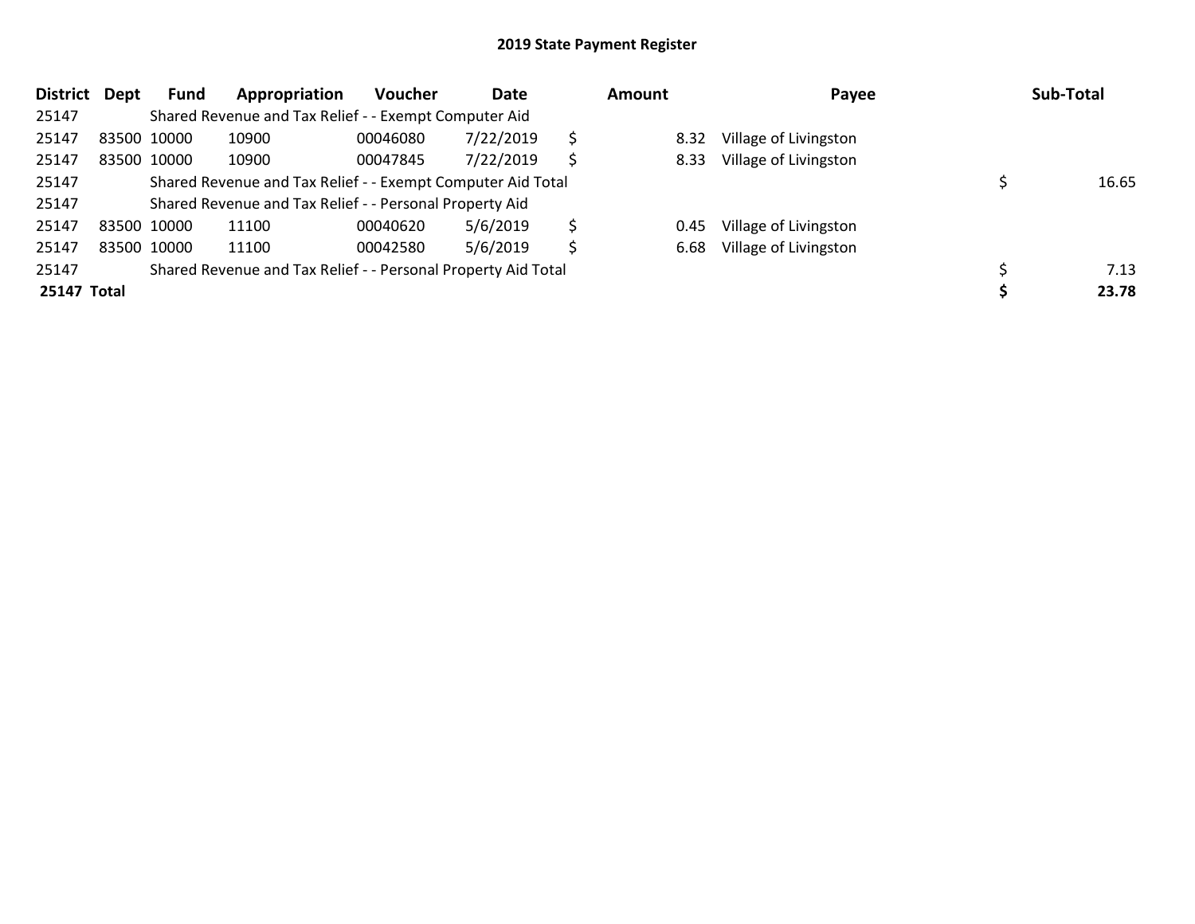# 2019 State Payment Register

| District | Dept | Fund | Appropriation | Voucher | Date | Amount | Payee | Sub-Total |
|---|---|---|---|---|---|---|---|---|
| 25147 | | Shared Revenue and Tax Relief - - Exempt Computer Aid | | | | | | |
| 25147 | 83500 | 10000 | 10900 | 00046080 | 7/22/2019 | $ 8.32 | Village of Livingston | |
| 25147 | 83500 | 10000 | 10900 | 00047845 | 7/22/2019 | $ 8.33 | Village of Livingston | |
| 25147 | | Shared Revenue and Tax Relief - - Exempt Computer Aid Total | | | | | | $ 16.65 |
| 25147 | | Shared Revenue and Tax Relief - - Personal Property Aid | | | | | | |
| 25147 | 83500 | 10000 | 11100 | 00040620 | 5/6/2019 | $ 0.45 | Village of Livingston | |
| 25147 | 83500 | 10000 | 11100 | 00042580 | 5/6/2019 | $ 6.68 | Village of Livingston | |
| 25147 | | Shared Revenue and Tax Relief - - Personal Property Aid Total | | | | | | $ 7.13 |
| **25147 Total** | | | | | | | | **$ 23.78** |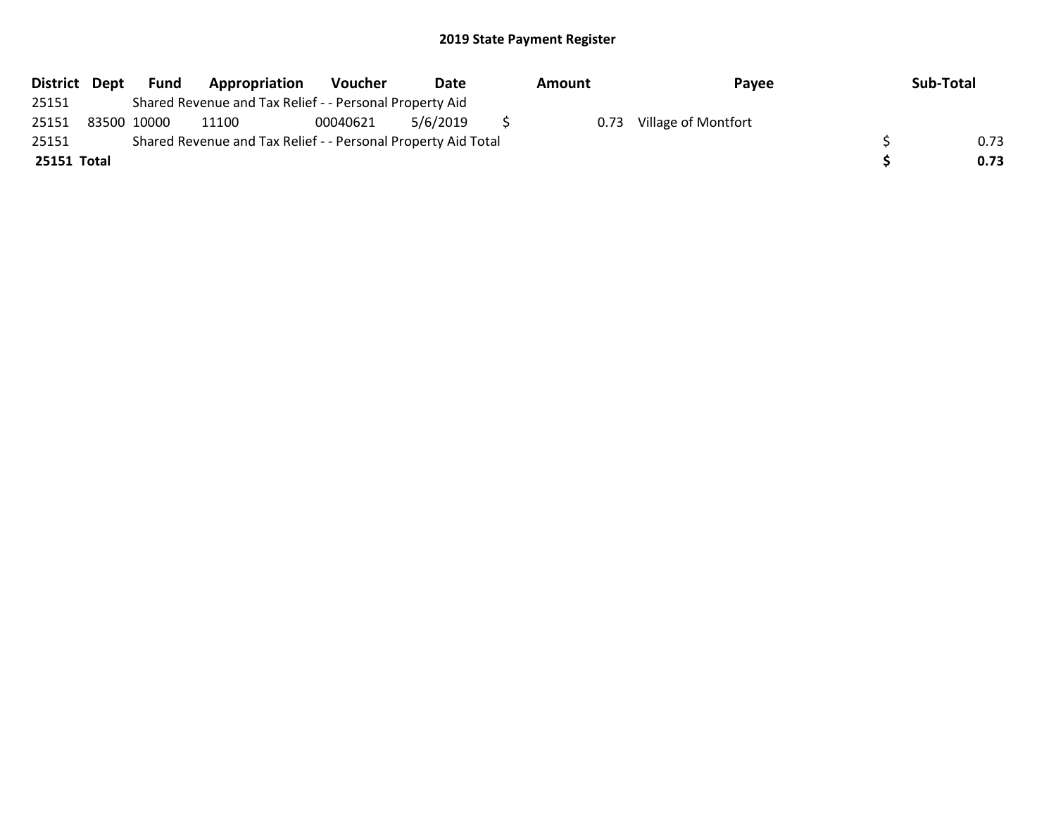## 2019 State Payment Register

| District | Dept | Fund | Appropriation | Voucher | Date | Amount | Payee | Sub-Total |
|---|---|---|---|---|---|---|---|---|
| 25151 | | Shared Revenue and Tax Relief - - Personal Property Aid | | | | | | |
| 25151 | 83500 | 10000 | 11100 | 00040621 | 5/6/2019 | $ 0.73 | Village of Montfort | |
| 25151 | | Shared Revenue and Tax Relief - - Personal Property Aid Total | | | | | | $ 0.73 |
| **25151 Total** | | | | | | | | **$ 0.73** |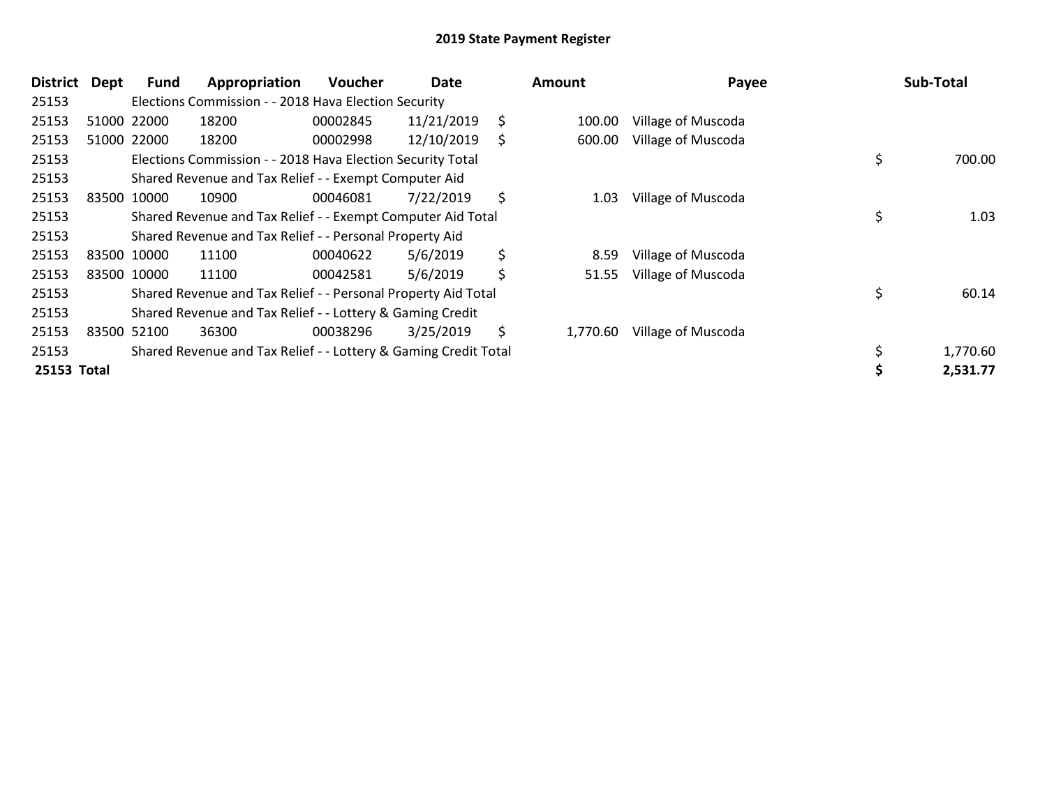# 2019 State Payment Register

| District | Dept | Fund | Appropriation | Voucher | Date | Amount | Payee | Sub-Total |
|---|---|---|---|---|---|---|---|---|
| 25153 | | Elections Commission - - 2018 Hava Election Security | | | | | | |
| 25153 | 51000 | 22000 | 18200 | 00002845 | 11/21/2019 | $ 100.00 | Village of Muscoda | |
| 25153 | 51000 | 22000 | 18200 | 00002998 | 12/10/2019 | $ 600.00 | Village of Muscoda | |
| 25153 | | Elections Commission - - 2018 Hava Election Security Total | | | | | | $ 700.00 |
| 25153 | | Shared Revenue and Tax Relief - - Exempt Computer Aid | | | | | | |
| 25153 | 83500 | 10000 | 10900 | 00046081 | 7/22/2019 | $ 1.03 | Village of Muscoda | |
| 25153 | | Shared Revenue and Tax Relief - - Exempt Computer Aid Total | | | | | | $ 1.03 |
| 25153 | | Shared Revenue and Tax Relief - - Personal Property Aid | | | | | | |
| 25153 | 83500 | 10000 | 11100 | 00040622 | 5/6/2019 | $ 8.59 | Village of Muscoda | |
| 25153 | 83500 | 10000 | 11100 | 00042581 | 5/6/2019 | $ 51.55 | Village of Muscoda | |
| 25153 | | Shared Revenue and Tax Relief - - Personal Property Aid Total | | | | | | $ 60.14 |
| 25153 | | Shared Revenue and Tax Relief - - Lottery & Gaming Credit | | | | | | |
| 25153 | 83500 | 52100 | 36300 | 00038296 | 3/25/2019 | $ 1,770.60 | Village of Muscoda | |
| 25153 | | Shared Revenue and Tax Relief - - Lottery & Gaming Credit Total | | | | | | $ 1,770.60 |
| **25153 Total** | | | | | | | | **$ 2,531.77** |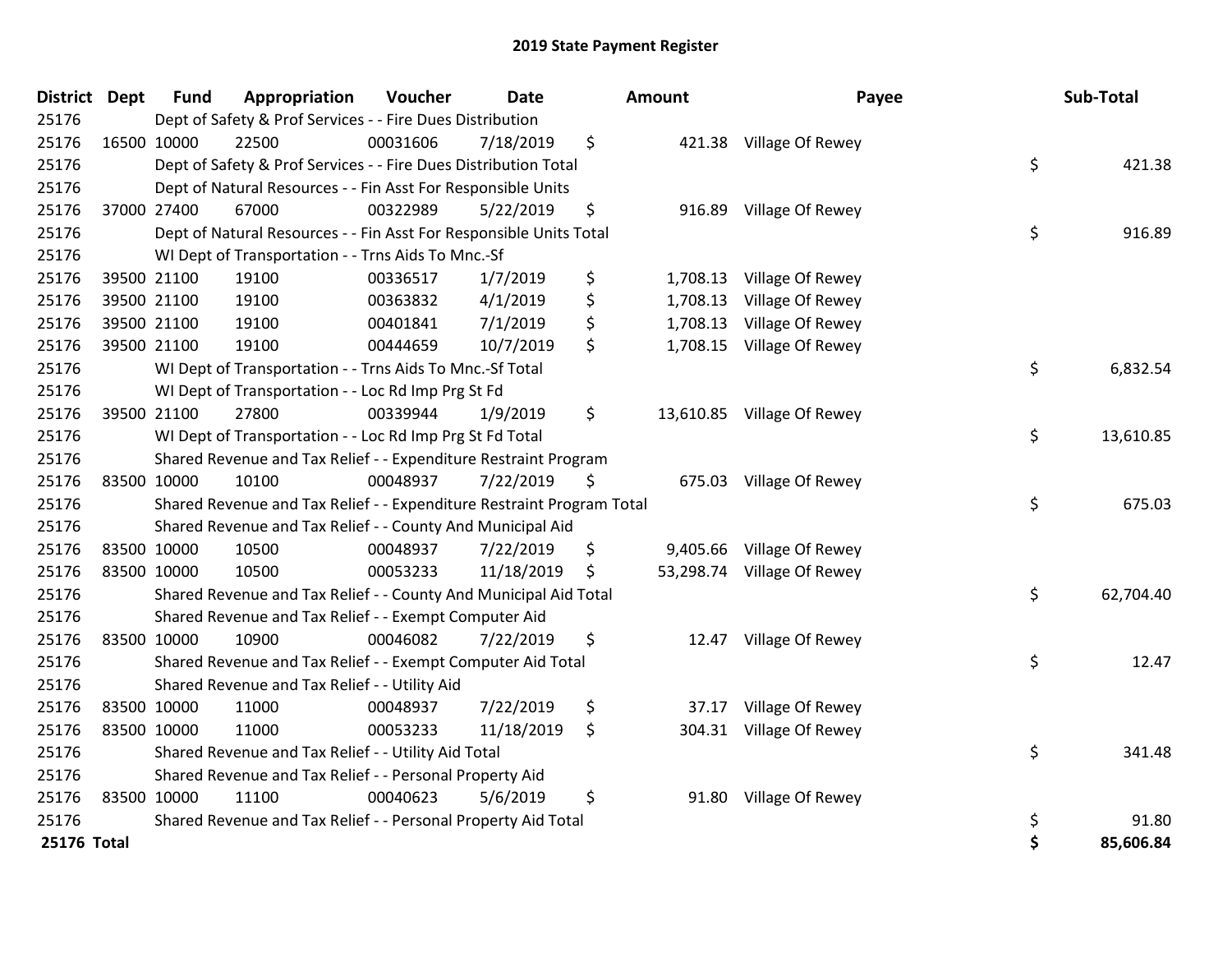# 2019 State Payment Register

| District | Dept | Fund | Appropriation | Voucher | Date | Amount | Payee | Sub-Total |
|---|---|---|---|---|---|---|---|---|
| 25176 | | Dept of Safety & Prof Services - - Fire Dues Distribution | | | | | | |
| 25176 | 16500 | 10000 | 22500 | 00031606 | 7/18/2019 | $ 421.38 | Village Of Rewey | |
| 25176 | | Dept of Safety & Prof Services - - Fire Dues Distribution Total | | | | | | $ 421.38 |
| 25176 | | Dept of Natural Resources - - Fin Asst For Responsible Units | | | | | | |
| 25176 | 37000 | 27400 | 67000 | 00322989 | 5/22/2019 | $ 916.89 | Village Of Rewey | |
| 25176 | | Dept of Natural Resources - - Fin Asst For Responsible Units Total | | | | | | $ 916.89 |
| 25176 | | WI Dept of Transportation - - Trns Aids To Mnc.-Sf | | | | | | |
| 25176 | 39500 | 21100 | 19100 | 00336517 | 1/7/2019 | $ 1,708.13 | Village Of Rewey | |
| 25176 | 39500 | 21100 | 19100 | 00363832 | 4/1/2019 | $ 1,708.13 | Village Of Rewey | |
| 25176 | 39500 | 21100 | 19100 | 00401841 | 7/1/2019 | $ 1,708.13 | Village Of Rewey | |
| 25176 | 39500 | 21100 | 19100 | 00444659 | 10/7/2019 | $ 1,708.15 | Village Of Rewey | |
| 25176 | | WI Dept of Transportation - - Trns Aids To Mnc.-Sf Total | | | | | | $ 6,832.54 |
| 25176 | | WI Dept of Transportation - - Loc Rd Imp Prg St Fd | | | | | | |
| 25176 | 39500 | 21100 | 27800 | 00339944 | 1/9/2019 | $ 13,610.85 | Village Of Rewey | |
| 25176 | | WI Dept of Transportation - - Loc Rd Imp Prg St Fd Total | | | | | | $ 13,610.85 |
| 25176 | | Shared Revenue and Tax Relief - - Expenditure Restraint Program | | | | | | |
| 25176 | 83500 | 10000 | 10100 | 00048937 | 7/22/2019 | $ 675.03 | Village Of Rewey | |
| 25176 | | Shared Revenue and Tax Relief - - Expenditure Restraint Program Total | | | | | | $ 675.03 |
| 25176 | | Shared Revenue and Tax Relief - - County And Municipal Aid | | | | | | |
| 25176 | 83500 | 10000 | 10500 | 00048937 | 7/22/2019 | $ 9,405.66 | Village Of Rewey | |
| 25176 | 83500 | 10000 | 10500 | 00053233 | 11/18/2019 | $ 53,298.74 | Village Of Rewey | |
| 25176 | | Shared Revenue and Tax Relief - - County And Municipal Aid Total | | | | | | $ 62,704.40 |
| 25176 | | Shared Revenue and Tax Relief - - Exempt Computer Aid | | | | | | |
| 25176 | 83500 | 10000 | 10900 | 00046082 | 7/22/2019 | $ 12.47 | Village Of Rewey | |
| 25176 | | Shared Revenue and Tax Relief - - Exempt Computer Aid Total | | | | | | $ 12.47 |
| 25176 | | Shared Revenue and Tax Relief - - Utility Aid | | | | | | |
| 25176 | 83500 | 10000 | 11000 | 00048937 | 7/22/2019 | $ 37.17 | Village Of Rewey | |
| 25176 | 83500 | 10000 | 11000 | 00053233 | 11/18/2019 | $ 304.31 | Village Of Rewey | |
| 25176 | | Shared Revenue and Tax Relief - - Utility Aid Total | | | | | | $ 341.48 |
| 25176 | | Shared Revenue and Tax Relief - - Personal Property Aid | | | | | | |
| 25176 | 83500 | 10000 | 11100 | 00040623 | 5/6/2019 | $ 91.80 | Village Of Rewey | |
| 25176 | | Shared Revenue and Tax Relief - - Personal Property Aid Total | | | | | | $ 91.80 |
| **25176 Total** | | | | | | | | **$ 85,606.84** |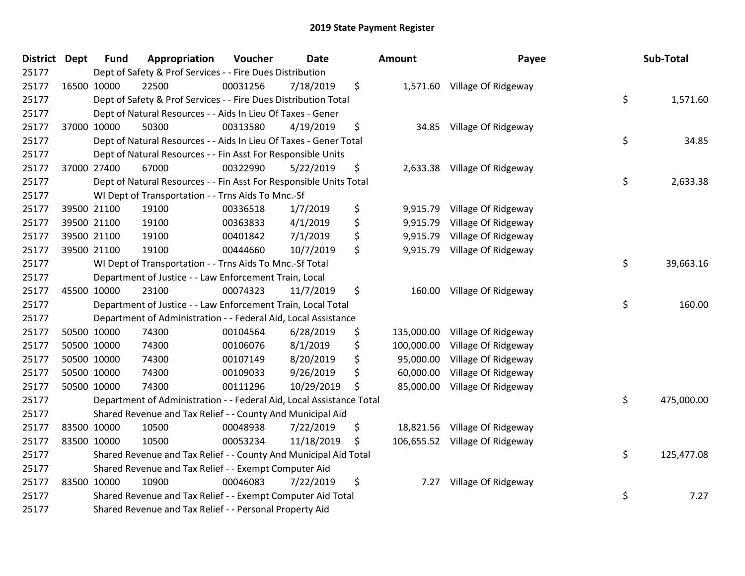# 2019 State Payment Register

| District | Dept | Fund | Appropriation | Voucher | Date | Amount | Payee | Sub-Total |
|---|---|---|---|---|---|---|---|---|
| 25177 | | Dept of Safety & Prof Services - - Fire Dues Distribution | | | | | | |
| 25177 | 16500 | 10000 | 22500 | 00031256 | 7/18/2019 | $ 1,571.60 | Village Of Ridgeway | |
| 25177 | | Dept of Safety & Prof Services - - Fire Dues Distribution Total | | | | | | $ 1,571.60 |
| 25177 | | Dept of Natural Resources - - Aids In Lieu Of Taxes - Gener | | | | | | |
| 25177 | 37000 | 10000 | 50300 | 00313580 | 4/19/2019 | $ 34.85 | Village Of Ridgeway | |
| 25177 | | Dept of Natural Resources - - Aids In Lieu Of Taxes - Gener Total | | | | | | $ 34.85 |
| 25177 | | Dept of Natural Resources - - Fin Asst For Responsible Units | | | | | | |
| 25177 | 37000 | 27400 | 67000 | 00322990 | 5/22/2019 | $ 2,633.38 | Village Of Ridgeway | |
| 25177 | | Dept of Natural Resources - - Fin Asst For Responsible Units Total | | | | | | $ 2,633.38 |
| 25177 | | WI Dept of Transportation - - Trns Aids To Mnc.-Sf | | | | | | |
| 25177 | 39500 | 21100 | 19100 | 00336518 | 1/7/2019 | $ 9,915.79 | Village Of Ridgeway | |
| 25177 | 39500 | 21100 | 19100 | 00363833 | 4/1/2019 | $ 9,915.79 | Village Of Ridgeway | |
| 25177 | 39500 | 21100 | 19100 | 00401842 | 7/1/2019 | $ 9,915.79 | Village Of Ridgeway | |
| 25177 | 39500 | 21100 | 19100 | 00444660 | 10/7/2019 | $ 9,915.79 | Village Of Ridgeway | |
| 25177 | | WI Dept of Transportation - - Trns Aids To Mnc.-Sf Total | | | | | | $ 39,663.16 |
| 25177 | | Department of Justice - - Law Enforcement Train, Local | | | | | | |
| 25177 | 45500 | 10000 | 23100 | 00074323 | 11/7/2019 | $ 160.00 | Village Of Ridgeway | |
| 25177 | | Department of Justice - - Law Enforcement Train, Local Total | | | | | | $ 160.00 |
| 25177 | | Department of Administration - - Federal Aid, Local Assistance | | | | | | |
| 25177 | 50500 | 10000 | 74300 | 00104564 | 6/28/2019 | $ 135,000.00 | Village Of Ridgeway | |
| 25177 | 50500 | 10000 | 74300 | 00106076 | 8/1/2019 | $ 100,000.00 | Village Of Ridgeway | |
| 25177 | 50500 | 10000 | 74300 | 00107149 | 8/20/2019 | $ 95,000.00 | Village Of Ridgeway | |
| 25177 | 50500 | 10000 | 74300 | 00109033 | 9/26/2019 | $ 60,000.00 | Village Of Ridgeway | |
| 25177 | 50500 | 10000 | 74300 | 00111296 | 10/29/2019 | $ 85,000.00 | Village Of Ridgeway | |
| 25177 | | Department of Administration - - Federal Aid, Local Assistance Total | | | | | | $ 475,000.00 |
| 25177 | | Shared Revenue and Tax Relief - - County And Municipal Aid | | | | | | |
| 25177 | 83500 | 10000 | 10500 | 00048938 | 7/22/2019 | $ 18,821.56 | Village Of Ridgeway | |
| 25177 | 83500 | 10000 | 10500 | 00053234 | 11/18/2019 | $ 106,655.52 | Village Of Ridgeway | |
| 25177 | | Shared Revenue and Tax Relief - - County And Municipal Aid Total | | | | | | $ 125,477.08 |
| 25177 | | Shared Revenue and Tax Relief - - Exempt Computer Aid | | | | | | |
| 25177 | 83500 | 10000 | 10900 | 00046083 | 7/22/2019 | $ 7.27 | Village Of Ridgeway | |
| 25177 | | Shared Revenue and Tax Relief - - Exempt Computer Aid Total | | | | | | $ 7.27 |
| 25177 | | Shared Revenue and Tax Relief - - Personal Property Aid | | | | | | |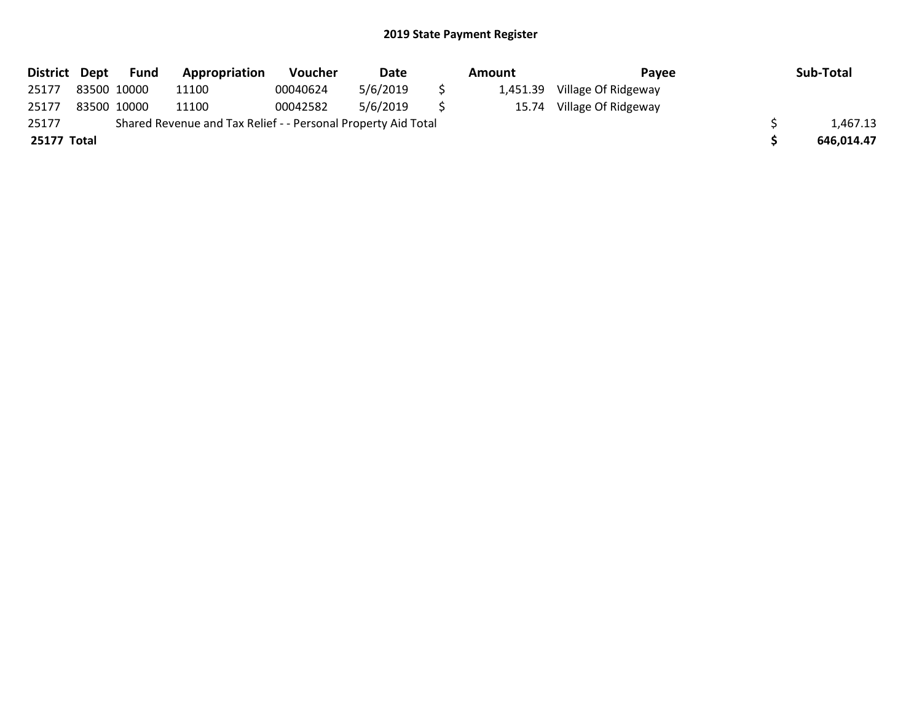## 2019 State Payment Register

| District | Dept | Fund | Appropriation | Voucher | Date | Amount | Payee | Sub-Total |
|---|---|---|---|---|---|---|---|---|
| 25177 | 83500 | 10000 | 11100 | 00040624 | 5/6/2019 | $ 1,451.39 | Village Of Ridgeway | |
| 25177 | 83500 | 10000 | 11100 | 00042582 | 5/6/2019 | $ 15.74 | Village Of Ridgeway | |
| 25177 | Shared Revenue and Tax Relief - - Personal Property Aid Total | | | | | | | $ 1,467.13 |
| **25177 Total** | | | | | | | | **$ 646,014.47** |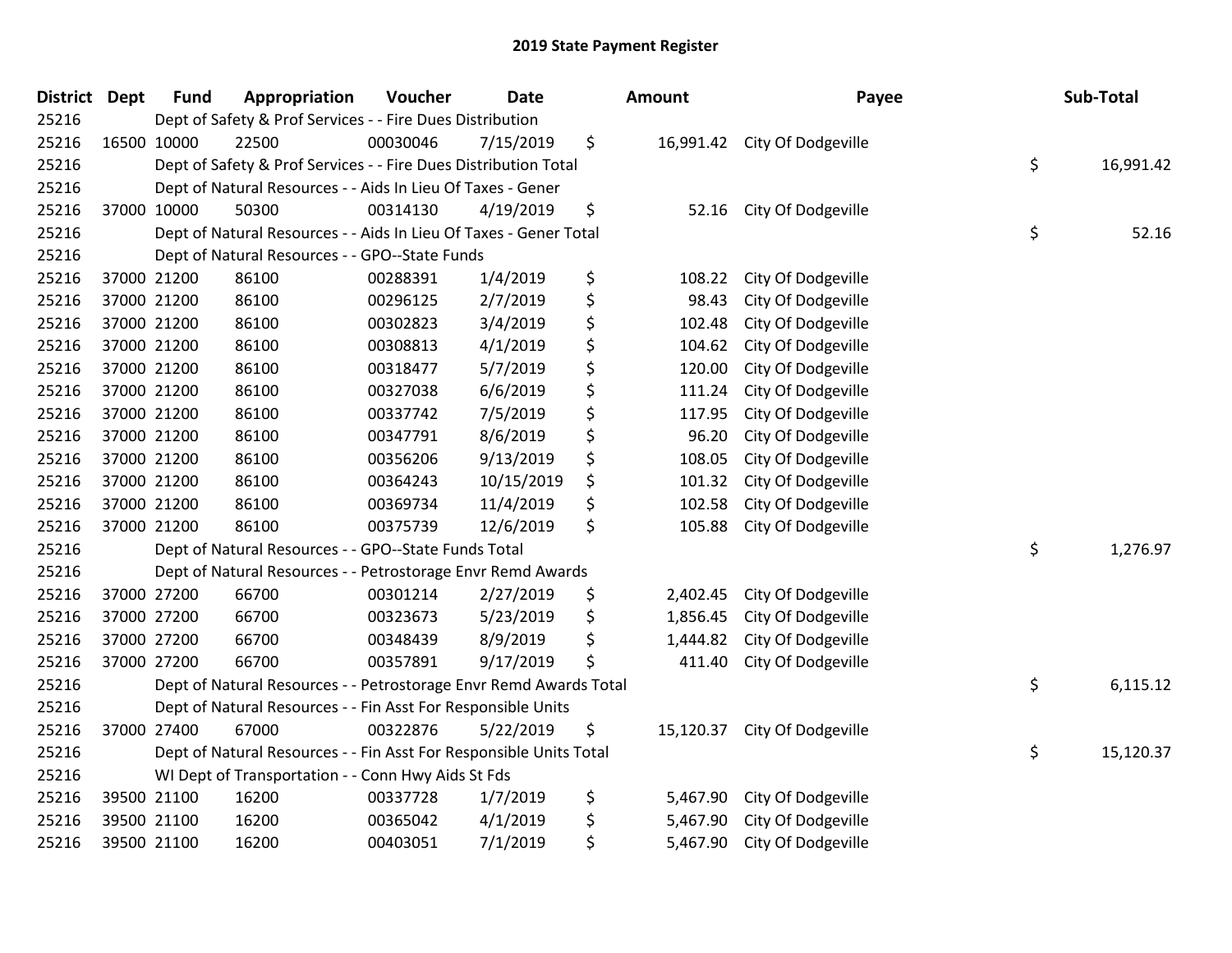# 2019 State Payment Register

| District | Dept | Fund | Appropriation | Voucher | Date | Amount | Payee | Sub-Total |
|---|---|---|---|---|---|---|---|---|
| 25216 | | Dept of Safety & Prof Services - - Fire Dues Distribution | | | | | | |
| 25216 | 16500 | 10000 | 22500 | 00030046 | 7/15/2019 | $ 16,991.42 | City Of Dodgeville | |
| 25216 | | Dept of Safety & Prof Services - - Fire Dues Distribution Total | | | | | | $ 16,991.42 |
| 25216 | | Dept of Natural Resources - - Aids In Lieu Of Taxes - Gener | | | | | | |
| 25216 | 37000 | 10000 | 50300 | 00314130 | 4/19/2019 | $ 52.16 | City Of Dodgeville | |
| 25216 | | Dept of Natural Resources - - Aids In Lieu Of Taxes - Gener Total | | | | | | $ 52.16 |
| 25216 | | Dept of Natural Resources - - GPO--State Funds | | | | | | |
| 25216 | 37000 | 21200 | 86100 | 00288391 | 1/4/2019 | $ 108.22 | City Of Dodgeville | |
| 25216 | 37000 | 21200 | 86100 | 00296125 | 2/7/2019 | $ 98.43 | City Of Dodgeville | |
| 25216 | 37000 | 21200 | 86100 | 00302823 | 3/4/2019 | $ 102.48 | City Of Dodgeville | |
| 25216 | 37000 | 21200 | 86100 | 00308813 | 4/1/2019 | $ 104.62 | City Of Dodgeville | |
| 25216 | 37000 | 21200 | 86100 | 00318477 | 5/7/2019 | $ 120.00 | City Of Dodgeville | |
| 25216 | 37000 | 21200 | 86100 | 00327038 | 6/6/2019 | $ 111.24 | City Of Dodgeville | |
| 25216 | 37000 | 21200 | 86100 | 00337742 | 7/5/2019 | $ 117.95 | City Of Dodgeville | |
| 25216 | 37000 | 21200 | 86100 | 00347791 | 8/6/2019 | $ 96.20 | City Of Dodgeville | |
| 25216 | 37000 | 21200 | 86100 | 00356206 | 9/13/2019 | $ 108.05 | City Of Dodgeville | |
| 25216 | 37000 | 21200 | 86100 | 00364243 | 10/15/2019 | $ 101.32 | City Of Dodgeville | |
| 25216 | 37000 | 21200 | 86100 | 00369734 | 11/4/2019 | $ 102.58 | City Of Dodgeville | |
| 25216 | 37000 | 21200 | 86100 | 00375739 | 12/6/2019 | $ 105.88 | City Of Dodgeville | |
| 25216 | | Dept of Natural Resources - - GPO--State Funds Total | | | | | | $ 1,276.97 |
| 25216 | | Dept of Natural Resources - - Petrostorage Envr Remd Awards | | | | | | |
| 25216 | 37000 | 27200 | 66700 | 00301214 | 2/27/2019 | $ 2,402.45 | City Of Dodgeville | |
| 25216 | 37000 | 27200 | 66700 | 00323673 | 5/23/2019 | $ 1,856.45 | City Of Dodgeville | |
| 25216 | 37000 | 27200 | 66700 | 00348439 | 8/9/2019 | $ 1,444.82 | City Of Dodgeville | |
| 25216 | 37000 | 27200 | 66700 | 00357891 | 9/17/2019 | $ 411.40 | City Of Dodgeville | |
| 25216 | | Dept of Natural Resources - - Petrostorage Envr Remd Awards Total | | | | | | $ 6,115.12 |
| 25216 | | Dept of Natural Resources - - Fin Asst For Responsible Units | | | | | | |
| 25216 | 37000 | 27400 | 67000 | 00322876 | 5/22/2019 | $ 15,120.37 | City Of Dodgeville | |
| 25216 | | Dept of Natural Resources - - Fin Asst For Responsible Units Total | | | | | | $ 15,120.37 |
| 25216 | | WI Dept of Transportation - - Conn Hwy Aids St Fds | | | | | | |
| 25216 | 39500 | 21100 | 16200 | 00337728 | 1/7/2019 | $ 5,467.90 | City Of Dodgeville | |
| 25216 | 39500 | 21100 | 16200 | 00365042 | 4/1/2019 | $ 5,467.90 | City Of Dodgeville | |
| 25216 | 39500 | 21100 | 16200 | 00403051 | 7/1/2019 | $ 5,467.90 | City Of Dodgeville | |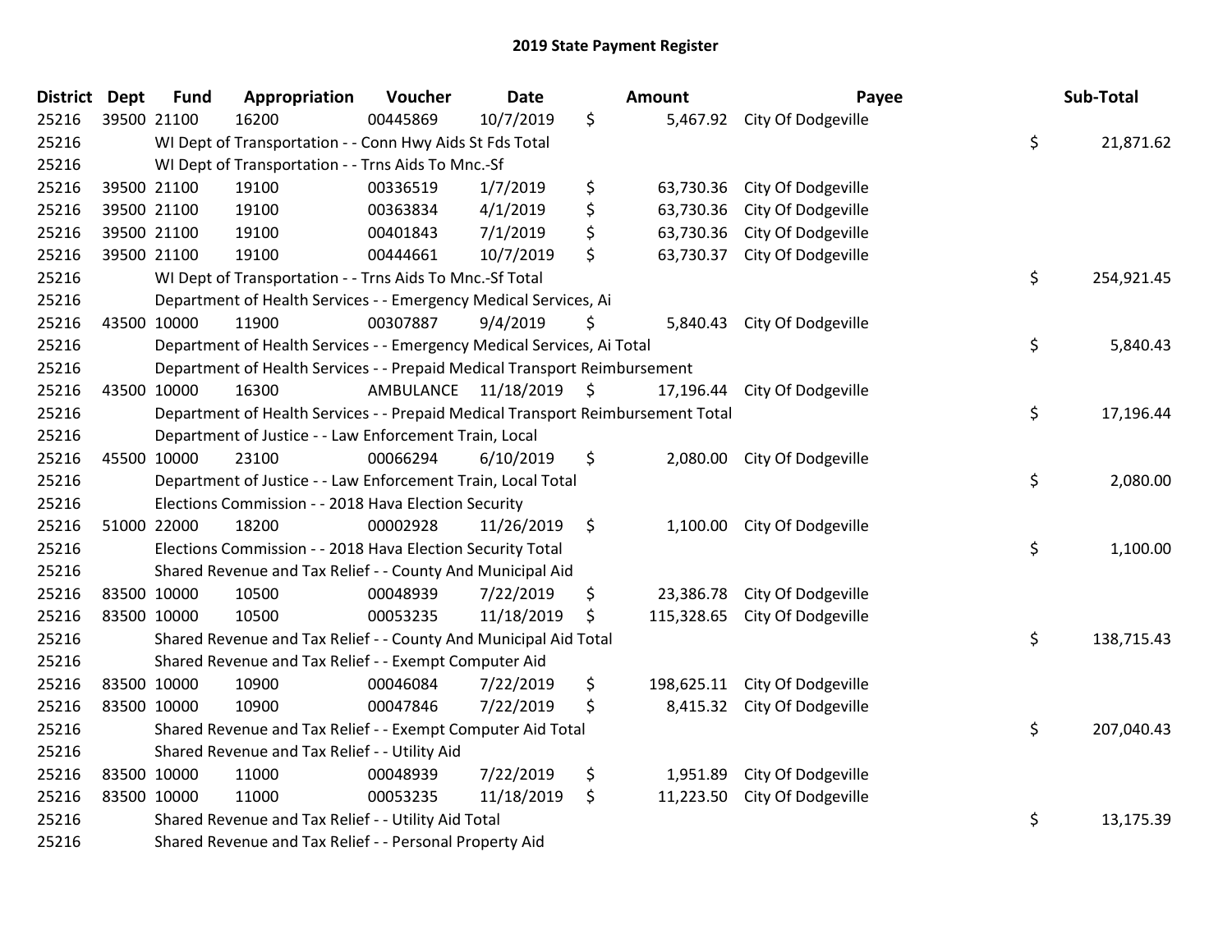# 2019 State Payment Register

| District | Dept | Fund | Appropriation | Voucher | Date | Amount | Payee | Sub-Total |
|---|---|---|---|---|---|---|---|---|
| 25216 | 39500 | 21100 | 16200 | 00445869 | 10/7/2019 | $ 5,467.92 | City Of Dodgeville | |
| 25216 | | WI Dept of Transportation - - Conn Hwy Aids St Fds Total | | | | | | $ 21,871.62 |
| 25216 | | WI Dept of Transportation - - Trns Aids To Mnc.-Sf | | | | | | |
| 25216 | 39500 | 21100 | 19100 | 00336519 | 1/7/2019 | $ 63,730.36 | City Of Dodgeville | |
| 25216 | 39500 | 21100 | 19100 | 00363834 | 4/1/2019 | $ 63,730.36 | City Of Dodgeville | |
| 25216 | 39500 | 21100 | 19100 | 00401843 | 7/1/2019 | $ 63,730.36 | City Of Dodgeville | |
| 25216 | 39500 | 21100 | 19100 | 00444661 | 10/7/2019 | $ 63,730.37 | City Of Dodgeville | |
| 25216 | | WI Dept of Transportation - - Trns Aids To Mnc.-Sf Total | | | | | | $ 254,921.45 |
| 25216 | | Department of Health Services - - Emergency Medical Services, Ai | | | | | | |
| 25216 | 43500 | 10000 | 11900 | 00307887 | 9/4/2019 | $ 5,840.43 | City Of Dodgeville | |
| 25216 | | Department of Health Services - - Emergency Medical Services, Ai Total | | | | | | $ 5,840.43 |
| 25216 | | Department of Health Services - - Prepaid Medical Transport Reimbursement | | | | | | |
| 25216 | 43500 | 10000 | 16300 | AMBULANCE | 11/18/2019 | $ 17,196.44 | City Of Dodgeville | |
| 25216 | | Department of Health Services - - Prepaid Medical Transport Reimbursement Total | | | | | | $ 17,196.44 |
| 25216 | | Department of Justice - - Law Enforcement Train, Local | | | | | | |
| 25216 | 45500 | 10000 | 23100 | 00066294 | 6/10/2019 | $ 2,080.00 | City Of Dodgeville | |
| 25216 | | Department of Justice - - Law Enforcement Train, Local Total | | | | | | $ 2,080.00 |
| 25216 | | Elections Commission - - 2018 Hava Election Security | | | | | | |
| 25216 | 51000 | 22000 | 18200 | 00002928 | 11/26/2019 | $ 1,100.00 | City Of Dodgeville | |
| 25216 | | Elections Commission - - 2018 Hava Election Security Total | | | | | | $ 1,100.00 |
| 25216 | | Shared Revenue and Tax Relief - - County And Municipal Aid | | | | | | |
| 25216 | 83500 | 10000 | 10500 | 00048939 | 7/22/2019 | $ 23,386.78 | City Of Dodgeville | |
| 25216 | 83500 | 10000 | 10500 | 00053235 | 11/18/2019 | $ 115,328.65 | City Of Dodgeville | |
| 25216 | | Shared Revenue and Tax Relief - - County And Municipal Aid Total | | | | | | $ 138,715.43 |
| 25216 | | Shared Revenue and Tax Relief - - Exempt Computer Aid | | | | | | |
| 25216 | 83500 | 10000 | 10900 | 00046084 | 7/22/2019 | $ 198,625.11 | City Of Dodgeville | |
| 25216 | 83500 | 10000 | 10900 | 00047846 | 7/22/2019 | $ 8,415.32 | City Of Dodgeville | |
| 25216 | | Shared Revenue and Tax Relief - - Exempt Computer Aid Total | | | | | | $ 207,040.43 |
| 25216 | | Shared Revenue and Tax Relief - - Utility Aid | | | | | | |
| 25216 | 83500 | 10000 | 11000 | 00048939 | 7/22/2019 | $ 1,951.89 | City Of Dodgeville | |
| 25216 | 83500 | 10000 | 11000 | 00053235 | 11/18/2019 | $ 11,223.50 | City Of Dodgeville | |
| 25216 | | Shared Revenue and Tax Relief - - Utility Aid Total | | | | | | $ 13,175.39 |
| 25216 | | Shared Revenue and Tax Relief - - Personal Property Aid | | | | | | |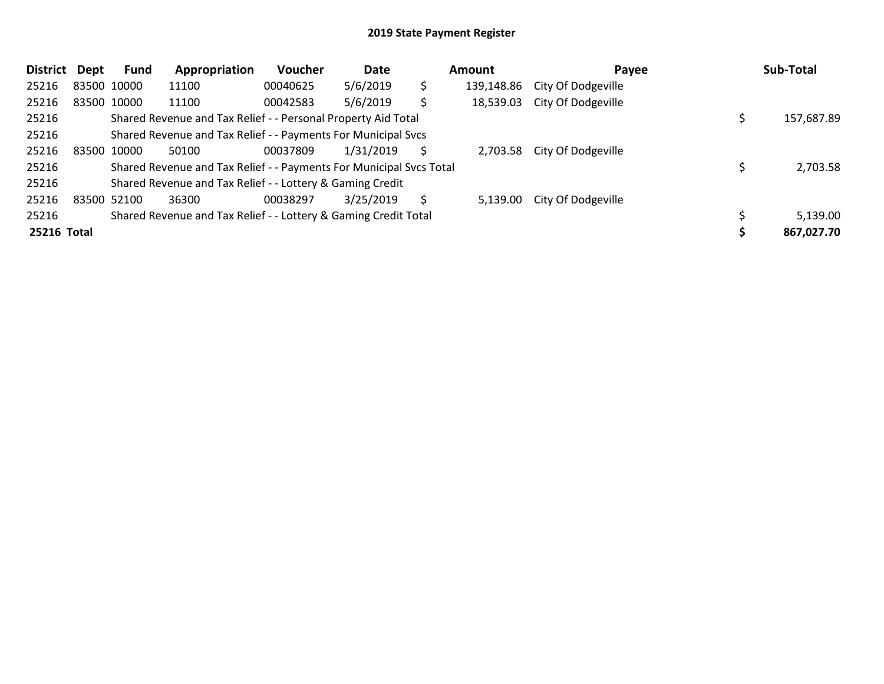# 2019 State Payment Register

| District | Dept | Fund | Appropriation | Voucher | Date | | Amount | Payee | | Sub-Total |
|---|---|---|---|---|---|---|---|---|---|---|
| 25216 | 83500 | 10000 | 11100 | 00040625 | 5/6/2019 | $ | 139,148.86 | City Of Dodgeville | | |
| 25216 | 83500 | 10000 | 11100 | 00042583 | 5/6/2019 | $ | 18,539.03 | City Of Dodgeville | | |
| 25216 | | Shared Revenue and Tax Relief - - Personal Property Aid Total | | | | | | | $ | 157,687.89 |
| 25216 | | Shared Revenue and Tax Relief - - Payments For Municipal Svcs | | | | | | | | |
| 25216 | 83500 | 10000 | 50100 | 00037809 | 1/31/2019 | $ | 2,703.58 | City Of Dodgeville | | |
| 25216 | | Shared Revenue and Tax Relief - - Payments For Municipal Svcs Total | | | | | | | $ | 2,703.58 |
| 25216 | | Shared Revenue and Tax Relief - - Lottery & Gaming Credit | | | | | | | | |
| 25216 | 83500 | 52100 | 36300 | 00038297 | 3/25/2019 | $ | 5,139.00 | City Of Dodgeville | | |
| 25216 | | Shared Revenue and Tax Relief - - Lottery & Gaming Credit Total | | | | | | | $ | 5,139.00 |
| **25216** | **Total** | | | | | | | | **$** | **867,027.70** |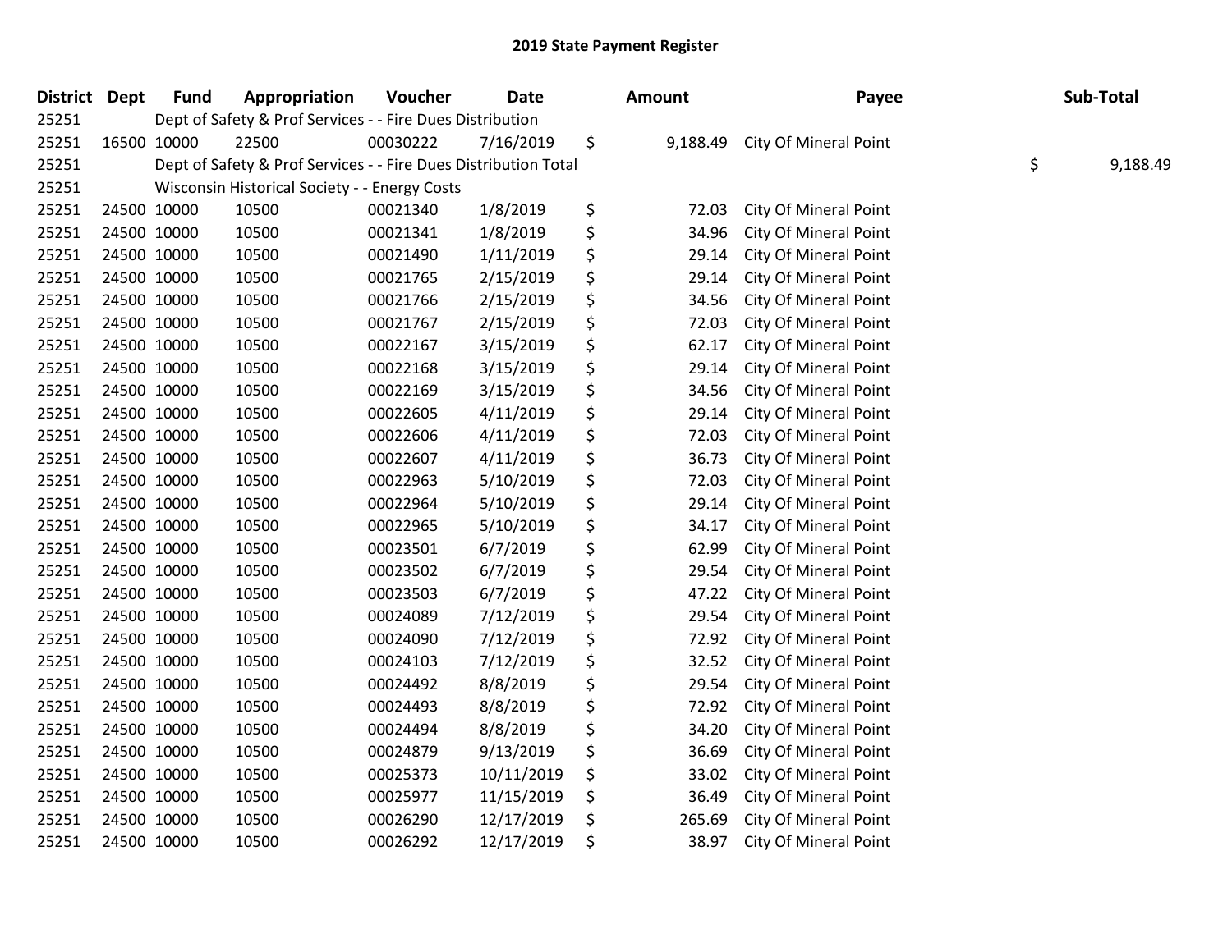# 2019 State Payment Register

| District | Dept | Fund | Appropriation | Voucher | Date | Amount | Payee | Sub-Total |
|---|---|---|---|---|---|---|---|---|
| 25251 | Dept of Safety & Prof Services - - Fire Dues Distribution | | | | | | | |
| 25251 | 16500 | 10000 | 22500 | 00030222 | 7/16/2019 | $ 9,188.49 | City Of Mineral Point | |
| 25251 | Dept of Safety & Prof Services - - Fire Dues Distribution Total | | | | | | | $ 9,188.49 |
| 25251 | Wisconsin Historical Society - - Energy Costs | | | | | | | |
| 25251 | 24500 | 10000 | 10500 | 00021340 | 1/8/2019 | $ 72.03 | City Of Mineral Point | |
| 25251 | 24500 | 10000 | 10500 | 00021341 | 1/8/2019 | $ 34.96 | City Of Mineral Point | |
| 25251 | 24500 | 10000 | 10500 | 00021490 | 1/11/2019 | $ 29.14 | City Of Mineral Point | |
| 25251 | 24500 | 10000 | 10500 | 00021765 | 2/15/2019 | $ 29.14 | City Of Mineral Point | |
| 25251 | 24500 | 10000 | 10500 | 00021766 | 2/15/2019 | $ 34.56 | City Of Mineral Point | |
| 25251 | 24500 | 10000 | 10500 | 00021767 | 2/15/2019 | $ 72.03 | City Of Mineral Point | |
| 25251 | 24500 | 10000 | 10500 | 00022167 | 3/15/2019 | $ 62.17 | City Of Mineral Point | |
| 25251 | 24500 | 10000 | 10500 | 00022168 | 3/15/2019 | $ 29.14 | City Of Mineral Point | |
| 25251 | 24500 | 10000 | 10500 | 00022169 | 3/15/2019 | $ 34.56 | City Of Mineral Point | |
| 25251 | 24500 | 10000 | 10500 | 00022605 | 4/11/2019 | $ 29.14 | City Of Mineral Point | |
| 25251 | 24500 | 10000 | 10500 | 00022606 | 4/11/2019 | $ 72.03 | City Of Mineral Point | |
| 25251 | 24500 | 10000 | 10500 | 00022607 | 4/11/2019 | $ 36.73 | City Of Mineral Point | |
| 25251 | 24500 | 10000 | 10500 | 00022963 | 5/10/2019 | $ 72.03 | City Of Mineral Point | |
| 25251 | 24500 | 10000 | 10500 | 00022964 | 5/10/2019 | $ 29.14 | City Of Mineral Point | |
| 25251 | 24500 | 10000 | 10500 | 00022965 | 5/10/2019 | $ 34.17 | City Of Mineral Point | |
| 25251 | 24500 | 10000 | 10500 | 00023501 | 6/7/2019 | $ 62.99 | City Of Mineral Point | |
| 25251 | 24500 | 10000 | 10500 | 00023502 | 6/7/2019 | $ 29.54 | City Of Mineral Point | |
| 25251 | 24500 | 10000 | 10500 | 00023503 | 6/7/2019 | $ 47.22 | City Of Mineral Point | |
| 25251 | 24500 | 10000 | 10500 | 00024089 | 7/12/2019 | $ 29.54 | City Of Mineral Point | |
| 25251 | 24500 | 10000 | 10500 | 00024090 | 7/12/2019 | $ 72.92 | City Of Mineral Point | |
| 25251 | 24500 | 10000 | 10500 | 00024103 | 7/12/2019 | $ 32.52 | City Of Mineral Point | |
| 25251 | 24500 | 10000 | 10500 | 00024492 | 8/8/2019 | $ 29.54 | City Of Mineral Point | |
| 25251 | 24500 | 10000 | 10500 | 00024493 | 8/8/2019 | $ 72.92 | City Of Mineral Point | |
| 25251 | 24500 | 10000 | 10500 | 00024494 | 8/8/2019 | $ 34.20 | City Of Mineral Point | |
| 25251 | 24500 | 10000 | 10500 | 00024879 | 9/13/2019 | $ 36.69 | City Of Mineral Point | |
| 25251 | 24500 | 10000 | 10500 | 00025373 | 10/11/2019 | $ 33.02 | City Of Mineral Point | |
| 25251 | 24500 | 10000 | 10500 | 00025977 | 11/15/2019 | $ 36.49 | City Of Mineral Point | |
| 25251 | 24500 | 10000 | 10500 | 00026290 | 12/17/2019 | $ 265.69 | City Of Mineral Point | |
| 25251 | 24500 | 10000 | 10500 | 00026292 | 12/17/2019 | $ 38.97 | City Of Mineral Point | |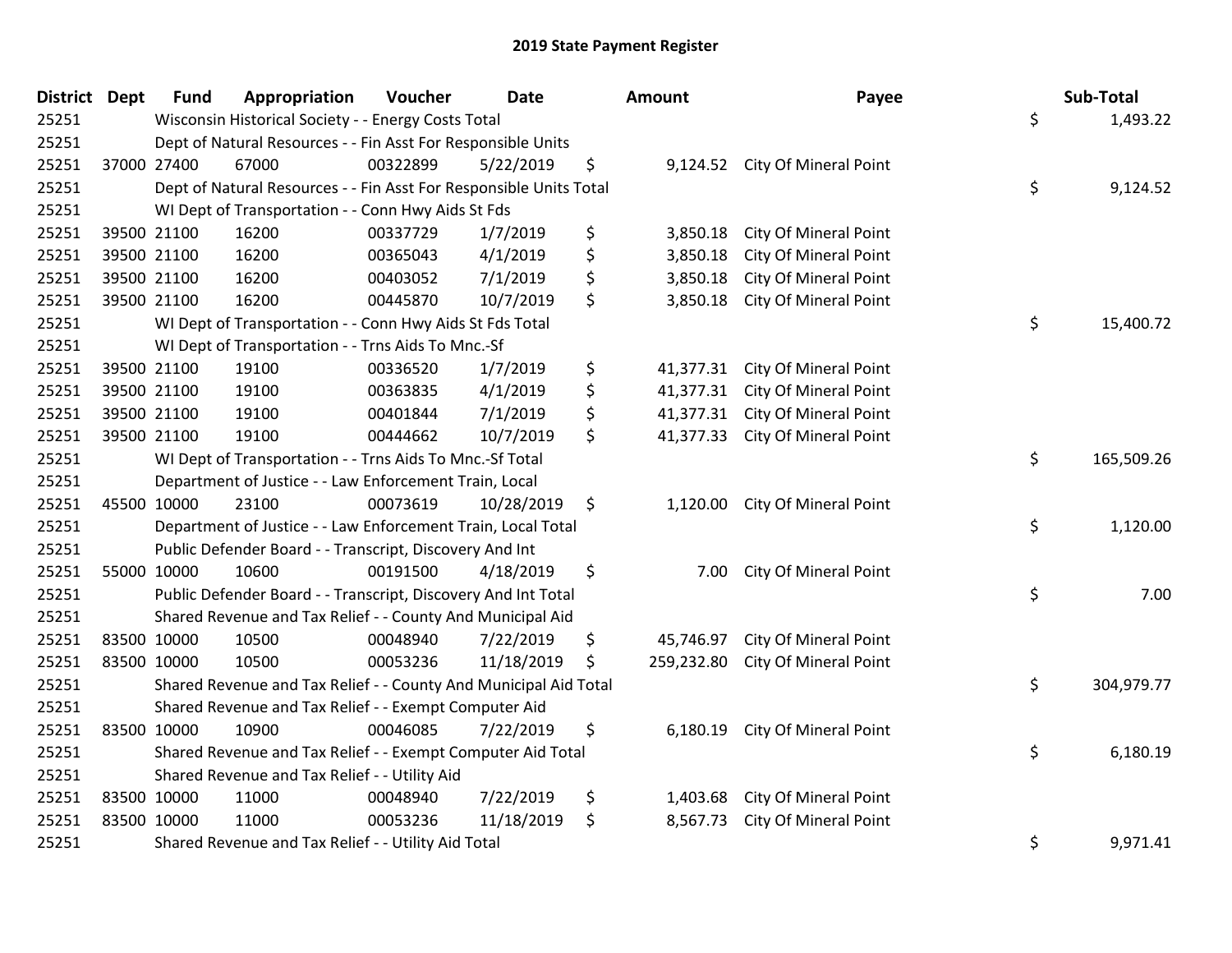# 2019 State Payment Register

| District | Dept | Fund | Appropriation | Voucher | Date | Amount | Payee | Sub-Total |
|---|---|---|---|---|---|---|---|---|
| 25251 | | Wisconsin Historical Society - - Energy Costs Total | | | | | | $ 1,493.22 |
| 25251 | | Dept of Natural Resources - - Fin Asst For Responsible Units | | | | | | |
| 25251 | 37000 | 27400 | 67000 | 00322899 | 5/22/2019 | $ 9,124.52 | City Of Mineral Point | |
| 25251 | | Dept of Natural Resources - - Fin Asst For Responsible Units Total | | | | | | $ 9,124.52 |
| 25251 | | WI Dept of Transportation - - Conn Hwy Aids St Fds | | | | | | |
| 25251 | 39500 | 21100 | 16200 | 00337729 | 1/7/2019 | $ 3,850.18 | City Of Mineral Point | |
| 25251 | 39500 | 21100 | 16200 | 00365043 | 4/1/2019 | $ 3,850.18 | City Of Mineral Point | |
| 25251 | 39500 | 21100 | 16200 | 00403052 | 7/1/2019 | $ 3,850.18 | City Of Mineral Point | |
| 25251 | 39500 | 21100 | 16200 | 00445870 | 10/7/2019 | $ 3,850.18 | City Of Mineral Point | |
| 25251 | | WI Dept of Transportation - - Conn Hwy Aids St Fds Total | | | | | | $ 15,400.72 |
| 25251 | | WI Dept of Transportation - - Trns Aids To Mnc.-Sf | | | | | | |
| 25251 | 39500 | 21100 | 19100 | 00336520 | 1/7/2019 | $ 41,377.31 | City Of Mineral Point | |
| 25251 | 39500 | 21100 | 19100 | 00363835 | 4/1/2019 | $ 41,377.31 | City Of Mineral Point | |
| 25251 | 39500 | 21100 | 19100 | 00401844 | 7/1/2019 | $ 41,377.31 | City Of Mineral Point | |
| 25251 | 39500 | 21100 | 19100 | 00444662 | 10/7/2019 | $ 41,377.33 | City Of Mineral Point | |
| 25251 | | WI Dept of Transportation - - Trns Aids To Mnc.-Sf Total | | | | | | $ 165,509.26 |
| 25251 | | Department of Justice - - Law Enforcement Train, Local | | | | | | |
| 25251 | 45500 | 10000 | 23100 | 00073619 | 10/28/2019 | $ 1,120.00 | City Of Mineral Point | |
| 25251 | | Department of Justice - - Law Enforcement Train, Local Total | | | | | | $ 1,120.00 |
| 25251 | | Public Defender Board - - Transcript, Discovery And Int | | | | | | |
| 25251 | 55000 | 10000 | 10600 | 00191500 | 4/18/2019 | $ 7.00 | City Of Mineral Point | |
| 25251 | | Public Defender Board - - Transcript, Discovery And Int Total | | | | | | $ 7.00 |
| 25251 | | Shared Revenue and Tax Relief - - County And Municipal Aid | | | | | | |
| 25251 | 83500 | 10000 | 10500 | 00048940 | 7/22/2019 | $ 45,746.97 | City Of Mineral Point | |
| 25251 | 83500 | 10000 | 10500 | 00053236 | 11/18/2019 | $ 259,232.80 | City Of Mineral Point | |
| 25251 | | Shared Revenue and Tax Relief - - County And Municipal Aid Total | | | | | | $ 304,979.77 |
| 25251 | | Shared Revenue and Tax Relief - - Exempt Computer Aid | | | | | | |
| 25251 | 83500 | 10000 | 10900 | 00046085 | 7/22/2019 | $ 6,180.19 | City Of Mineral Point | |
| 25251 | | Shared Revenue and Tax Relief - - Exempt Computer Aid Total | | | | | | $ 6,180.19 |
| 25251 | | Shared Revenue and Tax Relief - - Utility Aid | | | | | | |
| 25251 | 83500 | 10000 | 11000 | 00048940 | 7/22/2019 | $ 1,403.68 | City Of Mineral Point | |
| 25251 | 83500 | 10000 | 11000 | 00053236 | 11/18/2019 | $ 8,567.73 | City Of Mineral Point | |
| 25251 | | Shared Revenue and Tax Relief - - Utility Aid Total | | | | | | $ 9,971.41 |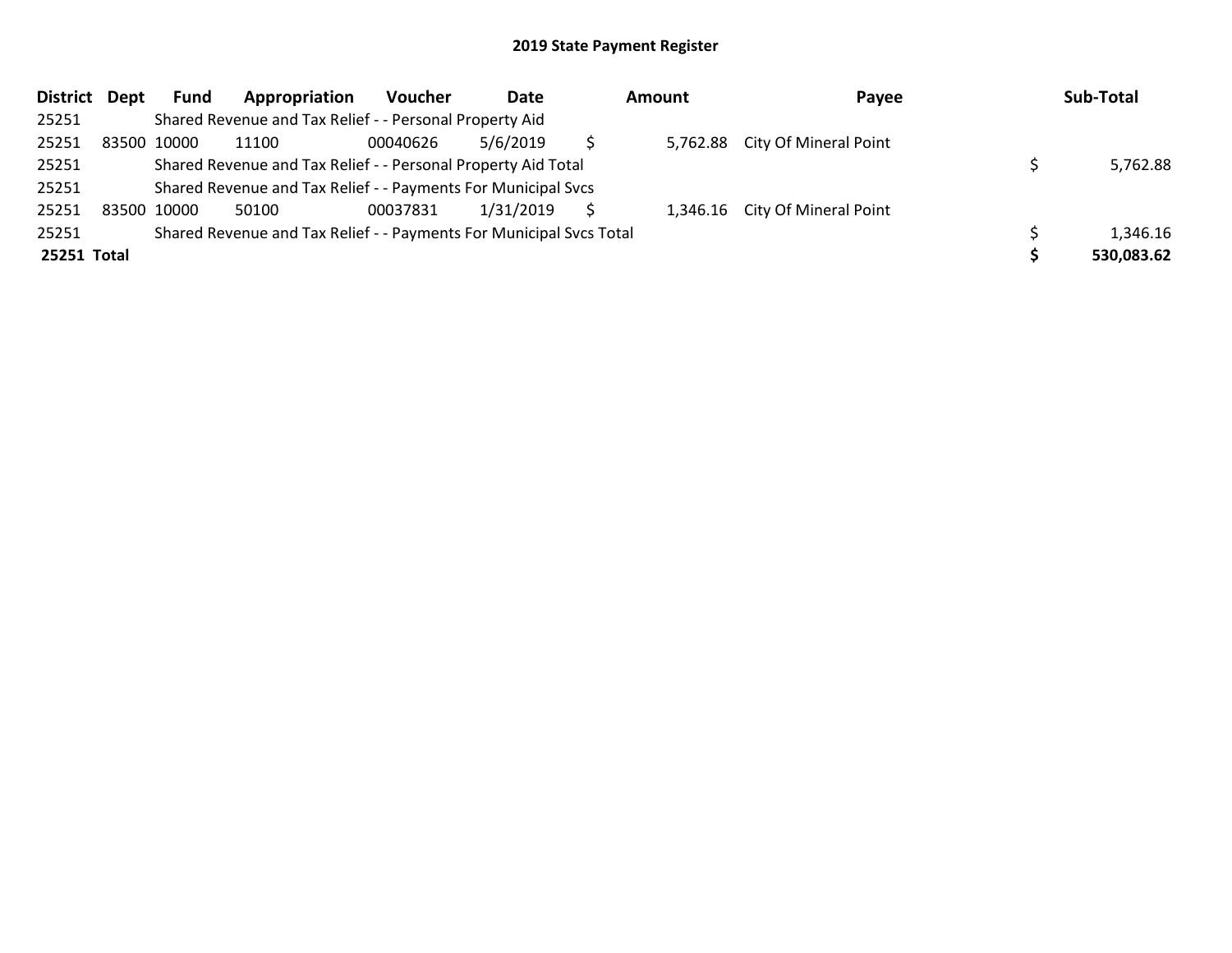## 2019 State Payment Register

| District | Dept | Fund | Appropriation | Voucher | Date | Amount | Payee | Sub-Total |
|---|---|---|---|---|---|---|---|---|
| 25251 | | Shared Revenue and Tax Relief - - Personal Property Aid | | | | | | |
| 25251 | 83500 | 10000 | 11100 | 00040626 | 5/6/2019 | $ 5,762.88 | City Of Mineral Point | |
| 25251 | | Shared Revenue and Tax Relief - - Personal Property Aid Total | | | | | | $ 5,762.88 |
| 25251 | | Shared Revenue and Tax Relief - - Payments For Municipal Svcs | | | | | | |
| 25251 | 83500 | 10000 | 50100 | 00037831 | 1/31/2019 | $ 1,346.16 | City Of Mineral Point | |
| 25251 | | Shared Revenue and Tax Relief - - Payments For Municipal Svcs Total | | | | | | $ 1,346.16 |
| **25251** | **Total** | | | | | | | **$ 530,083.62** |